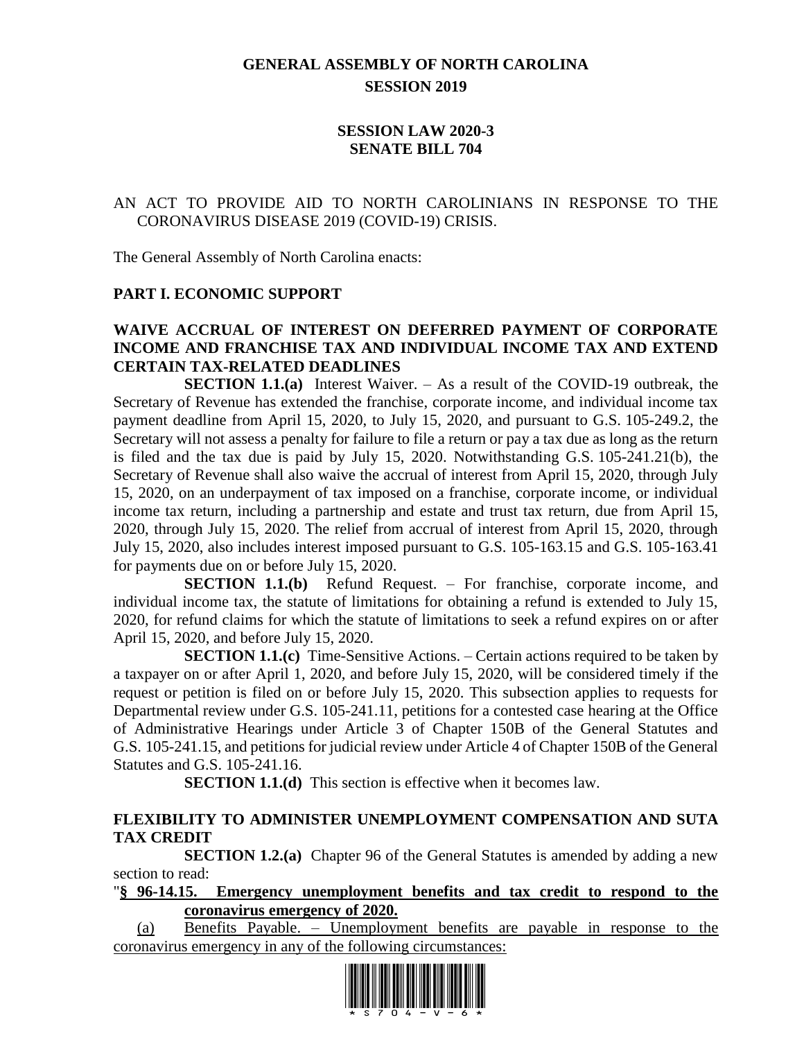# GENERAL ASSEMBLY OF NORTH CAROLINA
## SESSION 2019

## SESSION LAW 2020-3
## SENATE BILL 704

AN ACT TO PROVIDE AID TO NORTH CAROLINIANS IN RESPONSE TO THE CORONAVIRUS DISEASE 2019 (COVID-19) CRISIS.

The General Assembly of North Carolina enacts:

### PART I. ECONOMIC SUPPORT

### WAIVE ACCRUAL OF INTEREST ON DEFERRED PAYMENT OF CORPORATE INCOME AND FRANCHISE TAX AND INDIVIDUAL INCOME TAX AND EXTEND CERTAIN TAX-RELATED DEADLINES

**SECTION 1.1.(a)** Interest Waiver. – As a result of the COVID-19 outbreak, the Secretary of Revenue has extended the franchise, corporate income, and individual income tax payment deadline from April 15, 2020, to July 15, 2020, and pursuant to G.S. 105-249.2, the Secretary will not assess a penalty for failure to file a return or pay a tax due as long as the return is filed and the tax due is paid by July 15, 2020. Notwithstanding G.S. 105-241.21(b), the Secretary of Revenue shall also waive the accrual of interest from April 15, 2020, through July 15, 2020, on an underpayment of tax imposed on a franchise, corporate income, or individual income tax return, including a partnership and estate and trust tax return, due from April 15, 2020, through July 15, 2020. The relief from accrual of interest from April 15, 2020, through July 15, 2020, also includes interest imposed pursuant to G.S. 105-163.15 and G.S. 105-163.41 for payments due on or before July 15, 2020.

**SECTION 1.1.(b)** Refund Request. – For franchise, corporate income, and individual income tax, the statute of limitations for obtaining a refund is extended to July 15, 2020, for refund claims for which the statute of limitations to seek a refund expires on or after April 15, 2020, and before July 15, 2020.

**SECTION 1.1.(c)** Time-Sensitive Actions. – Certain actions required to be taken by a taxpayer on or after April 1, 2020, and before July 15, 2020, will be considered timely if the request or petition is filed on or before July 15, 2020. This subsection applies to requests for Departmental review under G.S. 105-241.11, petitions for a contested case hearing at the Office of Administrative Hearings under Article 3 of Chapter 150B of the General Statutes and G.S. 105-241.15, and petitions for judicial review under Article 4 of Chapter 150B of the General Statutes and G.S. 105-241.16.

**SECTION 1.1.(d)** This section is effective when it becomes law.

### FLEXIBILITY TO ADMINISTER UNEMPLOYMENT COMPENSATION AND SUTA TAX CREDIT

**SECTION 1.2.(a)** Chapter 96 of the General Statutes is amended by adding a new section to read:

"**<u>§ 96-14.15. Emergency unemployment benefits and tax credit to respond to the coronavirus emergency of 2020.</u>**

<u>(a) Benefits Payable. – Unemployment benefits are payable in response to the coronavirus emergency in any of the following circumstances:</u>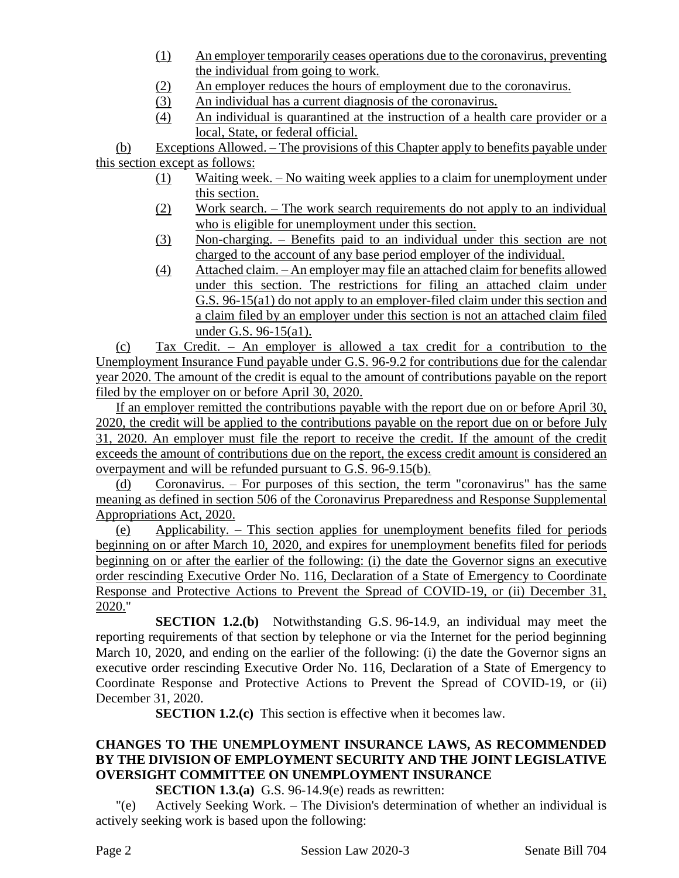(1) An employer temporarily ceases operations due to the coronavirus, preventing the individual from going to work.

(2) An employer reduces the hours of employment due to the coronavirus.

(3) An individual has a current diagnosis of the coronavirus.

(4) An individual is quarantined at the instruction of a health care provider or a local, State, or federal official.

(b) Exceptions Allowed. – The provisions of this Chapter apply to benefits payable under this section except as follows:

(1) Waiting week. – No waiting week applies to a claim for unemployment under this section.

(2) Work search. – The work search requirements do not apply to an individual who is eligible for unemployment under this section.

(3) Non-charging. – Benefits paid to an individual under this section are not charged to the account of any base period employer of the individual.

(4) Attached claim. – An employer may file an attached claim for benefits allowed under this section. The restrictions for filing an attached claim under G.S. 96-15(a1) do not apply to an employer-filed claim under this section and a claim filed by an employer under this section is not an attached claim filed under G.S. 96-15(a1).

(c) Tax Credit. – An employer is allowed a tax credit for a contribution to the Unemployment Insurance Fund payable under G.S. 96-9.2 for contributions due for the calendar year 2020. The amount of the credit is equal to the amount of contributions payable on the report filed by the employer on or before April 30, 2020.

If an employer remitted the contributions payable with the report due on or before April 30, 2020, the credit will be applied to the contributions payable on the report due on or before July 31, 2020. An employer must file the report to receive the credit. If the amount of the credit exceeds the amount of contributions due on the report, the excess credit amount is considered an overpayment and will be refunded pursuant to G.S. 96-9.15(b).

(d) Coronavirus. – For purposes of this section, the term "coronavirus" has the same meaning as defined in section 506 of the Coronavirus Preparedness and Response Supplemental Appropriations Act, 2020.

(e) Applicability. – This section applies for unemployment benefits filed for periods beginning on or after March 10, 2020, and expires for unemployment benefits filed for periods beginning on or after the earlier of the following: (i) the date the Governor signs an executive order rescinding Executive Order No. 116, Declaration of a State of Emergency to Coordinate Response and Protective Actions to Prevent the Spread of COVID-19, or (ii) December 31, 2020."

**SECTION 1.2.(b)** Notwithstanding G.S. 96-14.9, an individual may meet the reporting requirements of that section by telephone or via the Internet for the period beginning March 10, 2020, and ending on the earlier of the following: (i) the date the Governor signs an executive order rescinding Executive Order No. 116, Declaration of a State of Emergency to Coordinate Response and Protective Actions to Prevent the Spread of COVID-19, or (ii) December 31, 2020.

**SECTION 1.2.(c)** This section is effective when it becomes law.

**CHANGES TO THE UNEMPLOYMENT INSURANCE LAWS, AS RECOMMENDED BY THE DIVISION OF EMPLOYMENT SECURITY AND THE JOINT LEGISLATIVE OVERSIGHT COMMITTEE ON UNEMPLOYMENT INSURANCE**

**SECTION 1.3.(a)** G.S. 96-14.9(e) reads as rewritten:

"(e) Actively Seeking Work. – The Division's determination of whether an individual is actively seeking work is based upon the following: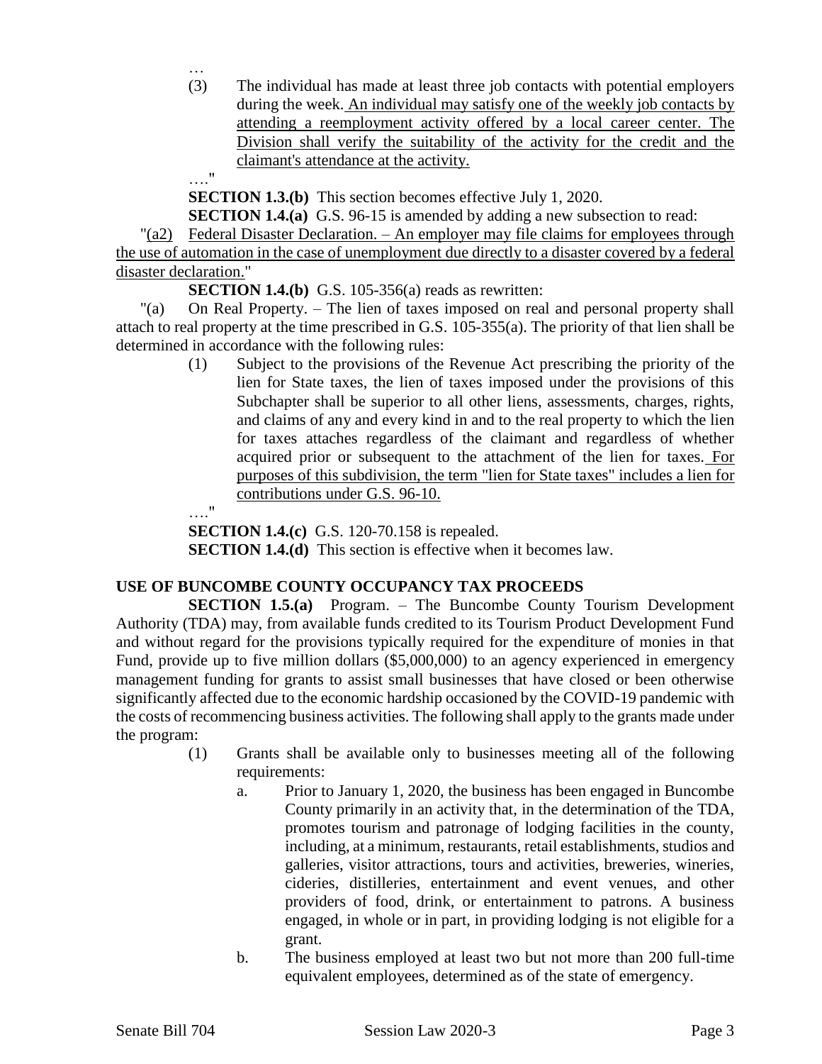…

(3) The individual has made at least three job contacts with potential employers during the week. An individual may satisfy one of the weekly job contacts by attending a reemployment activity offered by a local career center. The Division shall verify the suitability of the activity for the credit and the claimant's attendance at the activity.

…."

**SECTION 1.3.(b)** This section becomes effective July 1, 2020.

**SECTION 1.4.(a)** G.S. 96-15 is amended by adding a new subsection to read:

"(a2) Federal Disaster Declaration. – An employer may file claims for employees through the use of automation in the case of unemployment due directly to a disaster covered by a federal disaster declaration."

**SECTION 1.4.(b)** G.S. 105-356(a) reads as rewritten:

"(a) On Real Property. – The lien of taxes imposed on real and personal property shall attach to real property at the time prescribed in G.S. 105-355(a). The priority of that lien shall be determined in accordance with the following rules:

(1) Subject to the provisions of the Revenue Act prescribing the priority of the lien for State taxes, the lien of taxes imposed under the provisions of this Subchapter shall be superior to all other liens, assessments, charges, rights, and claims of any and every kind in and to the real property to which the lien for taxes attaches regardless of the claimant and regardless of whether acquired prior or subsequent to the attachment of the lien for taxes. For purposes of this subdivision, the term "lien for State taxes" includes a lien for contributions under G.S. 96-10.

…."

**SECTION 1.4.(c)** G.S. 120-70.158 is repealed.

**SECTION 1.4.(d)** This section is effective when it becomes law.

**USE OF BUNCOMBE COUNTY OCCUPANCY TAX PROCEEDS**

**SECTION 1.5.(a)** Program. – The Buncombe County Tourism Development Authority (TDA) may, from available funds credited to its Tourism Product Development Fund and without regard for the provisions typically required for the expenditure of monies in that Fund, provide up to five million dollars ($5,000,000) to an agency experienced in emergency management funding for grants to assist small businesses that have closed or been otherwise significantly affected due to the economic hardship occasioned by the COVID-19 pandemic with the costs of recommencing business activities. The following shall apply to the grants made under the program:

(1) Grants shall be available only to businesses meeting all of the following requirements:

a. Prior to January 1, 2020, the business has been engaged in Buncombe County primarily in an activity that, in the determination of the TDA, promotes tourism and patronage of lodging facilities in the county, including, at a minimum, restaurants, retail establishments, studios and galleries, visitor attractions, tours and activities, breweries, wineries, cideries, distilleries, entertainment and event venues, and other providers of food, drink, or entertainment to patrons. A business engaged, in whole or in part, in providing lodging is not eligible for a grant.

b. The business employed at least two but not more than 200 full-time equivalent employees, determined as of the state of emergency.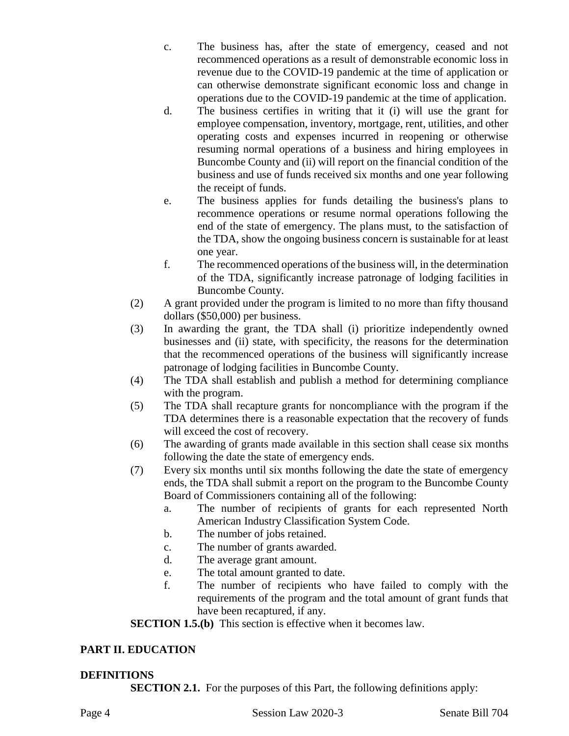c. The business has, after the state of emergency, ceased and not recommenced operations as a result of demonstrable economic loss in revenue due to the COVID-19 pandemic at the time of application or can otherwise demonstrate significant economic loss and change in operations due to the COVID-19 pandemic at the time of application.

d. The business certifies in writing that it (i) will use the grant for employee compensation, inventory, mortgage, rent, utilities, and other operating costs and expenses incurred in reopening or otherwise resuming normal operations of a business and hiring employees in Buncombe County and (ii) will report on the financial condition of the business and use of funds received six months and one year following the receipt of funds.

e. The business applies for funds detailing the business's plans to recommence operations or resume normal operations following the end of the state of emergency. The plans must, to the satisfaction of the TDA, show the ongoing business concern is sustainable for at least one year.

f. The recommenced operations of the business will, in the determination of the TDA, significantly increase patronage of lodging facilities in Buncombe County.

(2) A grant provided under the program is limited to no more than fifty thousand dollars ($50,000) per business.

(3) In awarding the grant, the TDA shall (i) prioritize independently owned businesses and (ii) state, with specificity, the reasons for the determination that the recommenced operations of the business will significantly increase patronage of lodging facilities in Buncombe County.

(4) The TDA shall establish and publish a method for determining compliance with the program.

(5) The TDA shall recapture grants for noncompliance with the program if the TDA determines there is a reasonable expectation that the recovery of funds will exceed the cost of recovery.

(6) The awarding of grants made available in this section shall cease six months following the date the state of emergency ends.

(7) Every six months until six months following the date the state of emergency ends, the TDA shall submit a report on the program to the Buncombe County Board of Commissioners containing all of the following:

a. The number of recipients of grants for each represented North American Industry Classification System Code.
b. The number of jobs retained.
c. The number of grants awarded.
d. The average grant amount.
e. The total amount granted to date.
f. The number of recipients who have failed to comply with the requirements of the program and the total amount of grant funds that have been recaptured, if any.

**SECTION 1.5.(b)** This section is effective when it becomes law.

## PART II. EDUCATION

### DEFINITIONS

**SECTION 2.1.** For the purposes of this Part, the following definitions apply: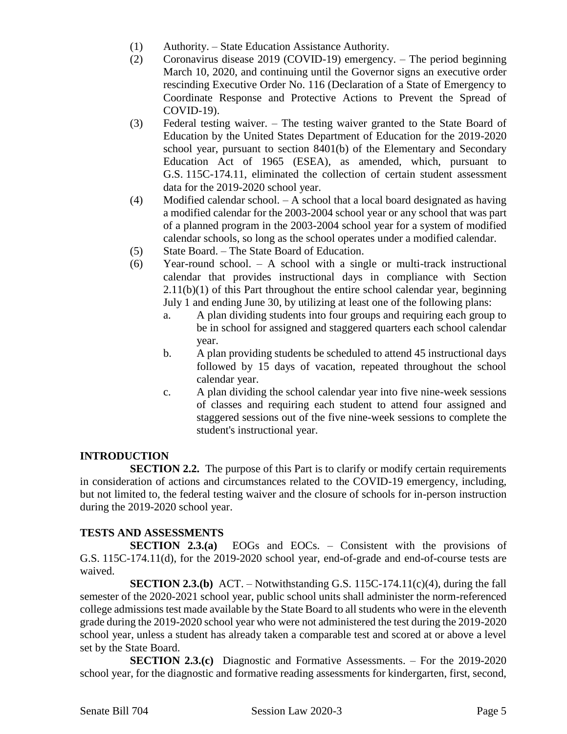(1) Authority. – State Education Assistance Authority.

(2) Coronavirus disease 2019 (COVID-19) emergency. – The period beginning March 10, 2020, and continuing until the Governor signs an executive order rescinding Executive Order No. 116 (Declaration of a State of Emergency to Coordinate Response and Protective Actions to Prevent the Spread of COVID-19).

(3) Federal testing waiver. – The testing waiver granted to the State Board of Education by the United States Department of Education for the 2019-2020 school year, pursuant to section 8401(b) of the Elementary and Secondary Education Act of 1965 (ESEA), as amended, which, pursuant to G.S. 115C-174.11, eliminated the collection of certain student assessment data for the 2019-2020 school year.

(4) Modified calendar school. – A school that a local board designated as having a modified calendar for the 2003-2004 school year or any school that was part of a planned program in the 2003-2004 school year for a system of modified calendar schools, so long as the school operates under a modified calendar.

(5) State Board. – The State Board of Education.

(6) Year-round school. – A school with a single or multi-track instructional calendar that provides instructional days in compliance with Section 2.11(b)(1) of this Part throughout the entire school calendar year, beginning July 1 and ending June 30, by utilizing at least one of the following plans:

   a. A plan dividing students into four groups and requiring each group to be in school for assigned and staggered quarters each school calendar year.

   b. A plan providing students be scheduled to attend 45 instructional days followed by 15 days of vacation, repeated throughout the school calendar year.

   c. A plan dividing the school calendar year into five nine-week sessions of classes and requiring each student to attend four assigned and staggered sessions out of the five nine-week sessions to complete the student's instructional year.

**INTRODUCTION**

**SECTION 2.2.** The purpose of this Part is to clarify or modify certain requirements in consideration of actions and circumstances related to the COVID-19 emergency, including, but not limited to, the federal testing waiver and the closure of schools for in-person instruction during the 2019-2020 school year.

**TESTS AND ASSESSMENTS**

**SECTION 2.3.(a)** EOGs and EOCs. – Consistent with the provisions of G.S. 115C-174.11(d), for the 2019-2020 school year, end-of-grade and end-of-course tests are waived.

**SECTION 2.3.(b)** ACT. – Notwithstanding G.S. 115C-174.11(c)(4), during the fall semester of the 2020-2021 school year, public school units shall administer the norm-referenced college admissions test made available by the State Board to all students who were in the eleventh grade during the 2019-2020 school year who were not administered the test during the 2019-2020 school year, unless a student has already taken a comparable test and scored at or above a level set by the State Board.

**SECTION 2.3.(c)** Diagnostic and Formative Assessments. – For the 2019-2020 school year, for the diagnostic and formative reading assessments for kindergarten, first, second,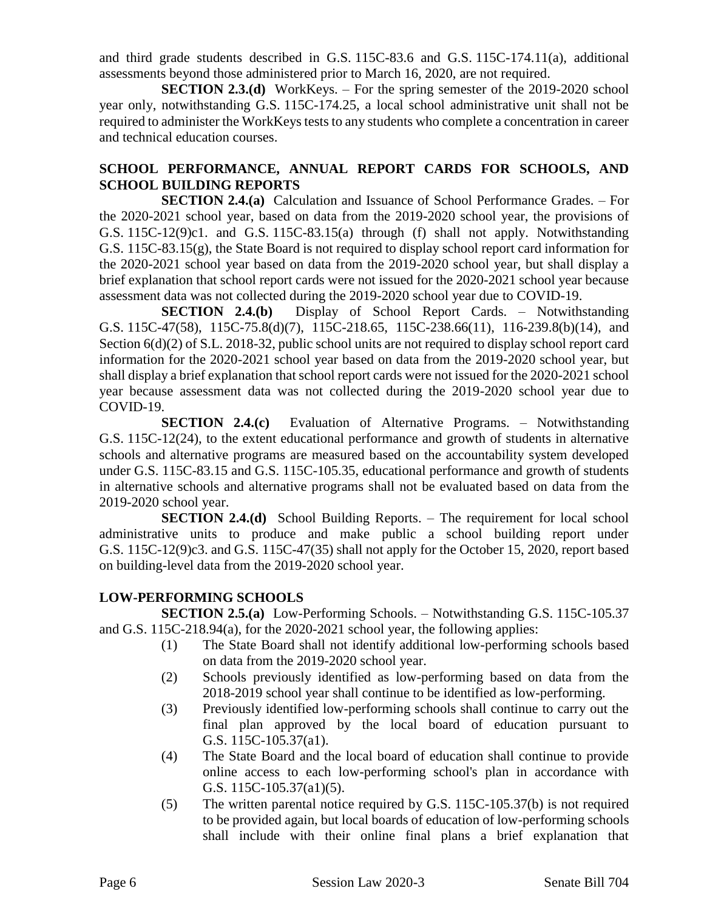and third grade students described in G.S. 115C-83.6 and G.S. 115C-174.11(a), additional assessments beyond those administered prior to March 16, 2020, are not required.

**SECTION 2.3.(d)** WorkKeys. – For the spring semester of the 2019-2020 school year only, notwithstanding G.S. 115C-174.25, a local school administrative unit shall not be required to administer the WorkKeys tests to any students who complete a concentration in career and technical education courses.

## SCHOOL PERFORMANCE, ANNUAL REPORT CARDS FOR SCHOOLS, AND SCHOOL BUILDING REPORTS

**SECTION 2.4.(a)** Calculation and Issuance of School Performance Grades. – For the 2020-2021 school year, based on data from the 2019-2020 school year, the provisions of G.S. 115C-12(9)c1. and G.S. 115C-83.15(a) through (f) shall not apply. Notwithstanding G.S. 115C-83.15(g), the State Board is not required to display school report card information for the 2020-2021 school year based on data from the 2019-2020 school year, but shall display a brief explanation that school report cards were not issued for the 2020-2021 school year because assessment data was not collected during the 2019-2020 school year due to COVID-19.

**SECTION 2.4.(b)** Display of School Report Cards. – Notwithstanding G.S. 115C-47(58), 115C-75.8(d)(7), 115C-218.65, 115C-238.66(11), 116-239.8(b)(14), and Section 6(d)(2) of S.L. 2018-32, public school units are not required to display school report card information for the 2020-2021 school year based on data from the 2019-2020 school year, but shall display a brief explanation that school report cards were not issued for the 2020-2021 school year because assessment data was not collected during the 2019-2020 school year due to COVID-19.

**SECTION 2.4.(c)** Evaluation of Alternative Programs. – Notwithstanding G.S. 115C-12(24), to the extent educational performance and growth of students in alternative schools and alternative programs are measured based on the accountability system developed under G.S. 115C-83.15 and G.S. 115C-105.35, educational performance and growth of students in alternative schools and alternative programs shall not be evaluated based on data from the 2019-2020 school year.

**SECTION 2.4.(d)** School Building Reports. – The requirement for local school administrative units to produce and make public a school building report under G.S. 115C-12(9)c3. and G.S. 115C-47(35) shall not apply for the October 15, 2020, report based on building-level data from the 2019-2020 school year.

## LOW-PERFORMING SCHOOLS

**SECTION 2.5.(a)** Low-Performing Schools. – Notwithstanding G.S. 115C-105.37 and G.S. 115C-218.94(a), for the 2020-2021 school year, the following applies:

(1) The State Board shall not identify additional low-performing schools based on data from the 2019-2020 school year.

(2) Schools previously identified as low-performing based on data from the 2018-2019 school year shall continue to be identified as low-performing.

(3) Previously identified low-performing schools shall continue to carry out the final plan approved by the local board of education pursuant to G.S. 115C-105.37(a1).

(4) The State Board and the local board of education shall continue to provide online access to each low-performing school's plan in accordance with G.S. 115C-105.37(a1)(5).

(5) The written parental notice required by G.S. 115C-105.37(b) is not required to be provided again, but local boards of education of low-performing schools shall include with their online final plans a brief explanation that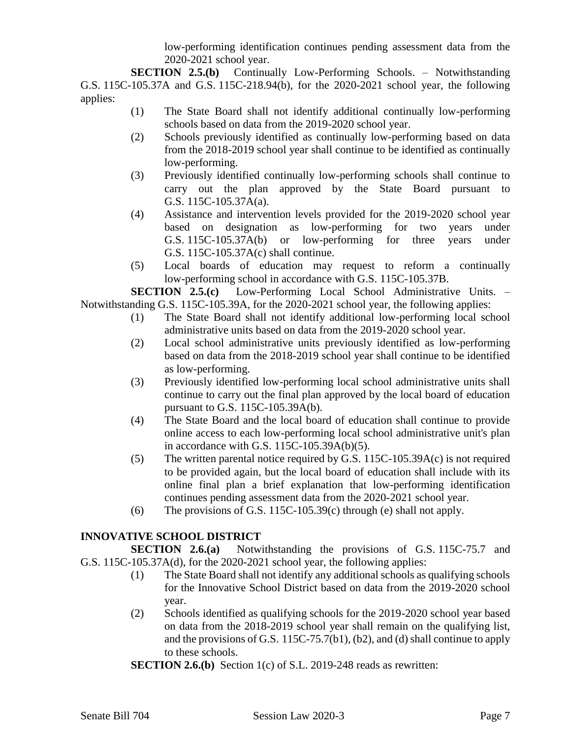low-performing identification continues pending assessment data from the 2020-2021 school year.

**SECTION 2.5.(b)** Continually Low-Performing Schools. – Notwithstanding G.S. 115C-105.37A and G.S. 115C-218.94(b), for the 2020-2021 school year, the following applies:

(1) The State Board shall not identify additional continually low-performing schools based on data from the 2019-2020 school year.

(2) Schools previously identified as continually low-performing based on data from the 2018-2019 school year shall continue to be identified as continually low-performing.

(3) Previously identified continually low-performing schools shall continue to carry out the plan approved by the State Board pursuant to G.S. 115C-105.37A(a).

(4) Assistance and intervention levels provided for the 2019-2020 school year based on designation as low-performing for two years under G.S. 115C-105.37A(b) or low-performing for three years under G.S. 115C-105.37A(c) shall continue.

(5) Local boards of education may request to reform a continually low-performing school in accordance with G.S. 115C-105.37B.

**SECTION 2.5.(c)** Low-Performing Local School Administrative Units. – Notwithstanding G.S. 115C-105.39A, for the 2020-2021 school year, the following applies:

(1) The State Board shall not identify additional low-performing local school administrative units based on data from the 2019-2020 school year.

(2) Local school administrative units previously identified as low-performing based on data from the 2018-2019 school year shall continue to be identified as low-performing.

(3) Previously identified low-performing local school administrative units shall continue to carry out the final plan approved by the local board of education pursuant to G.S. 115C-105.39A(b).

(4) The State Board and the local board of education shall continue to provide online access to each low-performing local school administrative unit's plan in accordance with G.S. 115C-105.39A(b)(5).

(5) The written parental notice required by G.S. 115C-105.39A(c) is not required to be provided again, but the local board of education shall include with its online final plan a brief explanation that low-performing identification continues pending assessment data from the 2020-2021 school year.

(6) The provisions of G.S. 115C-105.39(c) through (e) shall not apply.

## INNOVATIVE SCHOOL DISTRICT

**SECTION 2.6.(a)** Notwithstanding the provisions of G.S. 115C-75.7 and G.S. 115C-105.37A(d), for the 2020-2021 school year, the following applies:

(1) The State Board shall not identify any additional schools as qualifying schools for the Innovative School District based on data from the 2019-2020 school year.

(2) Schools identified as qualifying schools for the 2019-2020 school year based on data from the 2018-2019 school year shall remain on the qualifying list, and the provisions of G.S. 115C-75.7(b1), (b2), and (d) shall continue to apply to these schools.

**SECTION 2.6.(b)** Section 1(c) of S.L. 2019-248 reads as rewritten: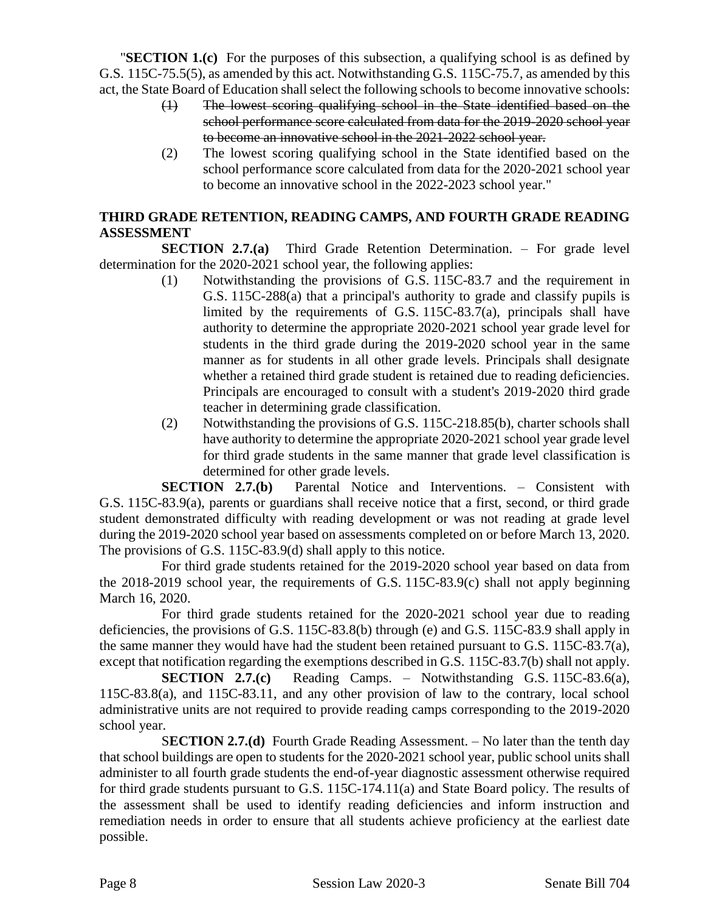"**SECTION 1.(c)** For the purposes of this subsection, a qualifying school is as defined by G.S. 115C-75.5(5), as amended by this act. Notwithstanding G.S. 115C-75.7, as amended by this act, the State Board of Education shall select the following schools to become innovative schools:

> (1) ~~The lowest scoring qualifying school in the State identified based on the school performance score calculated from data for the 2019-2020 school year to become an innovative school in the 2021-2022 school year.~~
>
> (2) The lowest scoring qualifying school in the State identified based on the school performance score calculated from data for the 2020-2021 school year to become an innovative school in the 2022-2023 school year."

**THIRD GRADE RETENTION, READING CAMPS, AND FOURTH GRADE READING ASSESSMENT**

**SECTION 2.7.(a)** Third Grade Retention Determination. – For grade level determination for the 2020-2021 school year, the following applies:

> (1) Notwithstanding the provisions of G.S. 115C-83.7 and the requirement in G.S. 115C-288(a) that a principal's authority to grade and classify pupils is limited by the requirements of G.S. 115C-83.7(a), principals shall have authority to determine the appropriate 2020-2021 school year grade level for students in the third grade during the 2019-2020 school year in the same manner as for students in all other grade levels. Principals shall designate whether a retained third grade student is retained due to reading deficiencies. Principals are encouraged to consult with a student's 2019-2020 third grade teacher in determining grade classification.
>
> (2) Notwithstanding the provisions of G.S. 115C-218.85(b), charter schools shall have authority to determine the appropriate 2020-2021 school year grade level for third grade students in the same manner that grade level classification is determined for other grade levels.

**SECTION 2.7.(b)** Parental Notice and Interventions. – Consistent with G.S. 115C-83.9(a), parents or guardians shall receive notice that a first, second, or third grade student demonstrated difficulty with reading development or was not reading at grade level during the 2019-2020 school year based on assessments completed on or before March 13, 2020. The provisions of G.S. 115C-83.9(d) shall apply to this notice.

For third grade students retained for the 2019-2020 school year based on data from the 2018-2019 school year, the requirements of G.S. 115C-83.9(c) shall not apply beginning March 16, 2020.

For third grade students retained for the 2020-2021 school year due to reading deficiencies, the provisions of G.S. 115C-83.8(b) through (e) and G.S. 115C-83.9 shall apply in the same manner they would have had the student been retained pursuant to G.S. 115C-83.7(a), except that notification regarding the exemptions described in G.S. 115C-83.7(b) shall not apply.

**SECTION 2.7.(c)** Reading Camps. – Notwithstanding G.S. 115C-83.6(a), 115C-83.8(a), and 115C-83.11, and any other provision of law to the contrary, local school administrative units are not required to provide reading camps corresponding to the 2019-2020 school year.

**SECTION 2.7.(d)** Fourth Grade Reading Assessment. – No later than the tenth day that school buildings are open to students for the 2020-2021 school year, public school units shall administer to all fourth grade students the end-of-year diagnostic assessment otherwise required for third grade students pursuant to G.S. 115C-174.11(a) and State Board policy. The results of the assessment shall be used to identify reading deficiencies and inform instruction and remediation needs in order to ensure that all students achieve proficiency at the earliest date possible.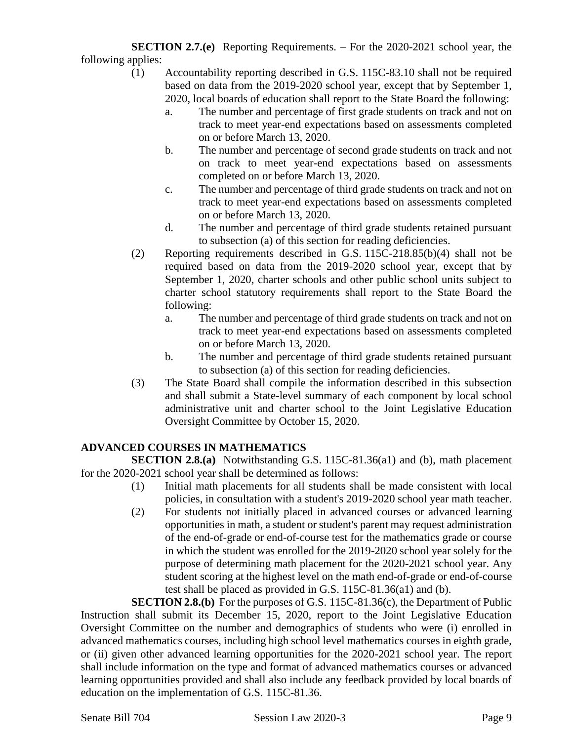**SECTION 2.7.(e)** Reporting Requirements. – For the 2020-2021 school year, the following applies:

(1) Accountability reporting described in G.S. 115C-83.10 shall not be required based on data from the 2019-2020 school year, except that by September 1, 2020, local boards of education shall report to the State Board the following:

a. The number and percentage of first grade students on track and not on track to meet year-end expectations based on assessments completed on or before March 13, 2020.

b. The number and percentage of second grade students on track and not on track to meet year-end expectations based on assessments completed on or before March 13, 2020.

c. The number and percentage of third grade students on track and not on track to meet year-end expectations based on assessments completed on or before March 13, 2020.

d. The number and percentage of third grade students retained pursuant to subsection (a) of this section for reading deficiencies.

(2) Reporting requirements described in G.S. 115C-218.85(b)(4) shall not be required based on data from the 2019-2020 school year, except that by September 1, 2020, charter schools and other public school units subject to charter school statutory requirements shall report to the State Board the following:

a. The number and percentage of third grade students on track and not on track to meet year-end expectations based on assessments completed on or before March 13, 2020.

b. The number and percentage of third grade students retained pursuant to subsection (a) of this section for reading deficiencies.

(3) The State Board shall compile the information described in this subsection and shall submit a State-level summary of each component by local school administrative unit and charter school to the Joint Legislative Education Oversight Committee by October 15, 2020.

**ADVANCED COURSES IN MATHEMATICS**

**SECTION 2.8.(a)** Notwithstanding G.S. 115C-81.36(a1) and (b), math placement for the 2020-2021 school year shall be determined as follows:

(1) Initial math placements for all students shall be made consistent with local policies, in consultation with a student's 2019-2020 school year math teacher.

(2) For students not initially placed in advanced courses or advanced learning opportunities in math, a student or student's parent may request administration of the end-of-grade or end-of-course test for the mathematics grade or course in which the student was enrolled for the 2019-2020 school year solely for the purpose of determining math placement for the 2020-2021 school year. Any student scoring at the highest level on the math end-of-grade or end-of-course test shall be placed as provided in G.S. 115C-81.36(a1) and (b).

**SECTION 2.8.(b)** For the purposes of G.S. 115C-81.36(c), the Department of Public Instruction shall submit its December 15, 2020, report to the Joint Legislative Education Oversight Committee on the number and demographics of students who were (i) enrolled in advanced mathematics courses, including high school level mathematics courses in eighth grade, or (ii) given other advanced learning opportunities for the 2020-2021 school year. The report shall include information on the type and format of advanced mathematics courses or advanced learning opportunities provided and shall also include any feedback provided by local boards of education on the implementation of G.S. 115C-81.36.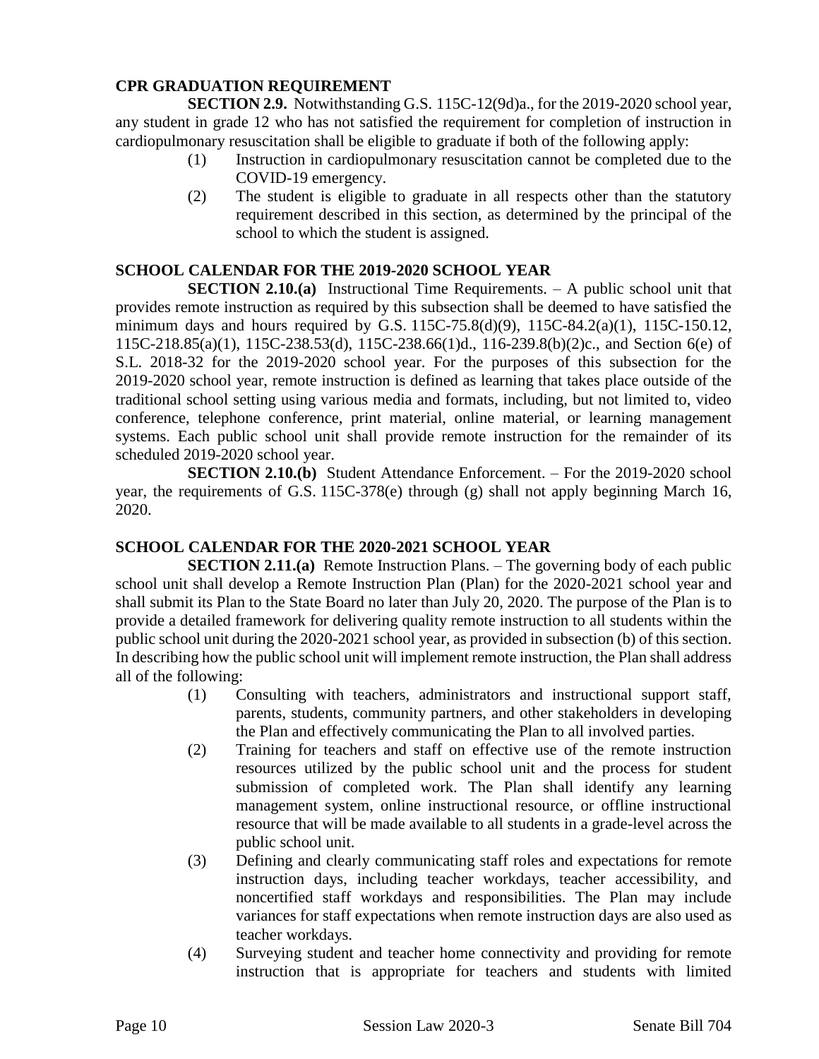### CPR GRADUATION REQUIREMENT

**SECTION 2.9.** Notwithstanding G.S. 115C-12(9d)a., for the 2019-2020 school year, any student in grade 12 who has not satisfied the requirement for completion of instruction in cardiopulmonary resuscitation shall be eligible to graduate if both of the following apply:

(1) Instruction in cardiopulmonary resuscitation cannot be completed due to the COVID-19 emergency.

(2) The student is eligible to graduate in all respects other than the statutory requirement described in this section, as determined by the principal of the school to which the student is assigned.

### SCHOOL CALENDAR FOR THE 2019-2020 SCHOOL YEAR

**SECTION 2.10.(a)** Instructional Time Requirements. – A public school unit that provides remote instruction as required by this subsection shall be deemed to have satisfied the minimum days and hours required by G.S. 115C-75.8(d)(9), 115C-84.2(a)(1), 115C-150.12, 115C-218.85(a)(1), 115C-238.53(d), 115C-238.66(1)d., 116-239.8(b)(2)c., and Section 6(e) of S.L. 2018-32 for the 2019-2020 school year. For the purposes of this subsection for the 2019-2020 school year, remote instruction is defined as learning that takes place outside of the traditional school setting using various media and formats, including, but not limited to, video conference, telephone conference, print material, online material, or learning management systems. Each public school unit shall provide remote instruction for the remainder of its scheduled 2019-2020 school year.

**SECTION 2.10.(b)** Student Attendance Enforcement. – For the 2019-2020 school year, the requirements of G.S. 115C-378(e) through (g) shall not apply beginning March 16, 2020.

### SCHOOL CALENDAR FOR THE 2020-2021 SCHOOL YEAR

**SECTION 2.11.(a)** Remote Instruction Plans. – The governing body of each public school unit shall develop a Remote Instruction Plan (Plan) for the 2020-2021 school year and shall submit its Plan to the State Board no later than July 20, 2020. The purpose of the Plan is to provide a detailed framework for delivering quality remote instruction to all students within the public school unit during the 2020-2021 school year, as provided in subsection (b) of this section. In describing how the public school unit will implement remote instruction, the Plan shall address all of the following:

(1) Consulting with teachers, administrators and instructional support staff, parents, students, community partners, and other stakeholders in developing the Plan and effectively communicating the Plan to all involved parties.

(2) Training for teachers and staff on effective use of the remote instruction resources utilized by the public school unit and the process for student submission of completed work. The Plan shall identify any learning management system, online instructional resource, or offline instructional resource that will be made available to all students in a grade-level across the public school unit.

(3) Defining and clearly communicating staff roles and expectations for remote instruction days, including teacher workdays, teacher accessibility, and noncertified staff workdays and responsibilities. The Plan may include variances for staff expectations when remote instruction days are also used as teacher workdays.

(4) Surveying student and teacher home connectivity and providing for remote instruction that is appropriate for teachers and students with limited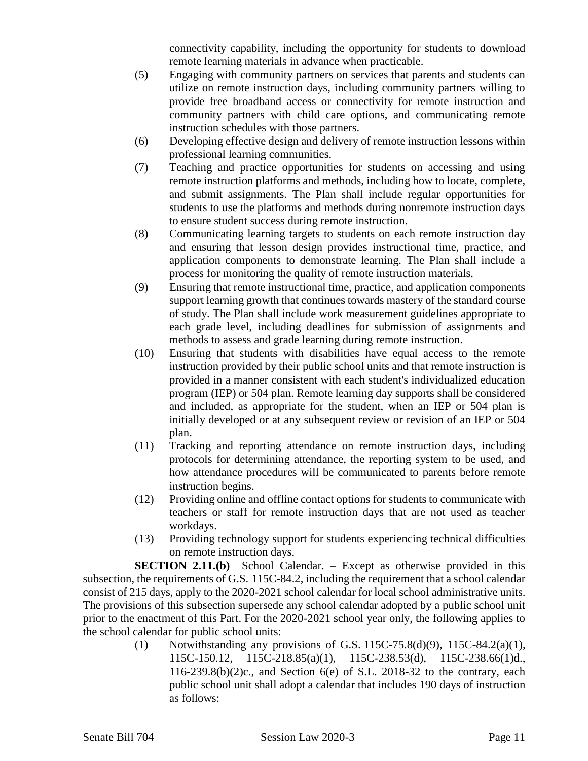connectivity capability, including the opportunity for students to download remote learning materials in advance when practicable.

(5) Engaging with community partners on services that parents and students can utilize on remote instruction days, including community partners willing to provide free broadband access or connectivity for remote instruction and community partners with child care options, and communicating remote instruction schedules with those partners.

(6) Developing effective design and delivery of remote instruction lessons within professional learning communities.

(7) Teaching and practice opportunities for students on accessing and using remote instruction platforms and methods, including how to locate, complete, and submit assignments. The Plan shall include regular opportunities for students to use the platforms and methods during nonremote instruction days to ensure student success during remote instruction.

(8) Communicating learning targets to students on each remote instruction day and ensuring that lesson design provides instructional time, practice, and application components to demonstrate learning. The Plan shall include a process for monitoring the quality of remote instruction materials.

(9) Ensuring that remote instructional time, practice, and application components support learning growth that continues towards mastery of the standard course of study. The Plan shall include work measurement guidelines appropriate to each grade level, including deadlines for submission of assignments and methods to assess and grade learning during remote instruction.

(10) Ensuring that students with disabilities have equal access to the remote instruction provided by their public school units and that remote instruction is provided in a manner consistent with each student's individualized education program (IEP) or 504 plan. Remote learning day supports shall be considered and included, as appropriate for the student, when an IEP or 504 plan is initially developed or at any subsequent review or revision of an IEP or 504 plan.

(11) Tracking and reporting attendance on remote instruction days, including protocols for determining attendance, the reporting system to be used, and how attendance procedures will be communicated to parents before remote instruction begins.

(12) Providing online and offline contact options for students to communicate with teachers or staff for remote instruction days that are not used as teacher workdays.

(13) Providing technology support for students experiencing technical difficulties on remote instruction days.

**SECTION 2.11.(b)** School Calendar. – Except as otherwise provided in this subsection, the requirements of G.S. 115C-84.2, including the requirement that a school calendar consist of 215 days, apply to the 2020-2021 school calendar for local school administrative units. The provisions of this subsection supersede any school calendar adopted by a public school unit prior to the enactment of this Part. For the 2020-2021 school year only, the following applies to the school calendar for public school units:

(1) Notwithstanding any provisions of G.S. 115C-75.8(d)(9), 115C-84.2(a)(1), 115C-150.12, 115C-218.85(a)(1), 115C-238.53(d), 115C-238.66(1)d., 116-239.8(b)(2)c., and Section 6(e) of S.L. 2018-32 to the contrary, each public school unit shall adopt a calendar that includes 190 days of instruction as follows: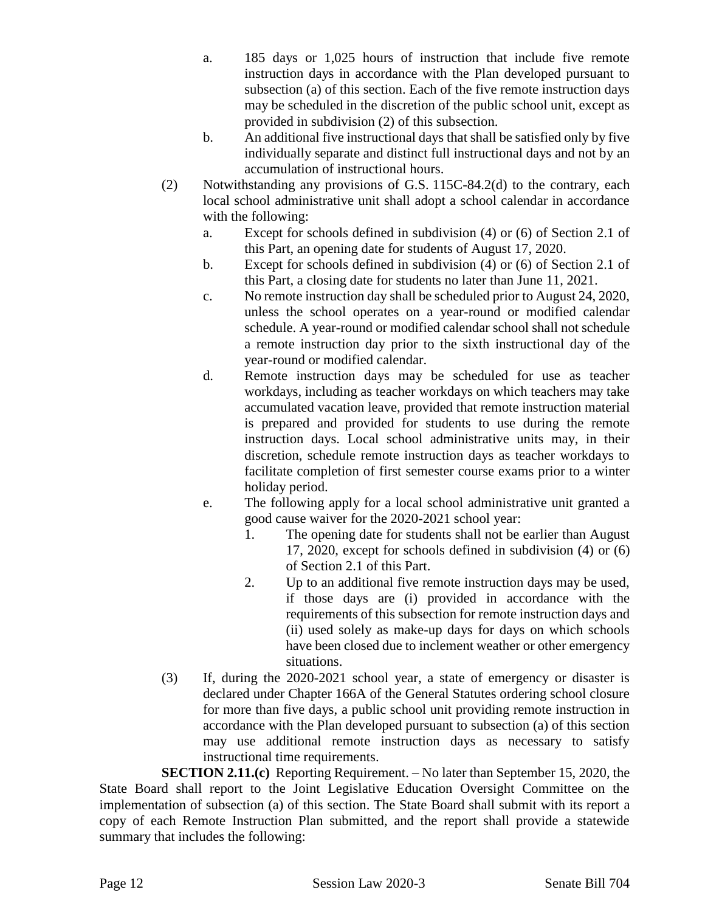a. 185 days or 1,025 hours of instruction that include five remote instruction days in accordance with the Plan developed pursuant to subsection (a) of this section. Each of the five remote instruction days may be scheduled in the discretion of the public school unit, except as provided in subdivision (2) of this subsection.

b. An additional five instructional days that shall be satisfied only by five individually separate and distinct full instructional days and not by an accumulation of instructional hours.

(2) Notwithstanding any provisions of G.S. 115C-84.2(d) to the contrary, each local school administrative unit shall adopt a school calendar in accordance with the following:

a. Except for schools defined in subdivision (4) or (6) of Section 2.1 of this Part, an opening date for students of August 17, 2020.

b. Except for schools defined in subdivision (4) or (6) of Section 2.1 of this Part, a closing date for students no later than June 11, 2021.

c. No remote instruction day shall be scheduled prior to August 24, 2020, unless the school operates on a year-round or modified calendar schedule. A year-round or modified calendar school shall not schedule a remote instruction day prior to the sixth instructional day of the year-round or modified calendar.

d. Remote instruction days may be scheduled for use as teacher workdays, including as teacher workdays on which teachers may take accumulated vacation leave, provided that remote instruction material is prepared and provided for students to use during the remote instruction days. Local school administrative units may, in their discretion, schedule remote instruction days as teacher workdays to facilitate completion of first semester course exams prior to a winter holiday period.

e. The following apply for a local school administrative unit granted a good cause waiver for the 2020-2021 school year:

1. The opening date for students shall not be earlier than August 17, 2020, except for schools defined in subdivision (4) or (6) of Section 2.1 of this Part.

2. Up to an additional five remote instruction days may be used, if those days are (i) provided in accordance with the requirements of this subsection for remote instruction days and (ii) used solely as make-up days for days on which schools have been closed due to inclement weather or other emergency situations.

(3) If, during the 2020-2021 school year, a state of emergency or disaster is declared under Chapter 166A of the General Statutes ordering school closure for more than five days, a public school unit providing remote instruction in accordance with the Plan developed pursuant to subsection (a) of this section may use additional remote instruction days as necessary to satisfy instructional time requirements.

**SECTION 2.11.(c)** Reporting Requirement. – No later than September 15, 2020, the State Board shall report to the Joint Legislative Education Oversight Committee on the implementation of subsection (a) of this section. The State Board shall submit with its report a copy of each Remote Instruction Plan submitted, and the report shall provide a statewide summary that includes the following: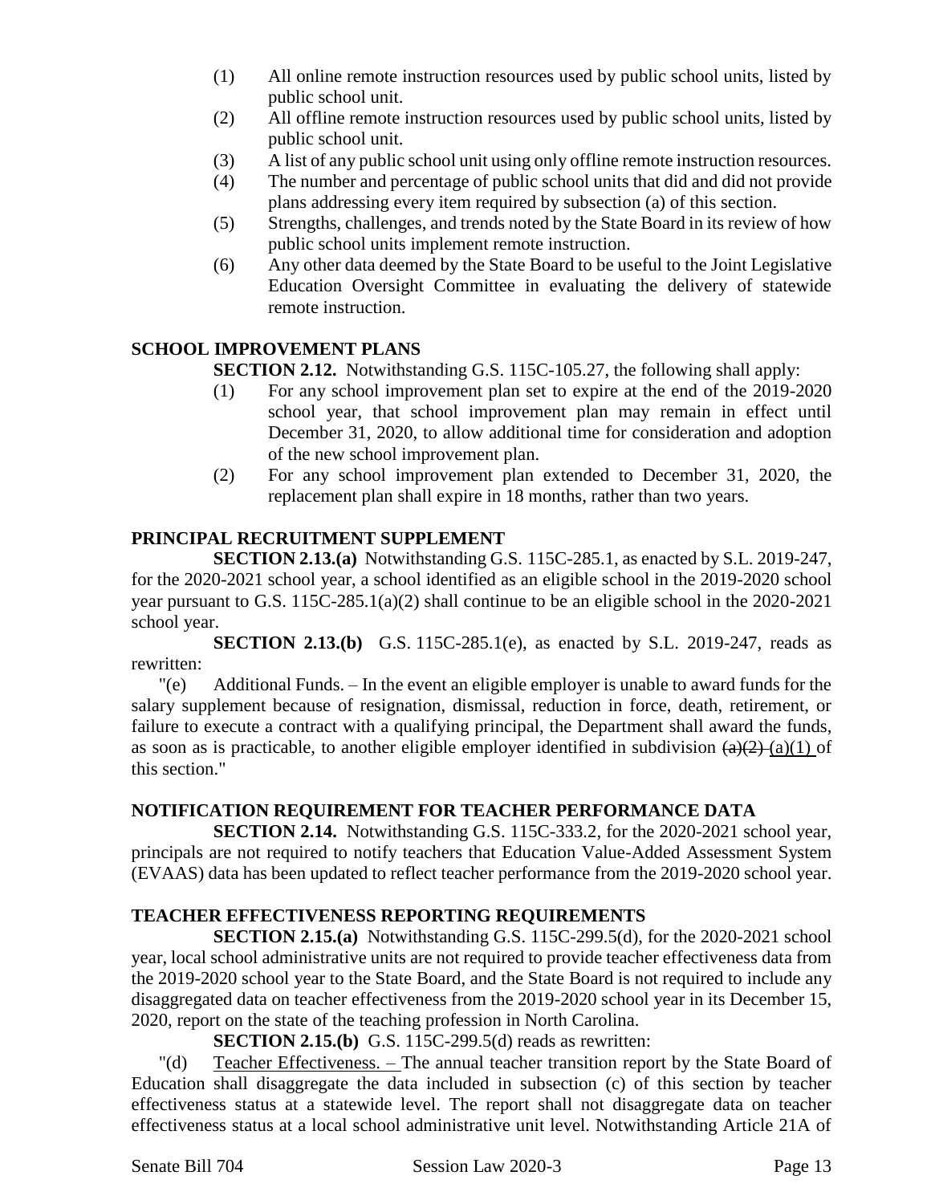(1) All online remote instruction resources used by public school units, listed by public school unit.
(2) All offline remote instruction resources used by public school units, listed by public school unit.
(3) A list of any public school unit using only offline remote instruction resources.
(4) The number and percentage of public school units that did and did not provide plans addressing every item required by subsection (a) of this section.
(5) Strengths, challenges, and trends noted by the State Board in its review of how public school units implement remote instruction.
(6) Any other data deemed by the State Board to be useful to the Joint Legislative Education Oversight Committee in evaluating the delivery of statewide remote instruction.

**SCHOOL IMPROVEMENT PLANS**

**SECTION 2.12.** Notwithstanding G.S. 115C-105.27, the following shall apply:

(1) For any school improvement plan set to expire at the end of the 2019-2020 school year, that school improvement plan may remain in effect until December 31, 2020, to allow additional time for consideration and adoption of the new school improvement plan.
(2) For any school improvement plan extended to December 31, 2020, the replacement plan shall expire in 18 months, rather than two years.

**PRINCIPAL RECRUITMENT SUPPLEMENT**

**SECTION 2.13.(a)** Notwithstanding G.S. 115C-285.1, as enacted by S.L. 2019-247, for the 2020-2021 school year, a school identified as an eligible school in the 2019-2020 school year pursuant to G.S. 115C-285.1(a)(2) shall continue to be an eligible school in the 2020-2021 school year.

**SECTION 2.13.(b)** G.S. 115C-285.1(e), as enacted by S.L. 2019-247, reads as rewritten:

"(e) Additional Funds. – In the event an eligible employer is unable to award funds for the salary supplement because of resignation, dismissal, reduction in force, death, retirement, or failure to execute a contract with a qualifying principal, the Department shall award the funds, as soon as is practicable, to another eligible employer identified in subdivision ~~(a)(2)~~ <u>(a)(1)</u> of this section."

**NOTIFICATION REQUIREMENT FOR TEACHER PERFORMANCE DATA**

**SECTION 2.14.** Notwithstanding G.S. 115C-333.2, for the 2020-2021 school year, principals are not required to notify teachers that Education Value-Added Assessment System (EVAAS) data has been updated to reflect teacher performance from the 2019-2020 school year.

**TEACHER EFFECTIVENESS REPORTING REQUIREMENTS**

**SECTION 2.15.(a)** Notwithstanding G.S. 115C-299.5(d), for the 2020-2021 school year, local school administrative units are not required to provide teacher effectiveness data from the 2019-2020 school year to the State Board, and the State Board is not required to include any disaggregated data on teacher effectiveness from the 2019-2020 school year in its December 15, 2020, report on the state of the teaching profession in North Carolina.

**SECTION 2.15.(b)** G.S. 115C-299.5(d) reads as rewritten:

"(d) <u>Teacher Effectiveness. –</u> The annual teacher transition report by the State Board of Education shall disaggregate the data included in subsection (c) of this section by teacher effectiveness status at a statewide level. The report shall not disaggregate data on teacher effectiveness status at a local school administrative unit level. Notwithstanding Article 21A of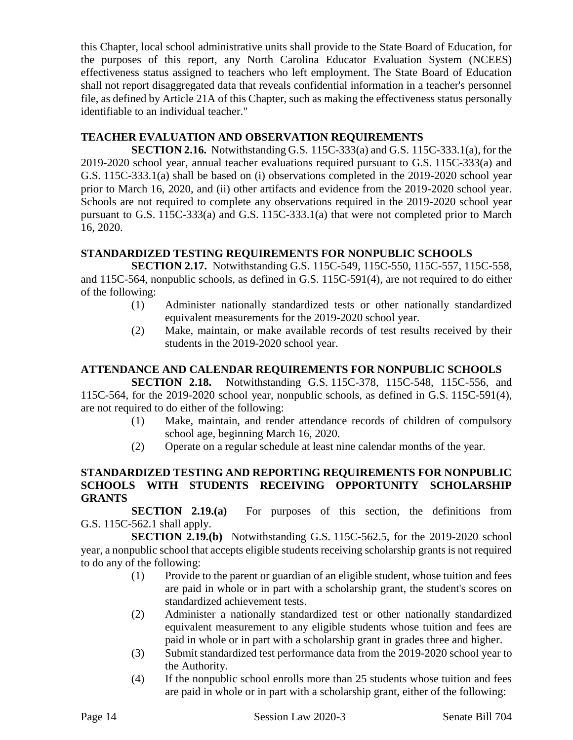this Chapter, local school administrative units shall provide to the State Board of Education, for the purposes of this report, any North Carolina Educator Evaluation System (NCEES) effectiveness status assigned to teachers who left employment. The State Board of Education shall not report disaggregated data that reveals confidential information in a teacher's personnel file, as defined by Article 21A of this Chapter, such as making the effectiveness status personally identifiable to an individual teacher."

### TEACHER EVALUATION AND OBSERVATION REQUIREMENTS

**SECTION 2.16.** Notwithstanding G.S. 115C-333(a) and G.S. 115C-333.1(a), for the 2019-2020 school year, annual teacher evaluations required pursuant to G.S. 115C-333(a) and G.S. 115C-333.1(a) shall be based on (i) observations completed in the 2019-2020 school year prior to March 16, 2020, and (ii) other artifacts and evidence from the 2019-2020 school year. Schools are not required to complete any observations required in the 2019-2020 school year pursuant to G.S. 115C-333(a) and G.S. 115C-333.1(a) that were not completed prior to March 16, 2020.

### STANDARDIZED TESTING REQUIREMENTS FOR NONPUBLIC SCHOOLS

**SECTION 2.17.** Notwithstanding G.S. 115C-549, 115C-550, 115C-557, 115C-558, and 115C-564, nonpublic schools, as defined in G.S. 115C-591(4), are not required to do either of the following:

(1) Administer nationally standardized tests or other nationally standardized equivalent measurements for the 2019-2020 school year.

(2) Make, maintain, or make available records of test results received by their students in the 2019-2020 school year.

### ATTENDANCE AND CALENDAR REQUIREMENTS FOR NONPUBLIC SCHOOLS

**SECTION 2.18.** Notwithstanding G.S. 115C-378, 115C-548, 115C-556, and 115C-564, for the 2019-2020 school year, nonpublic schools, as defined in G.S. 115C-591(4), are not required to do either of the following:

(1) Make, maintain, and render attendance records of children of compulsory school age, beginning March 16, 2020.

(2) Operate on a regular schedule at least nine calendar months of the year.

### STANDARDIZED TESTING AND REPORTING REQUIREMENTS FOR NONPUBLIC SCHOOLS WITH STUDENTS RECEIVING OPPORTUNITY SCHOLARSHIP GRANTS

**SECTION 2.19.(a)** For purposes of this section, the definitions from G.S. 115C-562.1 shall apply.

**SECTION 2.19.(b)** Notwithstanding G.S. 115C-562.5, for the 2019-2020 school year, a nonpublic school that accepts eligible students receiving scholarship grants is not required to do any of the following:

(1) Provide to the parent or guardian of an eligible student, whose tuition and fees are paid in whole or in part with a scholarship grant, the student's scores on standardized achievement tests.

(2) Administer a nationally standardized test or other nationally standardized equivalent measurement to any eligible students whose tuition and fees are paid in whole or in part with a scholarship grant in grades three and higher.

(3) Submit standardized test performance data from the 2019-2020 school year to the Authority.

(4) If the nonpublic school enrolls more than 25 students whose tuition and fees are paid in whole or in part with a scholarship grant, either of the following: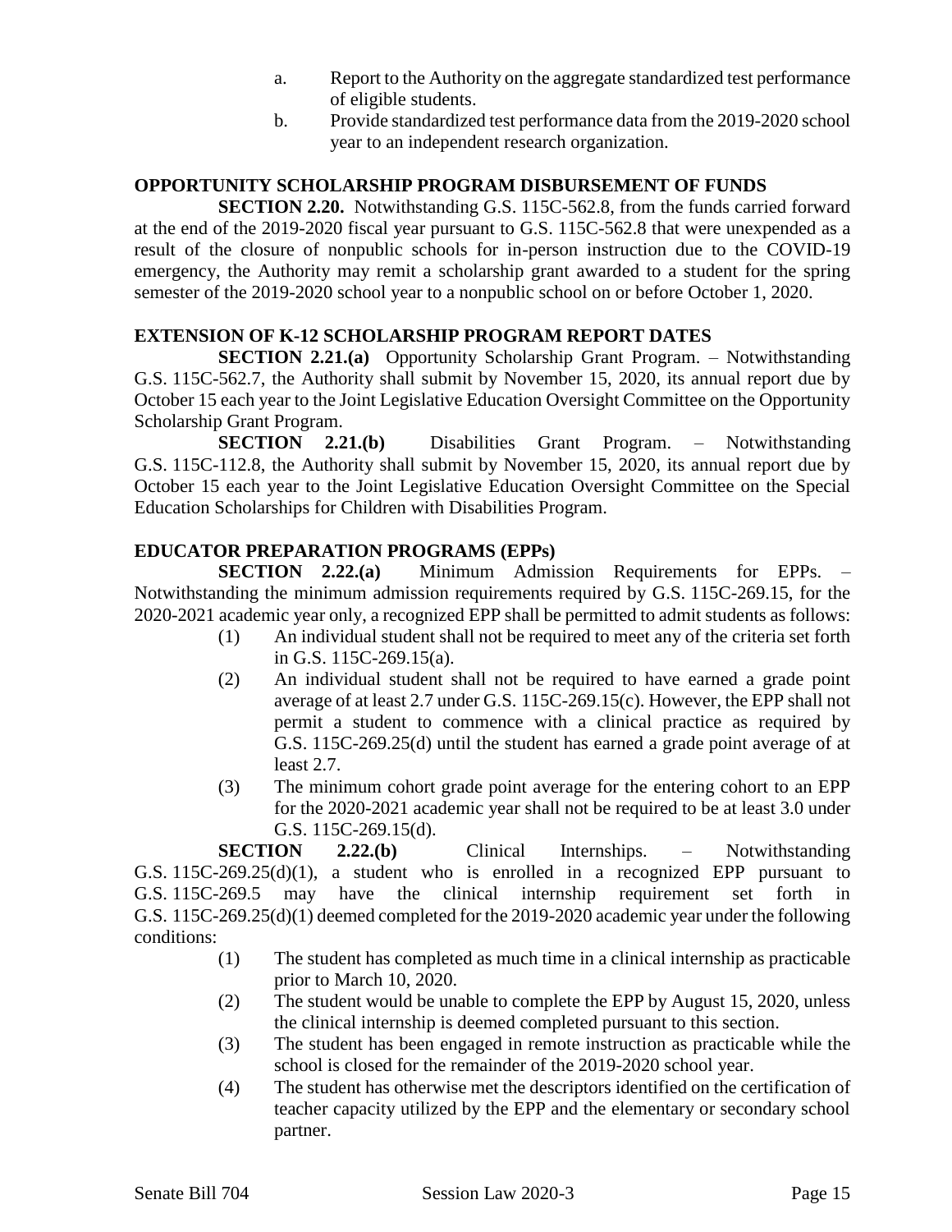a. Report to the Authority on the aggregate standardized test performance of eligible students.

b. Provide standardized test performance data from the 2019-2020 school year to an independent research organization.

## OPPORTUNITY SCHOLARSHIP PROGRAM DISBURSEMENT OF FUNDS

**SECTION 2.20.** Notwithstanding G.S. 115C-562.8, from the funds carried forward at the end of the 2019-2020 fiscal year pursuant to G.S. 115C-562.8 that were unexpended as a result of the closure of nonpublic schools for in-person instruction due to the COVID-19 emergency, the Authority may remit a scholarship grant awarded to a student for the spring semester of the 2019-2020 school year to a nonpublic school on or before October 1, 2020.

## EXTENSION OF K-12 SCHOLARSHIP PROGRAM REPORT DATES

**SECTION 2.21.(a)** Opportunity Scholarship Grant Program. – Notwithstanding G.S. 115C-562.7, the Authority shall submit by November 15, 2020, its annual report due by October 15 each year to the Joint Legislative Education Oversight Committee on the Opportunity Scholarship Grant Program.

**SECTION 2.21.(b)** Disabilities Grant Program. – Notwithstanding G.S. 115C-112.8, the Authority shall submit by November 15, 2020, its annual report due by October 15 each year to the Joint Legislative Education Oversight Committee on the Special Education Scholarships for Children with Disabilities Program.

## EDUCATOR PREPARATION PROGRAMS (EPPs)

**SECTION 2.22.(a)** Minimum Admission Requirements for EPPs. – Notwithstanding the minimum admission requirements required by G.S. 115C-269.15, for the 2020-2021 academic year only, a recognized EPP shall be permitted to admit students as follows:

(1) An individual student shall not be required to meet any of the criteria set forth in G.S. 115C-269.15(a).

(2) An individual student shall not be required to have earned a grade point average of at least 2.7 under G.S. 115C-269.15(c). However, the EPP shall not permit a student to commence with a clinical practice as required by G.S. 115C-269.25(d) until the student has earned a grade point average of at least 2.7.

(3) The minimum cohort grade point average for the entering cohort to an EPP for the 2020-2021 academic year shall not be required to be at least 3.0 under G.S. 115C-269.15(d).

**SECTION 2.22.(b)** Clinical Internships. – Notwithstanding G.S. 115C-269.25(d)(1), a student who is enrolled in a recognized EPP pursuant to G.S. 115C-269.5 may have the clinical internship requirement set forth in G.S. 115C-269.25(d)(1) deemed completed for the 2019-2020 academic year under the following conditions:

(1) The student has completed as much time in a clinical internship as practicable prior to March 10, 2020.

(2) The student would be unable to complete the EPP by August 15, 2020, unless the clinical internship is deemed completed pursuant to this section.

(3) The student has been engaged in remote instruction as practicable while the school is closed for the remainder of the 2019-2020 school year.

(4) The student has otherwise met the descriptors identified on the certification of teacher capacity utilized by the EPP and the elementary or secondary school partner.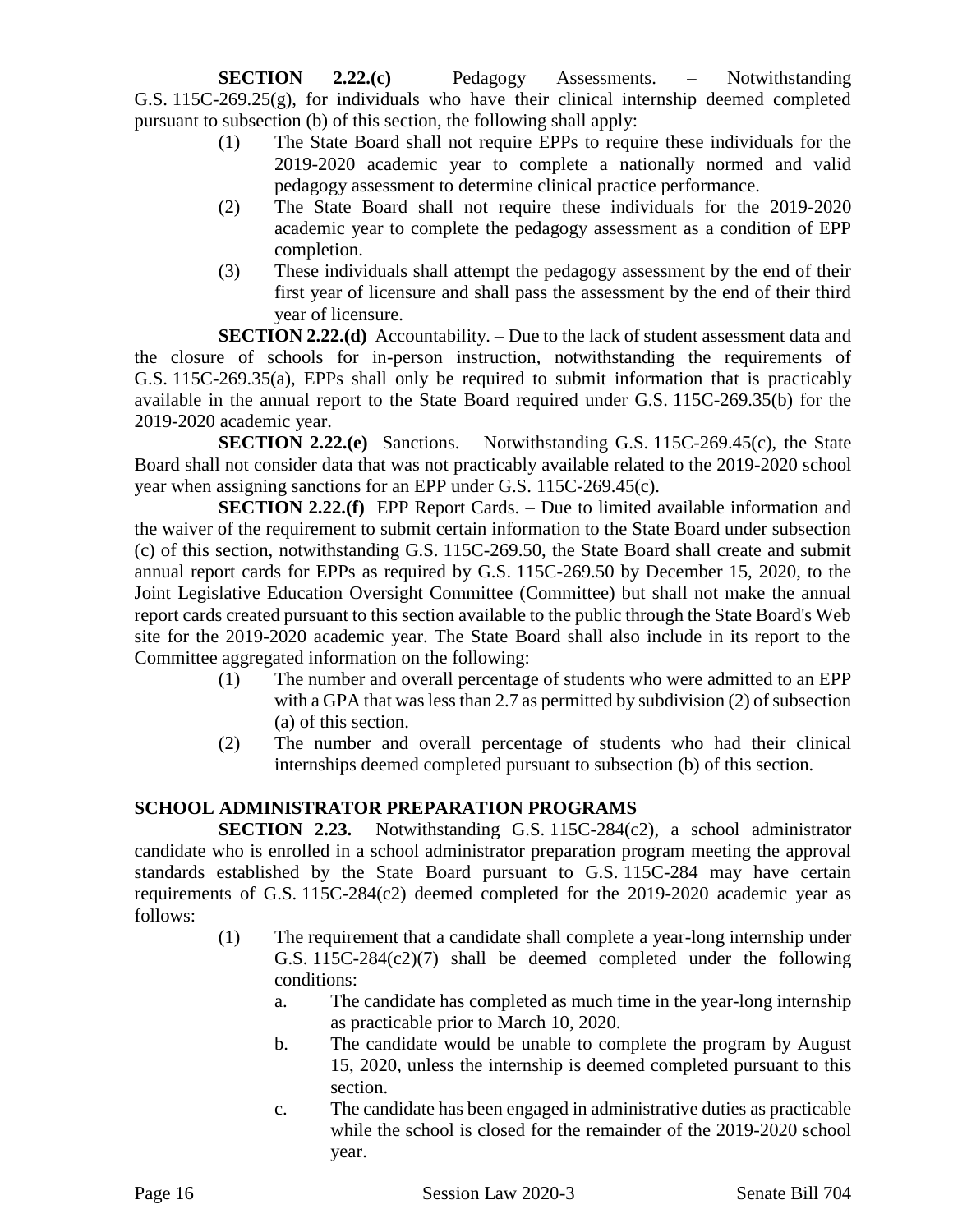**SECTION 2.22.(c)** Pedagogy Assessments. – Notwithstanding G.S. 115C-269.25(g), for individuals who have their clinical internship deemed completed pursuant to subsection (b) of this section, the following shall apply:

(1) The State Board shall not require EPPs to require these individuals for the 2019-2020 academic year to complete a nationally normed and valid pedagogy assessment to determine clinical practice performance.

(2) The State Board shall not require these individuals for the 2019-2020 academic year to complete the pedagogy assessment as a condition of EPP completion.

(3) These individuals shall attempt the pedagogy assessment by the end of their first year of licensure and shall pass the assessment by the end of their third year of licensure.

**SECTION 2.22.(d)** Accountability. – Due to the lack of student assessment data and the closure of schools for in-person instruction, notwithstanding the requirements of G.S. 115C-269.35(a), EPPs shall only be required to submit information that is practicably available in the annual report to the State Board required under G.S. 115C-269.35(b) for the 2019-2020 academic year.

**SECTION 2.22.(e)** Sanctions. – Notwithstanding G.S. 115C-269.45(c), the State Board shall not consider data that was not practicably available related to the 2019-2020 school year when assigning sanctions for an EPP under G.S. 115C-269.45(c).

**SECTION 2.22.(f)** EPP Report Cards. – Due to limited available information and the waiver of the requirement to submit certain information to the State Board under subsection (c) of this section, notwithstanding G.S. 115C-269.50, the State Board shall create and submit annual report cards for EPPs as required by G.S. 115C-269.50 by December 15, 2020, to the Joint Legislative Education Oversight Committee (Committee) but shall not make the annual report cards created pursuant to this section available to the public through the State Board's Web site for the 2019-2020 academic year. The State Board shall also include in its report to the Committee aggregated information on the following:

(1) The number and overall percentage of students who were admitted to an EPP with a GPA that was less than 2.7 as permitted by subdivision (2) of subsection (a) of this section.

(2) The number and overall percentage of students who had their clinical internships deemed completed pursuant to subsection (b) of this section.

## SCHOOL ADMINISTRATOR PREPARATION PROGRAMS

**SECTION 2.23.** Notwithstanding G.S. 115C-284(c2), a school administrator candidate who is enrolled in a school administrator preparation program meeting the approval standards established by the State Board pursuant to G.S. 115C-284 may have certain requirements of G.S. 115C-284(c2) deemed completed for the 2019-2020 academic year as follows:

(1) The requirement that a candidate shall complete a year-long internship under G.S. 115C-284(c2)(7) shall be deemed completed under the following conditions:

a. The candidate has completed as much time in the year-long internship as practicable prior to March 10, 2020.

b. The candidate would be unable to complete the program by August 15, 2020, unless the internship is deemed completed pursuant to this section.

c. The candidate has been engaged in administrative duties as practicable while the school is closed for the remainder of the 2019-2020 school year.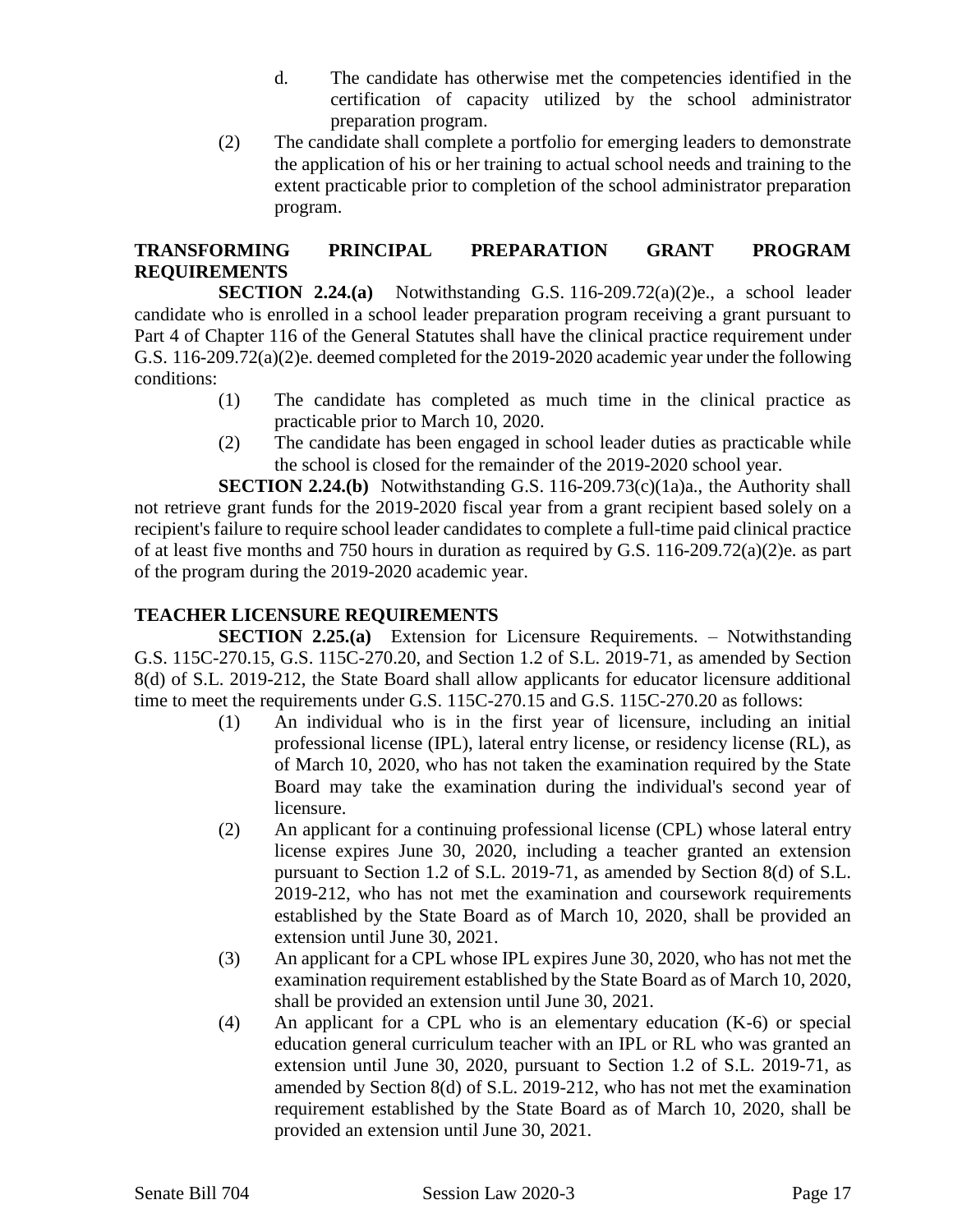d. The candidate has otherwise met the competencies identified in the certification of capacity utilized by the school administrator preparation program.

(2) The candidate shall complete a portfolio for emerging leaders to demonstrate the application of his or her training to actual school needs and training to the extent practicable prior to completion of the school administrator preparation program.

### TRANSFORMING PRINCIPAL PREPARATION GRANT PROGRAM REQUIREMENTS

**SECTION 2.24.(a)** Notwithstanding G.S. 116-209.72(a)(2)e., a school leader candidate who is enrolled in a school leader preparation program receiving a grant pursuant to Part 4 of Chapter 116 of the General Statutes shall have the clinical practice requirement under G.S. 116-209.72(a)(2)e. deemed completed for the 2019-2020 academic year under the following conditions:

(1) The candidate has completed as much time in the clinical practice as practicable prior to March 10, 2020.

(2) The candidate has been engaged in school leader duties as practicable while the school is closed for the remainder of the 2019-2020 school year.

**SECTION 2.24.(b)** Notwithstanding G.S. 116-209.73(c)(1a)a., the Authority shall not retrieve grant funds for the 2019-2020 fiscal year from a grant recipient based solely on a recipient's failure to require school leader candidates to complete a full-time paid clinical practice of at least five months and 750 hours in duration as required by G.S. 116-209.72(a)(2)e. as part of the program during the 2019-2020 academic year.

### TEACHER LICENSURE REQUIREMENTS

**SECTION 2.25.(a)** Extension for Licensure Requirements. – Notwithstanding G.S. 115C-270.15, G.S. 115C-270.20, and Section 1.2 of S.L. 2019-71, as amended by Section 8(d) of S.L. 2019-212, the State Board shall allow applicants for educator licensure additional time to meet the requirements under G.S. 115C-270.15 and G.S. 115C-270.20 as follows:

(1) An individual who is in the first year of licensure, including an initial professional license (IPL), lateral entry license, or residency license (RL), as of March 10, 2020, who has not taken the examination required by the State Board may take the examination during the individual's second year of licensure.

(2) An applicant for a continuing professional license (CPL) whose lateral entry license expires June 30, 2020, including a teacher granted an extension pursuant to Section 1.2 of S.L. 2019-71, as amended by Section 8(d) of S.L. 2019-212, who has not met the examination and coursework requirements established by the State Board as of March 10, 2020, shall be provided an extension until June 30, 2021.

(3) An applicant for a CPL whose IPL expires June 30, 2020, who has not met the examination requirement established by the State Board as of March 10, 2020, shall be provided an extension until June 30, 2021.

(4) An applicant for a CPL who is an elementary education (K-6) or special education general curriculum teacher with an IPL or RL who was granted an extension until June 30, 2020, pursuant to Section 1.2 of S.L. 2019-71, as amended by Section 8(d) of S.L. 2019-212, who has not met the examination requirement established by the State Board as of March 10, 2020, shall be provided an extension until June 30, 2021.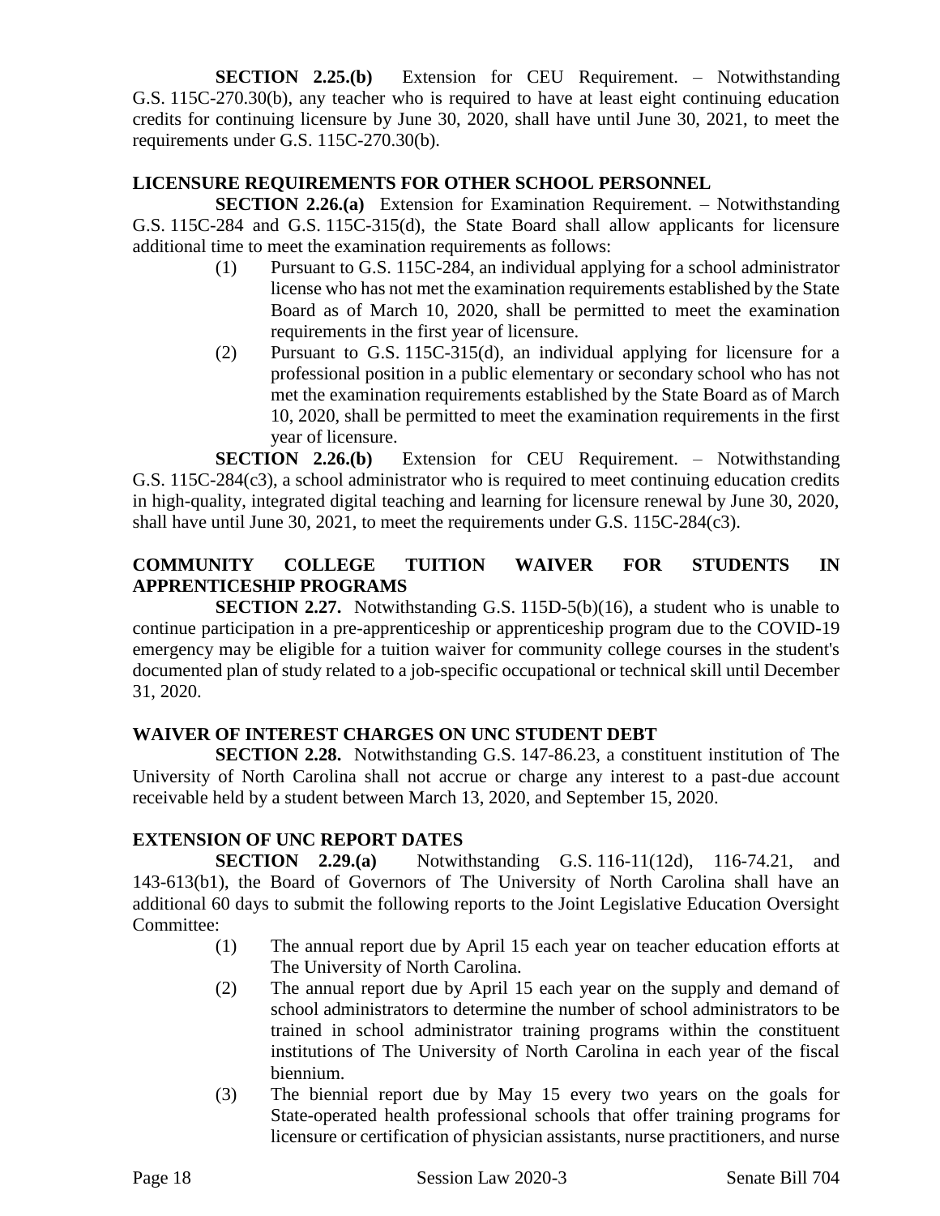**SECTION 2.25.(b)** Extension for CEU Requirement. – Notwithstanding G.S. 115C-270.30(b), any teacher who is required to have at least eight continuing education credits for continuing licensure by June 30, 2020, shall have until June 30, 2021, to meet the requirements under G.S. 115C-270.30(b).

### LICENSURE REQUIREMENTS FOR OTHER SCHOOL PERSONNEL

**SECTION 2.26.(a)** Extension for Examination Requirement. – Notwithstanding G.S. 115C-284 and G.S. 115C-315(d), the State Board shall allow applicants for licensure additional time to meet the examination requirements as follows:

(1) Pursuant to G.S. 115C-284, an individual applying for a school administrator license who has not met the examination requirements established by the State Board as of March 10, 2020, shall be permitted to meet the examination requirements in the first year of licensure.

(2) Pursuant to G.S. 115C-315(d), an individual applying for licensure for a professional position in a public elementary or secondary school who has not met the examination requirements established by the State Board as of March 10, 2020, shall be permitted to meet the examination requirements in the first year of licensure.

**SECTION 2.26.(b)** Extension for CEU Requirement. – Notwithstanding G.S. 115C-284(c3), a school administrator who is required to meet continuing education credits in high-quality, integrated digital teaching and learning for licensure renewal by June 30, 2020, shall have until June 30, 2021, to meet the requirements under G.S. 115C-284(c3).

### COMMUNITY COLLEGE TUITION WAIVER FOR STUDENTS IN APPRENTICESHIP PROGRAMS

**SECTION 2.27.** Notwithstanding G.S. 115D-5(b)(16), a student who is unable to continue participation in a pre-apprenticeship or apprenticeship program due to the COVID-19 emergency may be eligible for a tuition waiver for community college courses in the student's documented plan of study related to a job-specific occupational or technical skill until December 31, 2020.

### WAIVER OF INTEREST CHARGES ON UNC STUDENT DEBT

**SECTION 2.28.** Notwithstanding G.S. 147-86.23, a constituent institution of The University of North Carolina shall not accrue or charge any interest to a past-due account receivable held by a student between March 13, 2020, and September 15, 2020.

### EXTENSION OF UNC REPORT DATES

**SECTION 2.29.(a)** Notwithstanding G.S. 116-11(12d), 116-74.21, and 143-613(b1), the Board of Governors of The University of North Carolina shall have an additional 60 days to submit the following reports to the Joint Legislative Education Oversight Committee:

(1) The annual report due by April 15 each year on teacher education efforts at The University of North Carolina.

(2) The annual report due by April 15 each year on the supply and demand of school administrators to determine the number of school administrators to be trained in school administrator training programs within the constituent institutions of The University of North Carolina in each year of the fiscal biennium.

(3) The biennial report due by May 15 every two years on the goals for State-operated health professional schools that offer training programs for licensure or certification of physician assistants, nurse practitioners, and nurse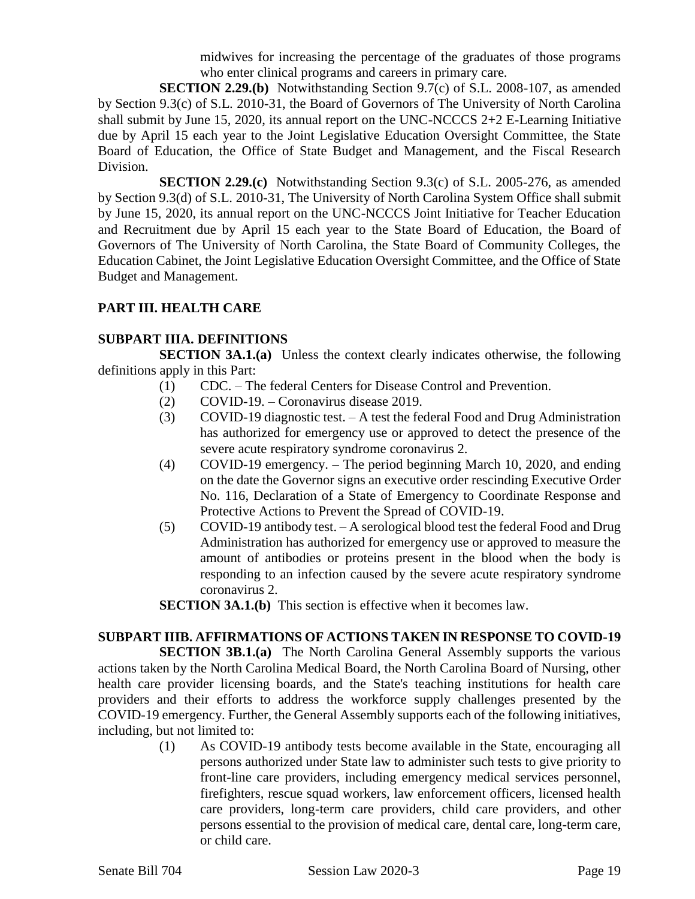midwives for increasing the percentage of the graduates of those programs who enter clinical programs and careers in primary care.

**SECTION 2.29.(b)** Notwithstanding Section 9.7(c) of S.L. 2008-107, as amended by Section 9.3(c) of S.L. 2010-31, the Board of Governors of The University of North Carolina shall submit by June 15, 2020, its annual report on the UNC-NCCCS 2+2 E-Learning Initiative due by April 15 each year to the Joint Legislative Education Oversight Committee, the State Board of Education, the Office of State Budget and Management, and the Fiscal Research Division.

**SECTION 2.29.(c)** Notwithstanding Section 9.3(c) of S.L. 2005-276, as amended by Section 9.3(d) of S.L. 2010-31, The University of North Carolina System Office shall submit by June 15, 2020, its annual report on the UNC-NCCCS Joint Initiative for Teacher Education and Recruitment due by April 15 each year to the State Board of Education, the Board of Governors of The University of North Carolina, the State Board of Community Colleges, the Education Cabinet, the Joint Legislative Education Oversight Committee, and the Office of State Budget and Management.

## PART III. HEALTH CARE

### SUBPART IIIA. DEFINITIONS

**SECTION 3A.1.(a)** Unless the context clearly indicates otherwise, the following definitions apply in this Part:

(1) CDC. – The federal Centers for Disease Control and Prevention.

(2) COVID-19. – Coronavirus disease 2019.

(3) COVID-19 diagnostic test. – A test the federal Food and Drug Administration has authorized for emergency use or approved to detect the presence of the severe acute respiratory syndrome coronavirus 2.

(4) COVID-19 emergency. – The period beginning March 10, 2020, and ending on the date the Governor signs an executive order rescinding Executive Order No. 116, Declaration of a State of Emergency to Coordinate Response and Protective Actions to Prevent the Spread of COVID-19.

(5) COVID-19 antibody test. – A serological blood test the federal Food and Drug Administration has authorized for emergency use or approved to measure the amount of antibodies or proteins present in the blood when the body is responding to an infection caused by the severe acute respiratory syndrome coronavirus 2.

**SECTION 3A.1.(b)** This section is effective when it becomes law.

### SUBPART IIIB. AFFIRMATIONS OF ACTIONS TAKEN IN RESPONSE TO COVID-19

**SECTION 3B.1.(a)** The North Carolina General Assembly supports the various actions taken by the North Carolina Medical Board, the North Carolina Board of Nursing, other health care provider licensing boards, and the State's teaching institutions for health care providers and their efforts to address the workforce supply challenges presented by the COVID-19 emergency. Further, the General Assembly supports each of the following initiatives, including, but not limited to:

(1) As COVID-19 antibody tests become available in the State, encouraging all persons authorized under State law to administer such tests to give priority to front-line care providers, including emergency medical services personnel, firefighters, rescue squad workers, law enforcement officers, licensed health care providers, long-term care providers, child care providers, and other persons essential to the provision of medical care, dental care, long-term care, or child care.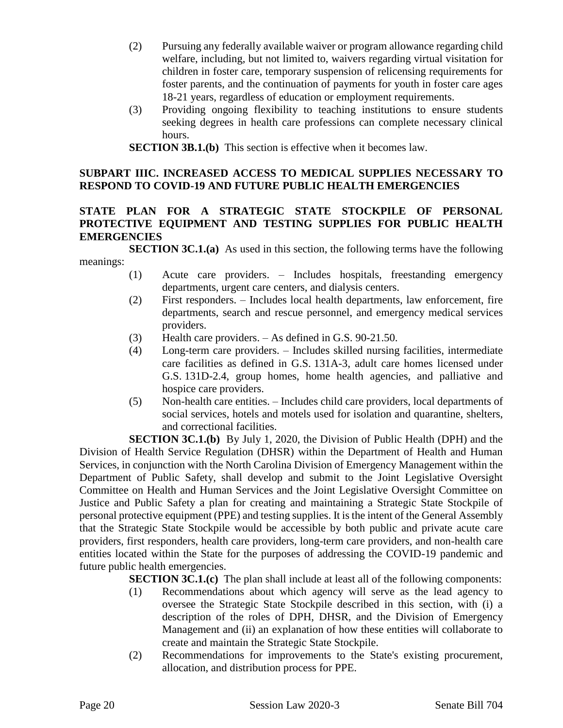(2) Pursuing any federally available waiver or program allowance regarding child welfare, including, but not limited to, waivers regarding virtual visitation for children in foster care, temporary suspension of relicensing requirements for foster parents, and the continuation of payments for youth in foster care ages 18-21 years, regardless of education or employment requirements.

(3) Providing ongoing flexibility to teaching institutions to ensure students seeking degrees in health care professions can complete necessary clinical hours.

**SECTION 3B.1.(b)** This section is effective when it becomes law.

## SUBPART IIIC. INCREASED ACCESS TO MEDICAL SUPPLIES NECESSARY TO RESPOND TO COVID-19 AND FUTURE PUBLIC HEALTH EMERGENCIES

### STATE PLAN FOR A STRATEGIC STATE STOCKPILE OF PERSONAL PROTECTIVE EQUIPMENT AND TESTING SUPPLIES FOR PUBLIC HEALTH EMERGENCIES

**SECTION 3C.1.(a)** As used in this section, the following terms have the following meanings:

(1) Acute care providers. – Includes hospitals, freestanding emergency departments, urgent care centers, and dialysis centers.

(2) First responders. – Includes local health departments, law enforcement, fire departments, search and rescue personnel, and emergency medical services providers.

(3) Health care providers. – As defined in G.S. 90-21.50.

(4) Long-term care providers. – Includes skilled nursing facilities, intermediate care facilities as defined in G.S. 131A-3, adult care homes licensed under G.S. 131D-2.4, group homes, home health agencies, and palliative and hospice care providers.

(5) Non-health care entities. – Includes child care providers, local departments of social services, hotels and motels used for isolation and quarantine, shelters, and correctional facilities.

**SECTION 3C.1.(b)** By July 1, 2020, the Division of Public Health (DPH) and the Division of Health Service Regulation (DHSR) within the Department of Health and Human Services, in conjunction with the North Carolina Division of Emergency Management within the Department of Public Safety, shall develop and submit to the Joint Legislative Oversight Committee on Health and Human Services and the Joint Legislative Oversight Committee on Justice and Public Safety a plan for creating and maintaining a Strategic State Stockpile of personal protective equipment (PPE) and testing supplies. It is the intent of the General Assembly that the Strategic State Stockpile would be accessible by both public and private acute care providers, first responders, health care providers, long-term care providers, and non-health care entities located within the State for the purposes of addressing the COVID-19 pandemic and future public health emergencies.

**SECTION 3C.1.(c)** The plan shall include at least all of the following components:

(1) Recommendations about which agency will serve as the lead agency to oversee the Strategic State Stockpile described in this section, with (i) a description of the roles of DPH, DHSR, and the Division of Emergency Management and (ii) an explanation of how these entities will collaborate to create and maintain the Strategic State Stockpile.

(2) Recommendations for improvements to the State's existing procurement, allocation, and distribution process for PPE.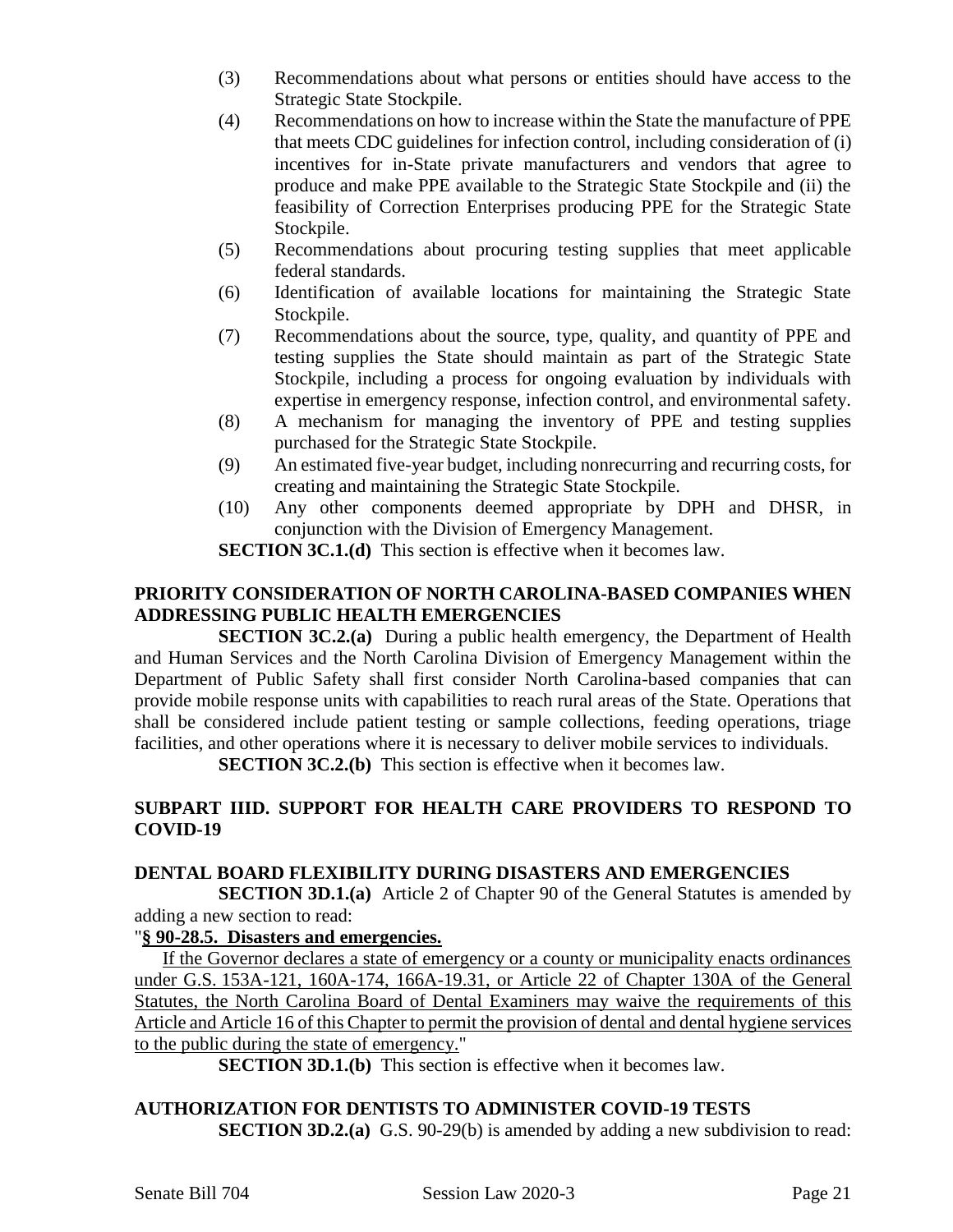(3) Recommendations about what persons or entities should have access to the Strategic State Stockpile.

(4) Recommendations on how to increase within the State the manufacture of PPE that meets CDC guidelines for infection control, including consideration of (i) incentives for in-State private manufacturers and vendors that agree to produce and make PPE available to the Strategic State Stockpile and (ii) the feasibility of Correction Enterprises producing PPE for the Strategic State Stockpile.

(5) Recommendations about procuring testing supplies that meet applicable federal standards.

(6) Identification of available locations for maintaining the Strategic State Stockpile.

(7) Recommendations about the source, type, quality, and quantity of PPE and testing supplies the State should maintain as part of the Strategic State Stockpile, including a process for ongoing evaluation by individuals with expertise in emergency response, infection control, and environmental safety.

(8) A mechanism for managing the inventory of PPE and testing supplies purchased for the Strategic State Stockpile.

(9) An estimated five-year budget, including nonrecurring and recurring costs, for creating and maintaining the Strategic State Stockpile.

(10) Any other components deemed appropriate by DPH and DHSR, in conjunction with the Division of Emergency Management.

**SECTION 3C.1.(d)** This section is effective when it becomes law.

**PRIORITY CONSIDERATION OF NORTH CAROLINA-BASED COMPANIES WHEN ADDRESSING PUBLIC HEALTH EMERGENCIES**

**SECTION 3C.2.(a)** During a public health emergency, the Department of Health and Human Services and the North Carolina Division of Emergency Management within the Department of Public Safety shall first consider North Carolina-based companies that can provide mobile response units with capabilities to reach rural areas of the State. Operations that shall be considered include patient testing or sample collections, feeding operations, triage facilities, and other operations where it is necessary to deliver mobile services to individuals.

**SECTION 3C.2.(b)** This section is effective when it becomes law.

**SUBPART IIID. SUPPORT FOR HEALTH CARE PROVIDERS TO RESPOND TO COVID-19**

**DENTAL BOARD FLEXIBILITY DURING DISASTERS AND EMERGENCIES**

**SECTION 3D.1.(a)** Article 2 of Chapter 90 of the General Statutes is amended by adding a new section to read:

"**§ 90-28.5. Disasters and emergencies.**

If the Governor declares a state of emergency or a county or municipality enacts ordinances under G.S. 153A-121, 160A-174, 166A-19.31, or Article 22 of Chapter 130A of the General Statutes, the North Carolina Board of Dental Examiners may waive the requirements of this Article and Article 16 of this Chapter to permit the provision of dental and dental hygiene services to the public during the state of emergency."

**SECTION 3D.1.(b)** This section is effective when it becomes law.

**AUTHORIZATION FOR DENTISTS TO ADMINISTER COVID-19 TESTS**

**SECTION 3D.2.(a)** G.S. 90-29(b) is amended by adding a new subdivision to read: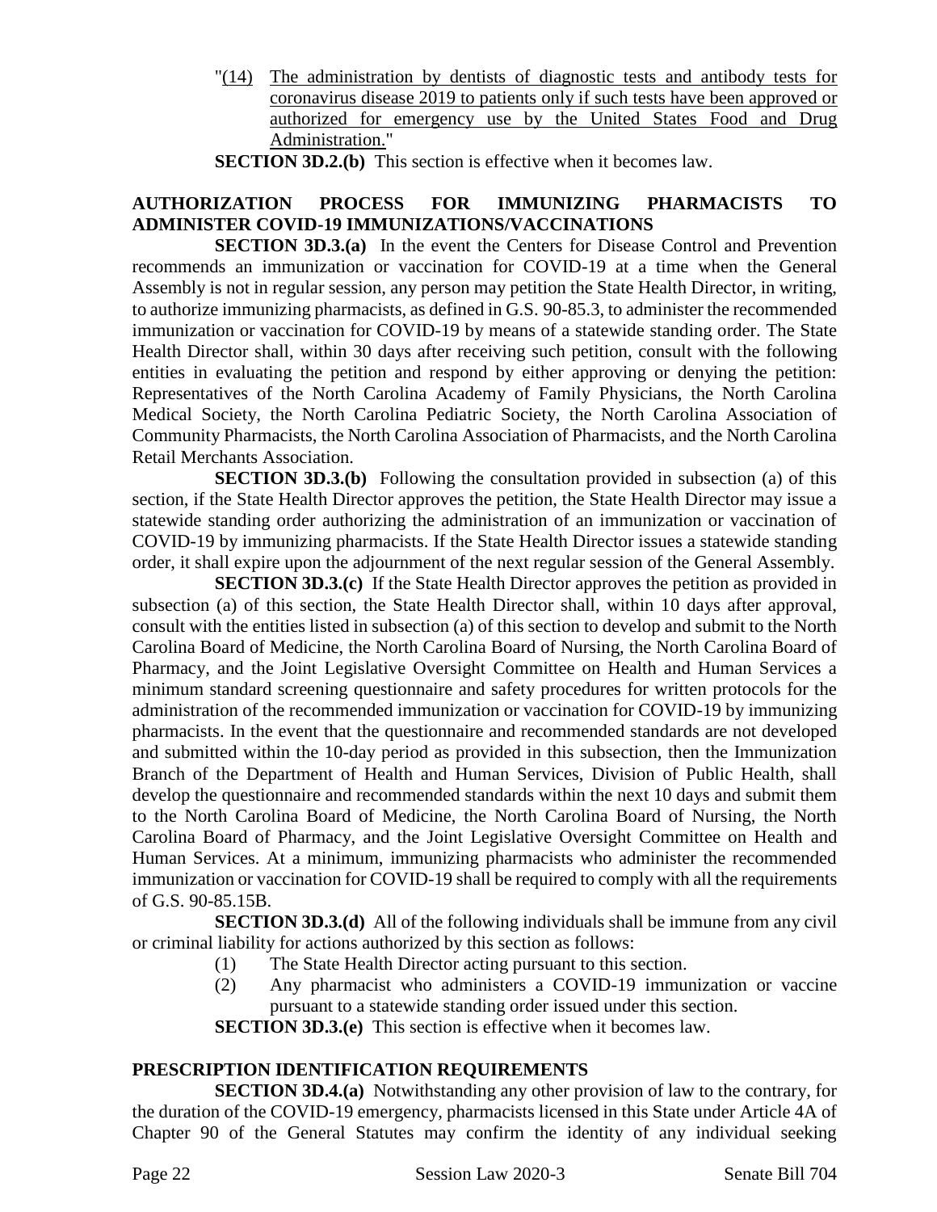"(14) The administration by dentists of diagnostic tests and antibody tests for coronavirus disease 2019 to patients only if such tests have been approved or authorized for emergency use by the United States Food and Drug Administration."

**SECTION 3D.2.(b)** This section is effective when it becomes law.

**AUTHORIZATION PROCESS FOR IMMUNIZING PHARMACISTS TO ADMINISTER COVID-19 IMMUNIZATIONS/VACCINATIONS**

**SECTION 3D.3.(a)** In the event the Centers for Disease Control and Prevention recommends an immunization or vaccination for COVID-19 at a time when the General Assembly is not in regular session, any person may petition the State Health Director, in writing, to authorize immunizing pharmacists, as defined in G.S. 90-85.3, to administer the recommended immunization or vaccination for COVID-19 by means of a statewide standing order. The State Health Director shall, within 30 days after receiving such petition, consult with the following entities in evaluating the petition and respond by either approving or denying the petition: Representatives of the North Carolina Academy of Family Physicians, the North Carolina Medical Society, the North Carolina Pediatric Society, the North Carolina Association of Community Pharmacists, the North Carolina Association of Pharmacists, and the North Carolina Retail Merchants Association.

**SECTION 3D.3.(b)** Following the consultation provided in subsection (a) of this section, if the State Health Director approves the petition, the State Health Director may issue a statewide standing order authorizing the administration of an immunization or vaccination of COVID-19 by immunizing pharmacists. If the State Health Director issues a statewide standing order, it shall expire upon the adjournment of the next regular session of the General Assembly.

**SECTION 3D.3.(c)** If the State Health Director approves the petition as provided in subsection (a) of this section, the State Health Director shall, within 10 days after approval, consult with the entities listed in subsection (a) of this section to develop and submit to the North Carolina Board of Medicine, the North Carolina Board of Nursing, the North Carolina Board of Pharmacy, and the Joint Legislative Oversight Committee on Health and Human Services a minimum standard screening questionnaire and safety procedures for written protocols for the administration of the recommended immunization or vaccination for COVID-19 by immunizing pharmacists. In the event that the questionnaire and recommended standards are not developed and submitted within the 10-day period as provided in this subsection, then the Immunization Branch of the Department of Health and Human Services, Division of Public Health, shall develop the questionnaire and recommended standards within the next 10 days and submit them to the North Carolina Board of Medicine, the North Carolina Board of Nursing, the North Carolina Board of Pharmacy, and the Joint Legislative Oversight Committee on Health and Human Services. At a minimum, immunizing pharmacists who administer the recommended immunization or vaccination for COVID-19 shall be required to comply with all the requirements of G.S. 90-85.15B.

**SECTION 3D.3.(d)** All of the following individuals shall be immune from any civil or criminal liability for actions authorized by this section as follows:

(1) The State Health Director acting pursuant to this section.
(2) Any pharmacist who administers a COVID-19 immunization or vaccine pursuant to a statewide standing order issued under this section.

**SECTION 3D.3.(e)** This section is effective when it becomes law.

**PRESCRIPTION IDENTIFICATION REQUIREMENTS**

**SECTION 3D.4.(a)** Notwithstanding any other provision of law to the contrary, for the duration of the COVID-19 emergency, pharmacists licensed in this State under Article 4A of Chapter 90 of the General Statutes may confirm the identity of any individual seeking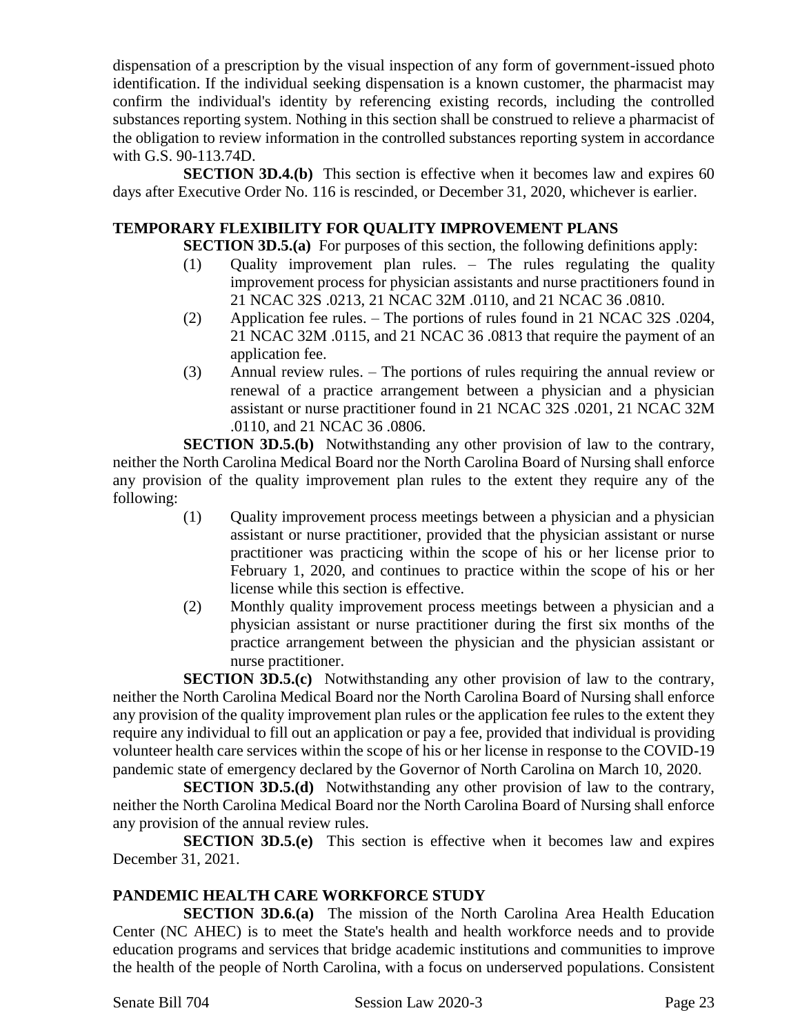dispensation of a prescription by the visual inspection of any form of government-issued photo identification. If the individual seeking dispensation is a known customer, the pharmacist may confirm the individual's identity by referencing existing records, including the controlled substances reporting system. Nothing in this section shall be construed to relieve a pharmacist of the obligation to review information in the controlled substances reporting system in accordance with G.S. 90-113.74D.

**SECTION 3D.4.(b)** This section is effective when it becomes law and expires 60 days after Executive Order No. 116 is rescinded, or December 31, 2020, whichever is earlier.

**TEMPORARY FLEXIBILITY FOR QUALITY IMPROVEMENT PLANS**

**SECTION 3D.5.(a)** For purposes of this section, the following definitions apply:

(1) Quality improvement plan rules. – The rules regulating the quality improvement process for physician assistants and nurse practitioners found in 21 NCAC 32S .0213, 21 NCAC 32M .0110, and 21 NCAC 36 .0810.

(2) Application fee rules. – The portions of rules found in 21 NCAC 32S .0204, 21 NCAC 32M .0115, and 21 NCAC 36 .0813 that require the payment of an application fee.

(3) Annual review rules. – The portions of rules requiring the annual review or renewal of a practice arrangement between a physician and a physician assistant or nurse practitioner found in 21 NCAC 32S .0201, 21 NCAC 32M .0110, and 21 NCAC 36 .0806.

**SECTION 3D.5.(b)** Notwithstanding any other provision of law to the contrary, neither the North Carolina Medical Board nor the North Carolina Board of Nursing shall enforce any provision of the quality improvement plan rules to the extent they require any of the following:

(1) Quality improvement process meetings between a physician and a physician assistant or nurse practitioner, provided that the physician assistant or nurse practitioner was practicing within the scope of his or her license prior to February 1, 2020, and continues to practice within the scope of his or her license while this section is effective.

(2) Monthly quality improvement process meetings between a physician and a physician assistant or nurse practitioner during the first six months of the practice arrangement between the physician and the physician assistant or nurse practitioner.

**SECTION 3D.5.(c)** Notwithstanding any other provision of law to the contrary, neither the North Carolina Medical Board nor the North Carolina Board of Nursing shall enforce any provision of the quality improvement plan rules or the application fee rules to the extent they require any individual to fill out an application or pay a fee, provided that individual is providing volunteer health care services within the scope of his or her license in response to the COVID-19 pandemic state of emergency declared by the Governor of North Carolina on March 10, 2020.

**SECTION 3D.5.(d)** Notwithstanding any other provision of law to the contrary, neither the North Carolina Medical Board nor the North Carolina Board of Nursing shall enforce any provision of the annual review rules.

**SECTION 3D.5.(e)** This section is effective when it becomes law and expires December 31, 2021.

**PANDEMIC HEALTH CARE WORKFORCE STUDY**

**SECTION 3D.6.(a)** The mission of the North Carolina Area Health Education Center (NC AHEC) is to meet the State's health and health workforce needs and to provide education programs and services that bridge academic institutions and communities to improve the health of the people of North Carolina, with a focus on underserved populations. Consistent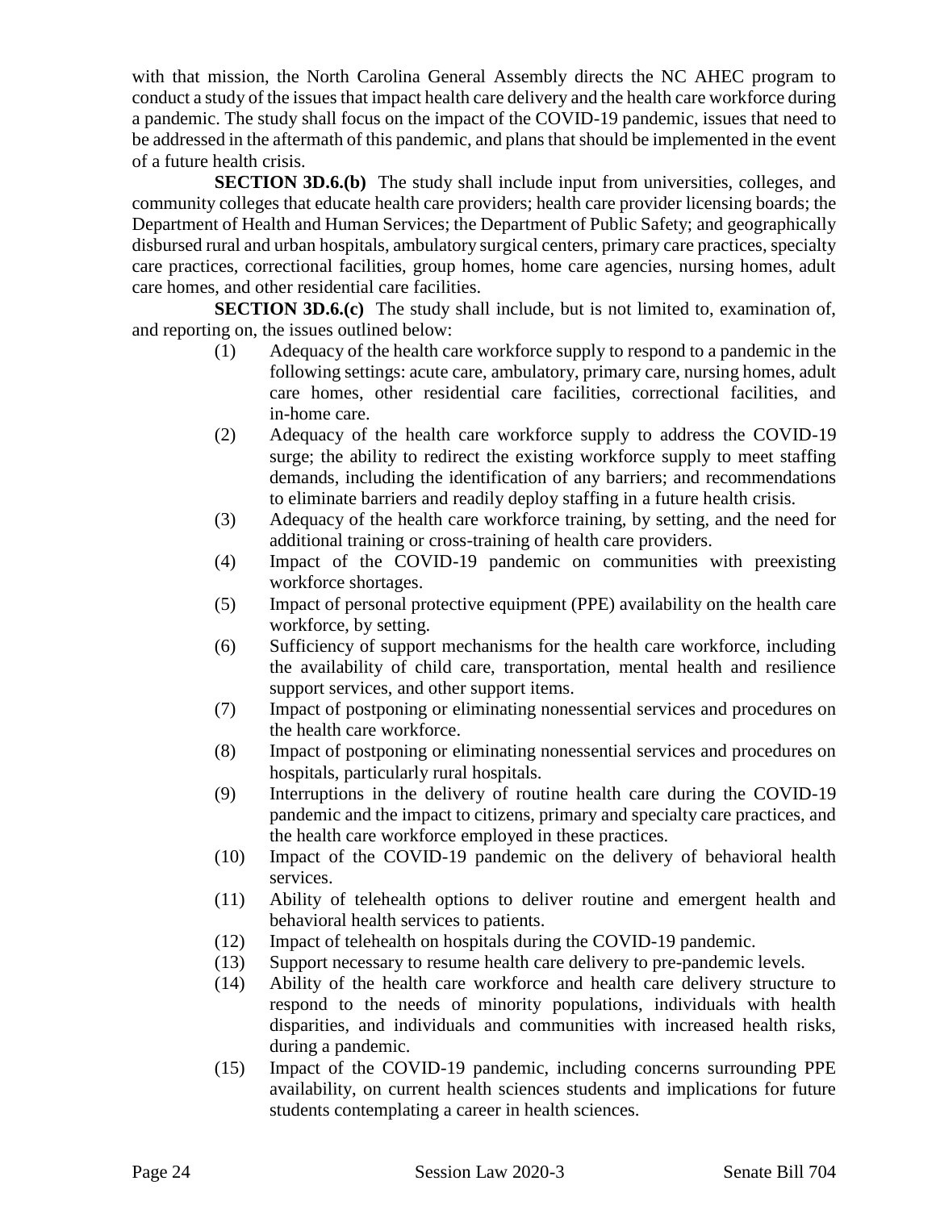with that mission, the North Carolina General Assembly directs the NC AHEC program to conduct a study of the issues that impact health care delivery and the health care workforce during a pandemic. The study shall focus on the impact of the COVID-19 pandemic, issues that need to be addressed in the aftermath of this pandemic, and plans that should be implemented in the event of a future health crisis.

**SECTION 3D.6.(b)** The study shall include input from universities, colleges, and community colleges that educate health care providers; health care provider licensing boards; the Department of Health and Human Services; the Department of Public Safety; and geographically disbursed rural and urban hospitals, ambulatory surgical centers, primary care practices, specialty care practices, correctional facilities, group homes, home care agencies, nursing homes, adult care homes, and other residential care facilities.

**SECTION 3D.6.(c)** The study shall include, but is not limited to, examination of, and reporting on, the issues outlined below:

(1) Adequacy of the health care workforce supply to respond to a pandemic in the following settings: acute care, ambulatory, primary care, nursing homes, adult care homes, other residential care facilities, correctional facilities, and in-home care.

(2) Adequacy of the health care workforce supply to address the COVID-19 surge; the ability to redirect the existing workforce supply to meet staffing demands, including the identification of any barriers; and recommendations to eliminate barriers and readily deploy staffing in a future health crisis.

(3) Adequacy of the health care workforce training, by setting, and the need for additional training or cross-training of health care providers.

(4) Impact of the COVID-19 pandemic on communities with preexisting workforce shortages.

(5) Impact of personal protective equipment (PPE) availability on the health care workforce, by setting.

(6) Sufficiency of support mechanisms for the health care workforce, including the availability of child care, transportation, mental health and resilience support services, and other support items.

(7) Impact of postponing or eliminating nonessential services and procedures on the health care workforce.

(8) Impact of postponing or eliminating nonessential services and procedures on hospitals, particularly rural hospitals.

(9) Interruptions in the delivery of routine health care during the COVID-19 pandemic and the impact to citizens, primary and specialty care practices, and the health care workforce employed in these practices.

(10) Impact of the COVID-19 pandemic on the delivery of behavioral health services.

(11) Ability of telehealth options to deliver routine and emergent health and behavioral health services to patients.

(12) Impact of telehealth on hospitals during the COVID-19 pandemic.

(13) Support necessary to resume health care delivery to pre-pandemic levels.

(14) Ability of the health care workforce and health care delivery structure to respond to the needs of minority populations, individuals with health disparities, and individuals and communities with increased health risks, during a pandemic.

(15) Impact of the COVID-19 pandemic, including concerns surrounding PPE availability, on current health sciences students and implications for future students contemplating a career in health sciences.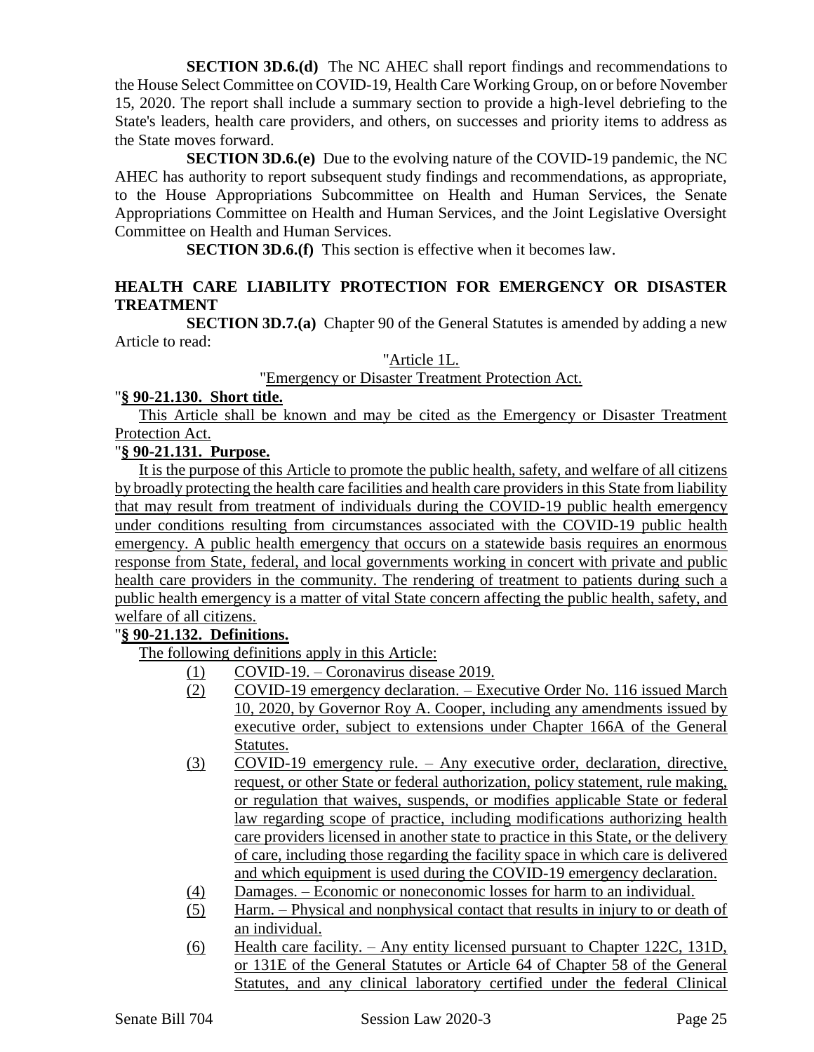**SECTION 3D.6.(d)** The NC AHEC shall report findings and recommendations to the House Select Committee on COVID-19, Health Care Working Group, on or before November 15, 2020. The report shall include a summary section to provide a high-level debriefing to the State's leaders, health care providers, and others, on successes and priority items to address as the State moves forward.

**SECTION 3D.6.(e)** Due to the evolving nature of the COVID-19 pandemic, the NC AHEC has authority to report subsequent study findings and recommendations, as appropriate, to the House Appropriations Subcommittee on Health and Human Services, the Senate Appropriations Committee on Health and Human Services, and the Joint Legislative Oversight Committee on Health and Human Services.

**SECTION 3D.6.(f)** This section is effective when it becomes law.

**HEALTH CARE LIABILITY PROTECTION FOR EMERGENCY OR DISASTER TREATMENT**

**SECTION 3D.7.(a)** Chapter 90 of the General Statutes is amended by adding a new Article to read:

"Article 1L.

"Emergency or Disaster Treatment Protection Act.

"**§ 90-21.130. Short title.**

This Article shall be known and may be cited as the Emergency or Disaster Treatment Protection Act.

"**§ 90-21.131. Purpose.**

It is the purpose of this Article to promote the public health, safety, and welfare of all citizens by broadly protecting the health care facilities and health care providers in this State from liability that may result from treatment of individuals during the COVID-19 public health emergency under conditions resulting from circumstances associated with the COVID-19 public health emergency. A public health emergency that occurs on a statewide basis requires an enormous response from State, federal, and local governments working in concert with private and public health care providers in the community. The rendering of treatment to patients during such a public health emergency is a matter of vital State concern affecting the public health, safety, and welfare of all citizens.

"**§ 90-21.132. Definitions.**

The following definitions apply in this Article:

(1) COVID-19. – Coronavirus disease 2019.

(2) COVID-19 emergency declaration. – Executive Order No. 116 issued March 10, 2020, by Governor Roy A. Cooper, including any amendments issued by executive order, subject to extensions under Chapter 166A of the General Statutes.

(3) COVID-19 emergency rule. – Any executive order, declaration, directive, request, or other State or federal authorization, policy statement, rule making, or regulation that waives, suspends, or modifies applicable State or federal law regarding scope of practice, including modifications authorizing health care providers licensed in another state to practice in this State, or the delivery of care, including those regarding the facility space in which care is delivered and which equipment is used during the COVID-19 emergency declaration.

(4) Damages. – Economic or noneconomic losses for harm to an individual.

(5) Harm. – Physical and nonphysical contact that results in injury to or death of an individual.

(6) Health care facility. – Any entity licensed pursuant to Chapter 122C, 131D, or 131E of the General Statutes or Article 64 of Chapter 58 of the General Statutes, and any clinical laboratory certified under the federal Clinical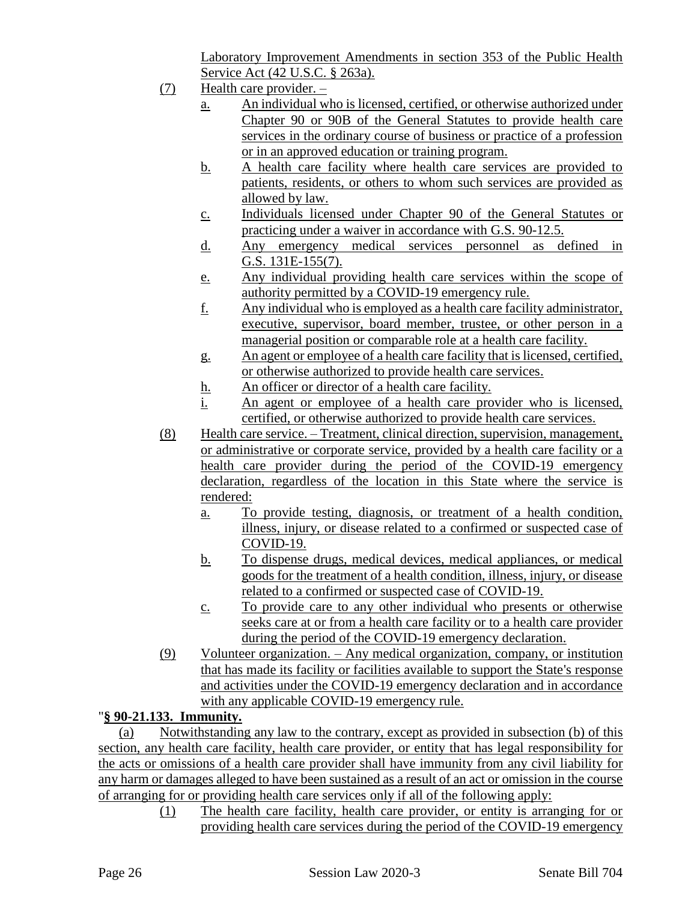Laboratory Improvement Amendments in section 353 of the Public Health Service Act (42 U.S.C. § 263a).

(7) Health care provider. –

a. An individual who is licensed, certified, or otherwise authorized under Chapter 90 or 90B of the General Statutes to provide health care services in the ordinary course of business or practice of a profession or in an approved education or training program.

b. A health care facility where health care services are provided to patients, residents, or others to whom such services are provided as allowed by law.

c. Individuals licensed under Chapter 90 of the General Statutes or practicing under a waiver in accordance with G.S. 90-12.5.

d. Any emergency medical services personnel as defined in G.S. 131E-155(7).

e. Any individual providing health care services within the scope of authority permitted by a COVID-19 emergency rule.

f. Any individual who is employed as a health care facility administrator, executive, supervisor, board member, trustee, or other person in a managerial position or comparable role at a health care facility.

g. An agent or employee of a health care facility that is licensed, certified, or otherwise authorized to provide health care services.

h. An officer or director of a health care facility.

i. An agent or employee of a health care provider who is licensed, certified, or otherwise authorized to provide health care services.

(8) Health care service. – Treatment, clinical direction, supervision, management, or administrative or corporate service, provided by a health care facility or a health care provider during the period of the COVID-19 emergency declaration, regardless of the location in this State where the service is rendered:

a. To provide testing, diagnosis, or treatment of a health condition, illness, injury, or disease related to a confirmed or suspected case of COVID-19.

b. To dispense drugs, medical devices, medical appliances, or medical goods for the treatment of a health condition, illness, injury, or disease related to a confirmed or suspected case of COVID-19.

c. To provide care to any other individual who presents or otherwise seeks care at or from a health care facility or to a health care provider during the period of the COVID-19 emergency declaration.

(9) Volunteer organization. – Any medical organization, company, or institution that has made its facility or facilities available to support the State's response and activities under the COVID-19 emergency declaration and in accordance with any applicable COVID-19 emergency rule.

"**§ 90-21.133. Immunity.**

(a) Notwithstanding any law to the contrary, except as provided in subsection (b) of this section, any health care facility, health care provider, or entity that has legal responsibility for the acts or omissions of a health care provider shall have immunity from any civil liability for any harm or damages alleged to have been sustained as a result of an act or omission in the course of arranging for or providing health care services only if all of the following apply:

(1) The health care facility, health care provider, or entity is arranging for or providing health care services during the period of the COVID-19 emergency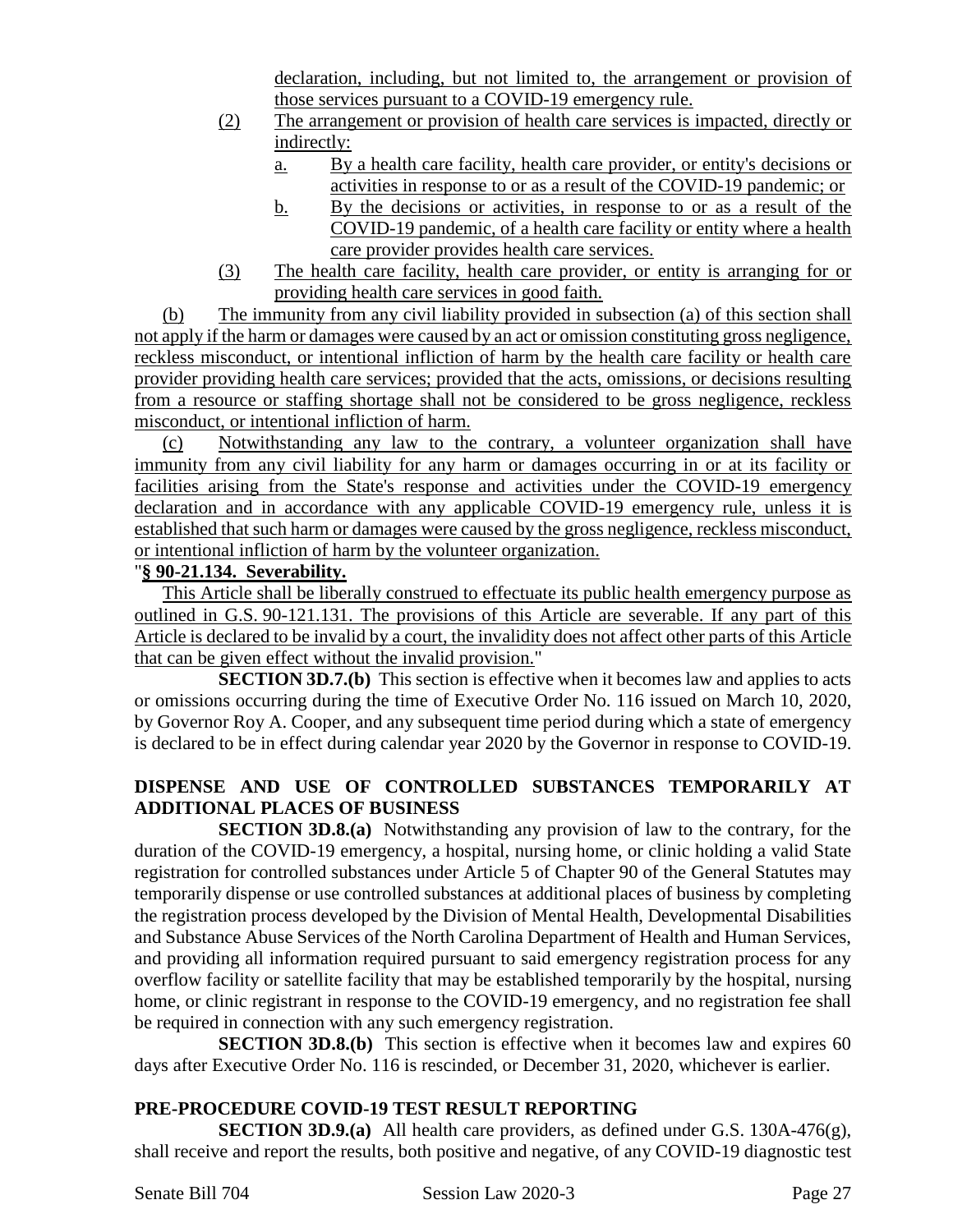declaration, including, but not limited to, the arrangement or provision of those services pursuant to a COVID-19 emergency rule.

(2) The arrangement or provision of health care services is impacted, directly or indirectly:

a. By a health care facility, health care provider, or entity's decisions or activities in response to or as a result of the COVID-19 pandemic; or

b. By the decisions or activities, in response to or as a result of the COVID-19 pandemic, of a health care facility or entity where a health care provider provides health care services.

(3) The health care facility, health care provider, or entity is arranging for or providing health care services in good faith.

(b) The immunity from any civil liability provided in subsection (a) of this section shall not apply if the harm or damages were caused by an act or omission constituting gross negligence, reckless misconduct, or intentional infliction of harm by the health care facility or health care provider providing health care services; provided that the acts, omissions, or decisions resulting from a resource or staffing shortage shall not be considered to be gross negligence, reckless misconduct, or intentional infliction of harm.

(c) Notwithstanding any law to the contrary, a volunteer organization shall have immunity from any civil liability for any harm or damages occurring in or at its facility or facilities arising from the State's response and activities under the COVID-19 emergency declaration and in accordance with any applicable COVID-19 emergency rule, unless it is established that such harm or damages were caused by the gross negligence, reckless misconduct, or intentional infliction of harm by the volunteer organization.

"**§ 90-21.134. Severability.**

This Article shall be liberally construed to effectuate its public health emergency purpose as outlined in G.S. 90-121.131. The provisions of this Article are severable. If any part of this Article is declared to be invalid by a court, the invalidity does not affect other parts of this Article that can be given effect without the invalid provision."

**SECTION 3D.7.(b)** This section is effective when it becomes law and applies to acts or omissions occurring during the time of Executive Order No. 116 issued on March 10, 2020, by Governor Roy A. Cooper, and any subsequent time period during which a state of emergency is declared to be in effect during calendar year 2020 by the Governor in response to COVID-19.

**DISPENSE AND USE OF CONTROLLED SUBSTANCES TEMPORARILY AT ADDITIONAL PLACES OF BUSINESS**

**SECTION 3D.8.(a)** Notwithstanding any provision of law to the contrary, for the duration of the COVID-19 emergency, a hospital, nursing home, or clinic holding a valid State registration for controlled substances under Article 5 of Chapter 90 of the General Statutes may temporarily dispense or use controlled substances at additional places of business by completing the registration process developed by the Division of Mental Health, Developmental Disabilities and Substance Abuse Services of the North Carolina Department of Health and Human Services, and providing all information required pursuant to said emergency registration process for any overflow facility or satellite facility that may be established temporarily by the hospital, nursing home, or clinic registrant in response to the COVID-19 emergency, and no registration fee shall be required in connection with any such emergency registration.

**SECTION 3D.8.(b)** This section is effective when it becomes law and expires 60 days after Executive Order No. 116 is rescinded, or December 31, 2020, whichever is earlier.

**PRE-PROCEDURE COVID-19 TEST RESULT REPORTING**

**SECTION 3D.9.(a)** All health care providers, as defined under G.S. 130A-476(g), shall receive and report the results, both positive and negative, of any COVID-19 diagnostic test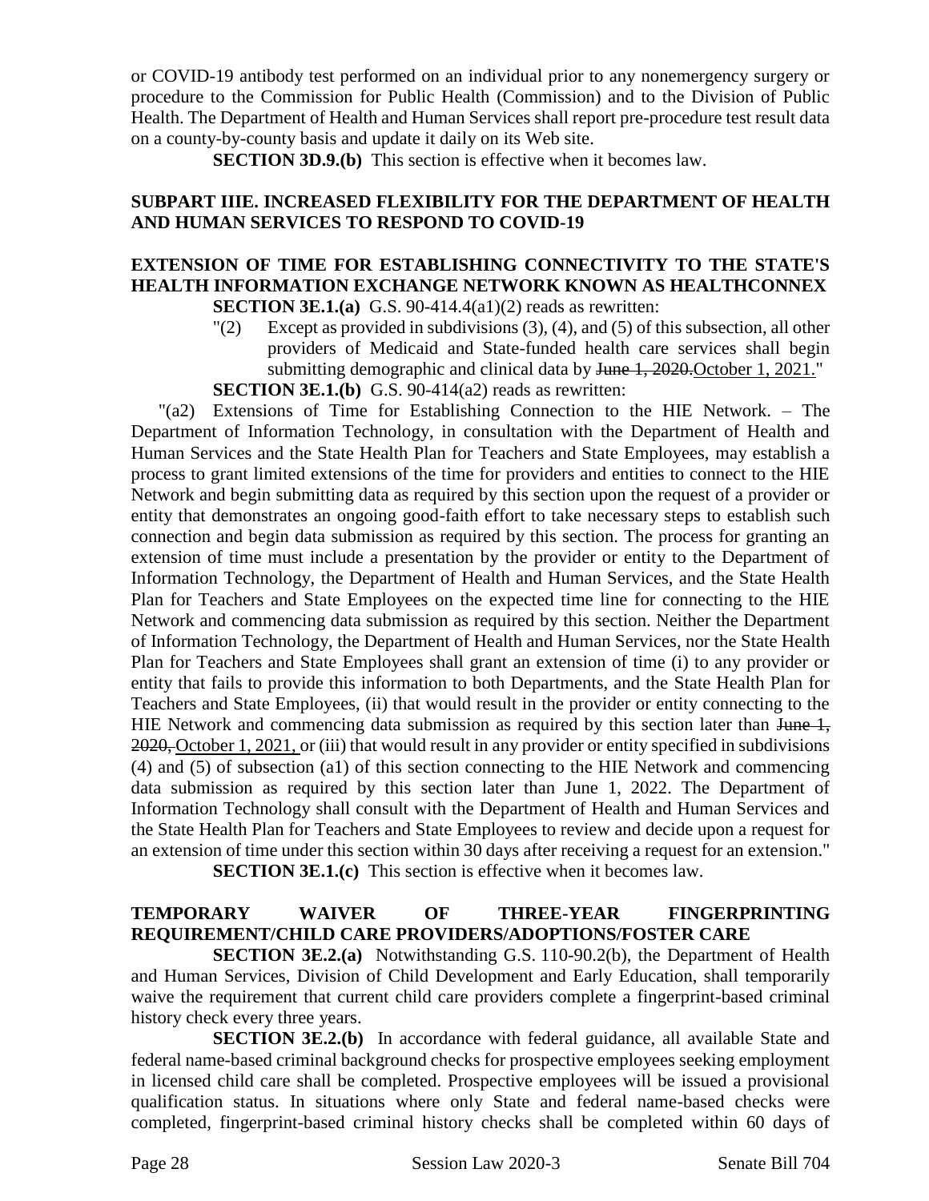or COVID-19 antibody test performed on an individual prior to any nonemergency surgery or procedure to the Commission for Public Health (Commission) and to the Division of Public Health. The Department of Health and Human Services shall report pre-procedure test result data on a county-by-county basis and update it daily on its Web site.

**SECTION 3D.9.(b)** This section is effective when it becomes law.

## SUBPART IIIE. INCREASED FLEXIBILITY FOR THE DEPARTMENT OF HEALTH AND HUMAN SERVICES TO RESPOND TO COVID-19

### EXTENSION OF TIME FOR ESTABLISHING CONNECTIVITY TO THE STATE'S HEALTH INFORMATION EXCHANGE NETWORK KNOWN AS HEALTHCONNEX

**SECTION 3E.1.(a)** G.S. 90-414.4(a1)(2) reads as rewritten:

"(2) Except as provided in subdivisions (3), (4), and (5) of this subsection, all other providers of Medicaid and State-funded health care services shall begin submitting demographic and clinical data by ~~June 1, 2020.~~October 1, 2021."

**SECTION 3E.1.(b)** G.S. 90-414(a2) reads as rewritten:

"(a2) Extensions of Time for Establishing Connection to the HIE Network. – The Department of Information Technology, in consultation with the Department of Health and Human Services and the State Health Plan for Teachers and State Employees, may establish a process to grant limited extensions of the time for providers and entities to connect to the HIE Network and begin submitting data as required by this section upon the request of a provider or entity that demonstrates an ongoing good-faith effort to take necessary steps to establish such connection and begin data submission as required by this section. The process for granting an extension of time must include a presentation by the provider or entity to the Department of Information Technology, the Department of Health and Human Services, and the State Health Plan for Teachers and State Employees on the expected time line for connecting to the HIE Network and commencing data submission as required by this section. Neither the Department of Information Technology, the Department of Health and Human Services, nor the State Health Plan for Teachers and State Employees shall grant an extension of time (i) to any provider or entity that fails to provide this information to both Departments, and the State Health Plan for Teachers and State Employees, (ii) that would result in the provider or entity connecting to the HIE Network and commencing data submission as required by this section later than ~~June 1, 2020,~~ October 1, 2021, or (iii) that would result in any provider or entity specified in subdivisions (4) and (5) of subsection (a1) of this section connecting to the HIE Network and commencing data submission as required by this section later than June 1, 2022. The Department of Information Technology shall consult with the Department of Health and Human Services and the State Health Plan for Teachers and State Employees to review and decide upon a request for an extension of time under this section within 30 days after receiving a request for an extension."

**SECTION 3E.1.(c)** This section is effective when it becomes law.

### TEMPORARY WAIVER OF THREE-YEAR FINGERPRINTING REQUIREMENT/CHILD CARE PROVIDERS/ADOPTIONS/FOSTER CARE

**SECTION 3E.2.(a)** Notwithstanding G.S. 110-90.2(b), the Department of Health and Human Services, Division of Child Development and Early Education, shall temporarily waive the requirement that current child care providers complete a fingerprint-based criminal history check every three years.

**SECTION 3E.2.(b)** In accordance with federal guidance, all available State and federal name-based criminal background checks for prospective employees seeking employment in licensed child care shall be completed. Prospective employees will be issued a provisional qualification status. In situations where only State and federal name-based checks were completed, fingerprint-based criminal history checks shall be completed within 60 days of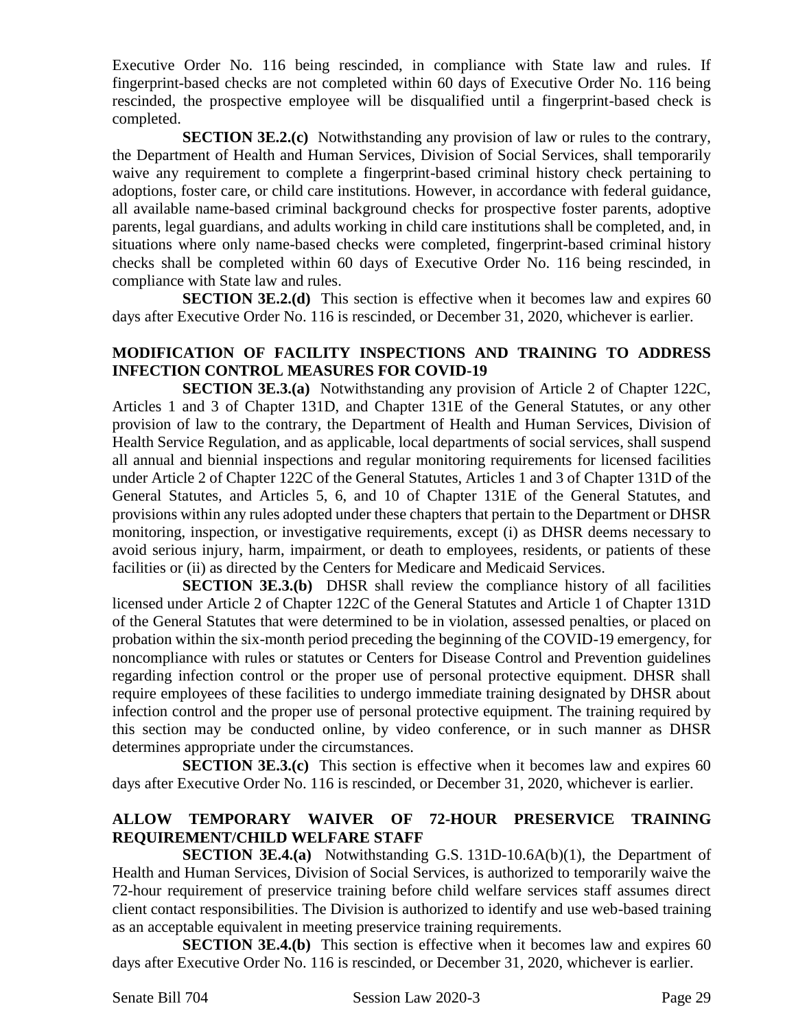Executive Order No. 116 being rescinded, in compliance with State law and rules. If fingerprint-based checks are not completed within 60 days of Executive Order No. 116 being rescinded, the prospective employee will be disqualified until a fingerprint-based check is completed.

**SECTION 3E.2.(c)** Notwithstanding any provision of law or rules to the contrary, the Department of Health and Human Services, Division of Social Services, shall temporarily waive any requirement to complete a fingerprint-based criminal history check pertaining to adoptions, foster care, or child care institutions. However, in accordance with federal guidance, all available name-based criminal background checks for prospective foster parents, adoptive parents, legal guardians, and adults working in child care institutions shall be completed, and, in situations where only name-based checks were completed, fingerprint-based criminal history checks shall be completed within 60 days of Executive Order No. 116 being rescinded, in compliance with State law and rules.

**SECTION 3E.2.(d)** This section is effective when it becomes law and expires 60 days after Executive Order No. 116 is rescinded, or December 31, 2020, whichever is earlier.

### MODIFICATION OF FACILITY INSPECTIONS AND TRAINING TO ADDRESS INFECTION CONTROL MEASURES FOR COVID-19

**SECTION 3E.3.(a)** Notwithstanding any provision of Article 2 of Chapter 122C, Articles 1 and 3 of Chapter 131D, and Chapter 131E of the General Statutes, or any other provision of law to the contrary, the Department of Health and Human Services, Division of Health Service Regulation, and as applicable, local departments of social services, shall suspend all annual and biennial inspections and regular monitoring requirements for licensed facilities under Article 2 of Chapter 122C of the General Statutes, Articles 1 and 3 of Chapter 131D of the General Statutes, and Articles 5, 6, and 10 of Chapter 131E of the General Statutes, and provisions within any rules adopted under these chapters that pertain to the Department or DHSR monitoring, inspection, or investigative requirements, except (i) as DHSR deems necessary to avoid serious injury, harm, impairment, or death to employees, residents, or patients of these facilities or (ii) as directed by the Centers for Medicare and Medicaid Services.

**SECTION 3E.3.(b)** DHSR shall review the compliance history of all facilities licensed under Article 2 of Chapter 122C of the General Statutes and Article 1 of Chapter 131D of the General Statutes that were determined to be in violation, assessed penalties, or placed on probation within the six-month period preceding the beginning of the COVID-19 emergency, for noncompliance with rules or statutes or Centers for Disease Control and Prevention guidelines regarding infection control or the proper use of personal protective equipment. DHSR shall require employees of these facilities to undergo immediate training designated by DHSR about infection control and the proper use of personal protective equipment. The training required by this section may be conducted online, by video conference, or in such manner as DHSR determines appropriate under the circumstances.

**SECTION 3E.3.(c)** This section is effective when it becomes law and expires 60 days after Executive Order No. 116 is rescinded, or December 31, 2020, whichever is earlier.

### ALLOW TEMPORARY WAIVER OF 72-HOUR PRESERVICE TRAINING REQUIREMENT/CHILD WELFARE STAFF

**SECTION 3E.4.(a)** Notwithstanding G.S. 131D-10.6A(b)(1), the Department of Health and Human Services, Division of Social Services, is authorized to temporarily waive the 72-hour requirement of preservice training before child welfare services staff assumes direct client contact responsibilities. The Division is authorized to identify and use web-based training as an acceptable equivalent in meeting preservice training requirements.

**SECTION 3E.4.(b)** This section is effective when it becomes law and expires 60 days after Executive Order No. 116 is rescinded, or December 31, 2020, whichever is earlier.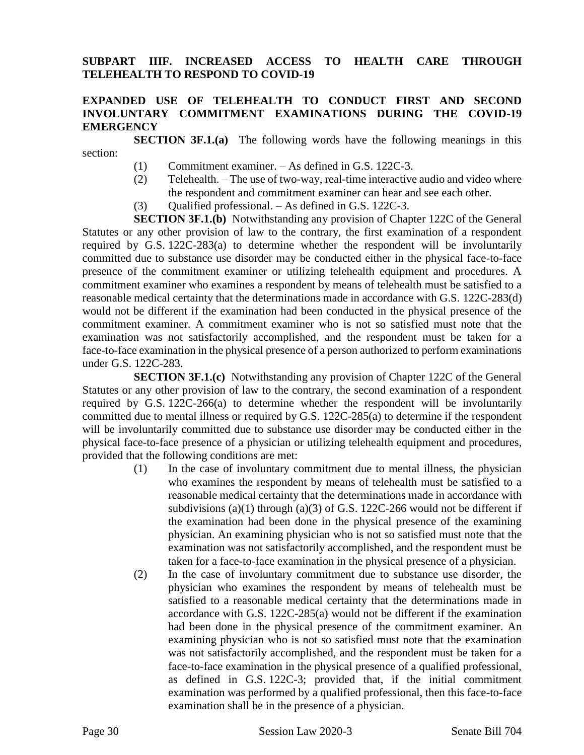## SUBPART IIIF. INCREASED ACCESS TO HEALTH CARE THROUGH TELEHEALTH TO RESPOND TO COVID-19

### EXPANDED USE OF TELEHEALTH TO CONDUCT FIRST AND SECOND INVOLUNTARY COMMITMENT EXAMINATIONS DURING THE COVID-19 EMERGENCY

**SECTION 3F.1.(a)** The following words have the following meanings in this section:

(1) Commitment examiner. – As defined in G.S. 122C-3.

(2) Telehealth. – The use of two-way, real-time interactive audio and video where the respondent and commitment examiner can hear and see each other.

(3) Qualified professional. – As defined in G.S. 122C-3.

**SECTION 3F.1.(b)** Notwithstanding any provision of Chapter 122C of the General Statutes or any other provision of law to the contrary, the first examination of a respondent required by G.S. 122C-283(a) to determine whether the respondent will be involuntarily committed due to substance use disorder may be conducted either in the physical face-to-face presence of the commitment examiner or utilizing telehealth equipment and procedures. A commitment examiner who examines a respondent by means of telehealth must be satisfied to a reasonable medical certainty that the determinations made in accordance with G.S. 122C-283(d) would not be different if the examination had been conducted in the physical presence of the commitment examiner. A commitment examiner who is not so satisfied must note that the examination was not satisfactorily accomplished, and the respondent must be taken for a face-to-face examination in the physical presence of a person authorized to perform examinations under G.S. 122C-283.

**SECTION 3F.1.(c)** Notwithstanding any provision of Chapter 122C of the General Statutes or any other provision of law to the contrary, the second examination of a respondent required by G.S. 122C-266(a) to determine whether the respondent will be involuntarily committed due to mental illness or required by G.S. 122C-285(a) to determine if the respondent will be involuntarily committed due to substance use disorder may be conducted either in the physical face-to-face presence of a physician or utilizing telehealth equipment and procedures, provided that the following conditions are met:

(1) In the case of involuntary commitment due to mental illness, the physician who examines the respondent by means of telehealth must be satisfied to a reasonable medical certainty that the determinations made in accordance with subdivisions (a)(1) through (a)(3) of G.S. 122C-266 would not be different if the examination had been done in the physical presence of the examining physician. An examining physician who is not so satisfied must note that the examination was not satisfactorily accomplished, and the respondent must be taken for a face-to-face examination in the physical presence of a physician.

(2) In the case of involuntary commitment due to substance use disorder, the physician who examines the respondent by means of telehealth must be satisfied to a reasonable medical certainty that the determinations made in accordance with G.S. 122C-285(a) would not be different if the examination had been done in the physical presence of the commitment examiner. An examining physician who is not so satisfied must note that the examination was not satisfactorily accomplished, and the respondent must be taken for a face-to-face examination in the physical presence of a qualified professional, as defined in G.S. 122C-3; provided that, if the initial commitment examination was performed by a qualified professional, then this face-to-face examination shall be in the presence of a physician.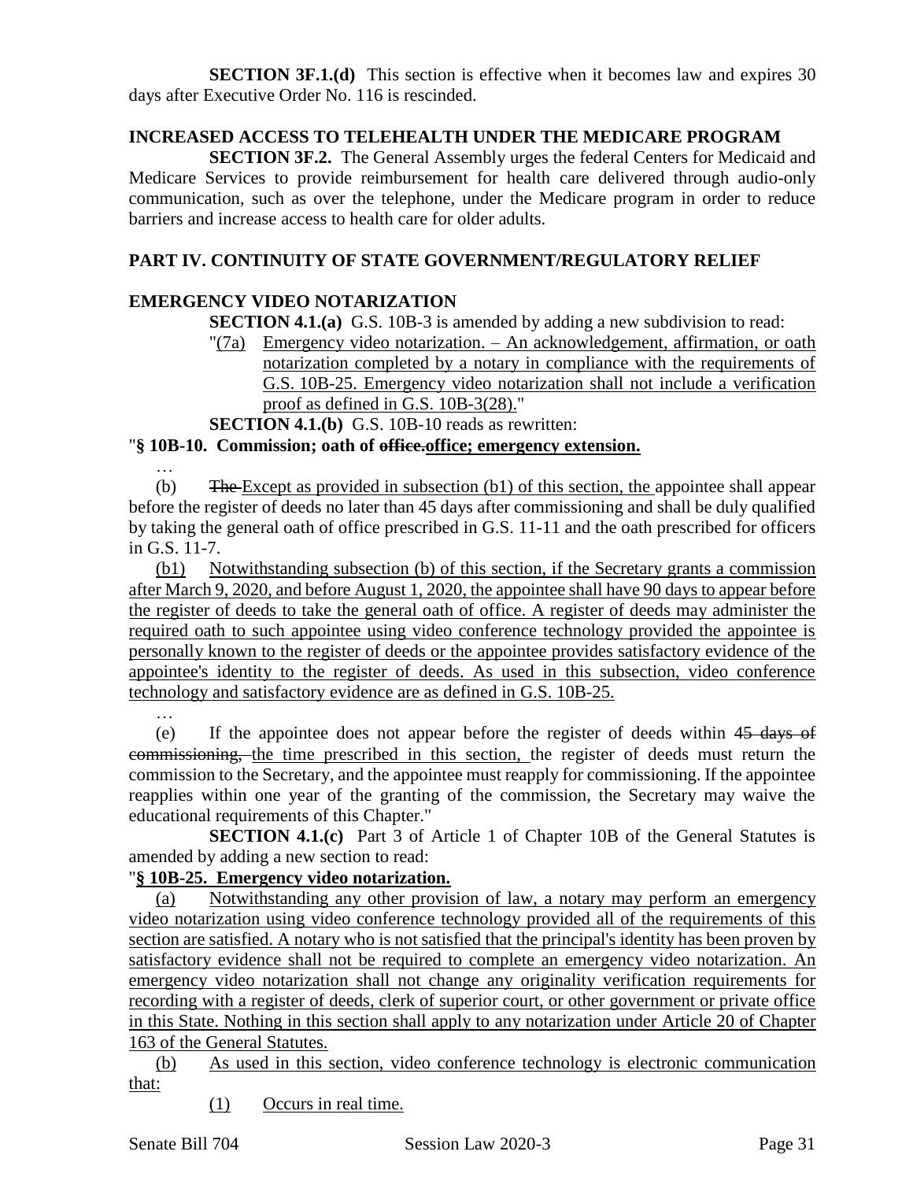**SECTION 3F.1.(d)** This section is effective when it becomes law and expires 30 days after Executive Order No. 116 is rescinded.

**INCREASED ACCESS TO TELEHEALTH UNDER THE MEDICARE PROGRAM**

**SECTION 3F.2.** The General Assembly urges the federal Centers for Medicaid and Medicare Services to provide reimbursement for health care delivered through audio-only communication, such as over the telephone, under the Medicare program in order to reduce barriers and increase access to health care for older adults.

**PART IV. CONTINUITY OF STATE GOVERNMENT/REGULATORY RELIEF**

**EMERGENCY VIDEO NOTARIZATION**

**SECTION 4.1.(a)** G.S. 10B-3 is amended by adding a new subdivision to read:

"(7a) Emergency video notarization. – An acknowledgement, affirmation, or oath notarization completed by a notary in compliance with the requirements of G.S. 10B-25. Emergency video notarization shall not include a verification proof as defined in G.S. 10B-3(28)."

**SECTION 4.1.(b)** G.S. 10B-10 reads as rewritten:

"**§ 10B-10. Commission; oath of ~~office.~~office; emergency extension.**

…

(b) ~~The~~ Except as provided in subsection (b1) of this section, the appointee shall appear before the register of deeds no later than 45 days after commissioning and shall be duly qualified by taking the general oath of office prescribed in G.S. 11-11 and the oath prescribed for officers in G.S. 11-7.

(b1) Notwithstanding subsection (b) of this section, if the Secretary grants a commission after March 9, 2020, and before August 1, 2020, the appointee shall have 90 days to appear before the register of deeds to take the general oath of office. A register of deeds may administer the required oath to such appointee using video conference technology provided the appointee is personally known to the register of deeds or the appointee provides satisfactory evidence of the appointee's identity to the register of deeds. As used in this subsection, video conference technology and satisfactory evidence are as defined in G.S. 10B-25.

…

(e) If the appointee does not appear before the register of deeds within ~~45 days of commissioning,~~ the time prescribed in this section, the register of deeds must return the commission to the Secretary, and the appointee must reapply for commissioning. If the appointee reapplies within one year of the granting of the commission, the Secretary may waive the educational requirements of this Chapter."

**SECTION 4.1.(c)** Part 3 of Article 1 of Chapter 10B of the General Statutes is amended by adding a new section to read:

"**§ 10B-25. Emergency video notarization.**

(a) Notwithstanding any other provision of law, a notary may perform an emergency video notarization using video conference technology provided all of the requirements of this section are satisfied. A notary who is not satisfied that the principal's identity has been proven by satisfactory evidence shall not be required to complete an emergency video notarization. An emergency video notarization shall not change any originality verification requirements for recording with a register of deeds, clerk of superior court, or other government or private office in this State. Nothing in this section shall apply to any notarization under Article 20 of Chapter 163 of the General Statutes.

(b) As used in this section, video conference technology is electronic communication that:

(1) Occurs in real time.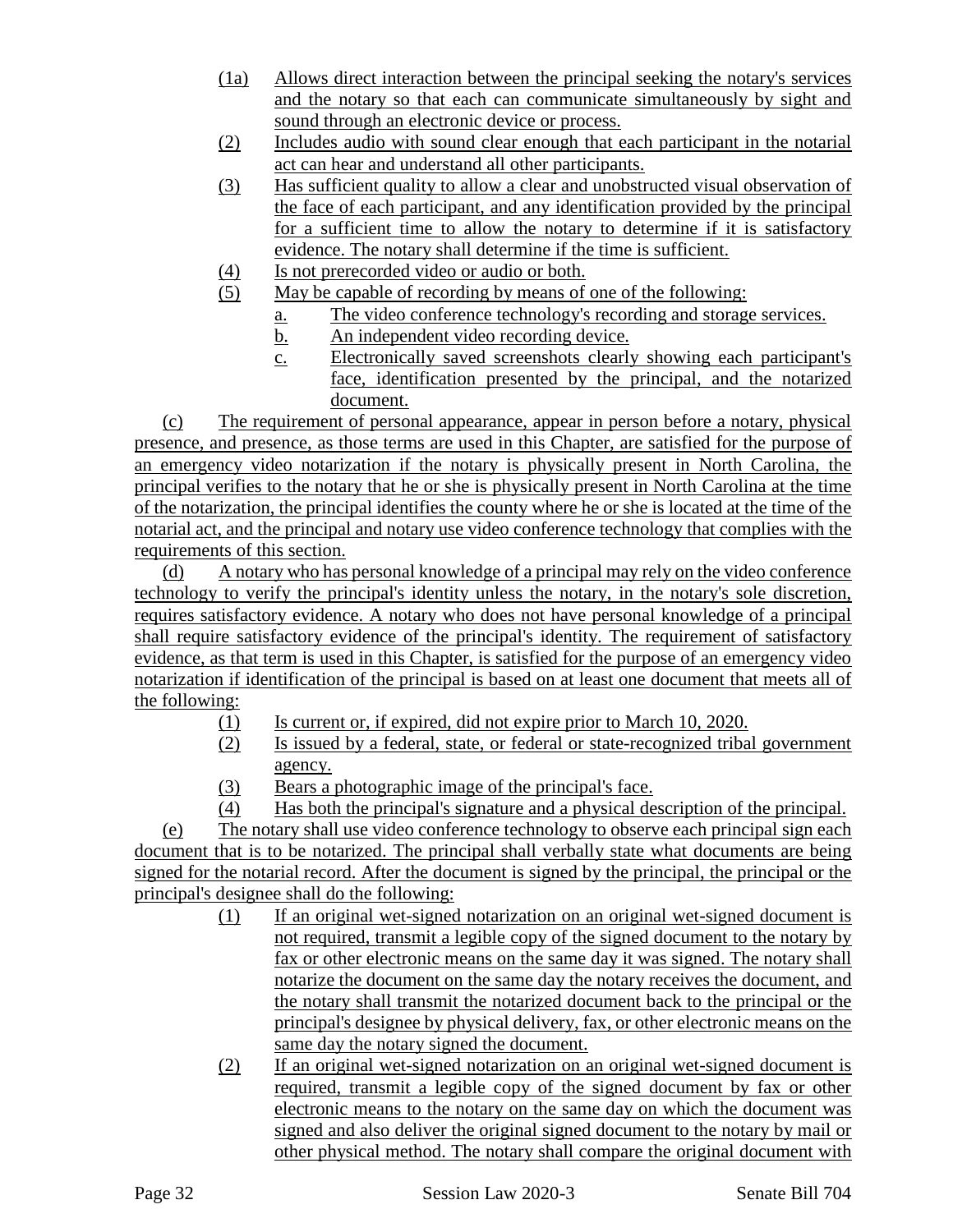(1a) Allows direct interaction between the principal seeking the notary's services and the notary so that each can communicate simultaneously by sight and sound through an electronic device or process.

(2) Includes audio with sound clear enough that each participant in the notarial act can hear and understand all other participants.

(3) Has sufficient quality to allow a clear and unobstructed visual observation of the face of each participant, and any identification provided by the principal for a sufficient time to allow the notary to determine if it is satisfactory evidence. The notary shall determine if the time is sufficient.

(4) Is not prerecorded video or audio or both.

(5) May be capable of recording by means of one of the following:

a. The video conference technology's recording and storage services.

b. An independent video recording device.

c. Electronically saved screenshots clearly showing each participant's face, identification presented by the principal, and the notarized document.

(c) The requirement of personal appearance, appear in person before a notary, physical presence, and presence, as those terms are used in this Chapter, are satisfied for the purpose of an emergency video notarization if the notary is physically present in North Carolina, the principal verifies to the notary that he or she is physically present in North Carolina at the time of the notarization, the principal identifies the county where he or she is located at the time of the notarial act, and the principal and notary use video conference technology that complies with the requirements of this section.

(d) A notary who has personal knowledge of a principal may rely on the video conference technology to verify the principal's identity unless the notary, in the notary's sole discretion, requires satisfactory evidence. A notary who does not have personal knowledge of a principal shall require satisfactory evidence of the principal's identity. The requirement of satisfactory evidence, as that term is used in this Chapter, is satisfied for the purpose of an emergency video notarization if identification of the principal is based on at least one document that meets all of the following:

(1) Is current or, if expired, did not expire prior to March 10, 2020.

(2) Is issued by a federal, state, or federal or state-recognized tribal government agency.

(3) Bears a photographic image of the principal's face.

(4) Has both the principal's signature and a physical description of the principal.

(e) The notary shall use video conference technology to observe each principal sign each document that is to be notarized. The principal shall verbally state what documents are being signed for the notarial record. After the document is signed by the principal, the principal or the principal's designee shall do the following:

(1) If an original wet-signed notarization on an original wet-signed document is not required, transmit a legible copy of the signed document to the notary by fax or other electronic means on the same day it was signed. The notary shall notarize the document on the same day the notary receives the document, and the notary shall transmit the notarized document back to the principal or the principal's designee by physical delivery, fax, or other electronic means on the same day the notary signed the document.

(2) If an original wet-signed notarization on an original wet-signed document is required, transmit a legible copy of the signed document by fax or other electronic means to the notary on the same day on which the document was signed and also deliver the original signed document to the notary by mail or other physical method. The notary shall compare the original document with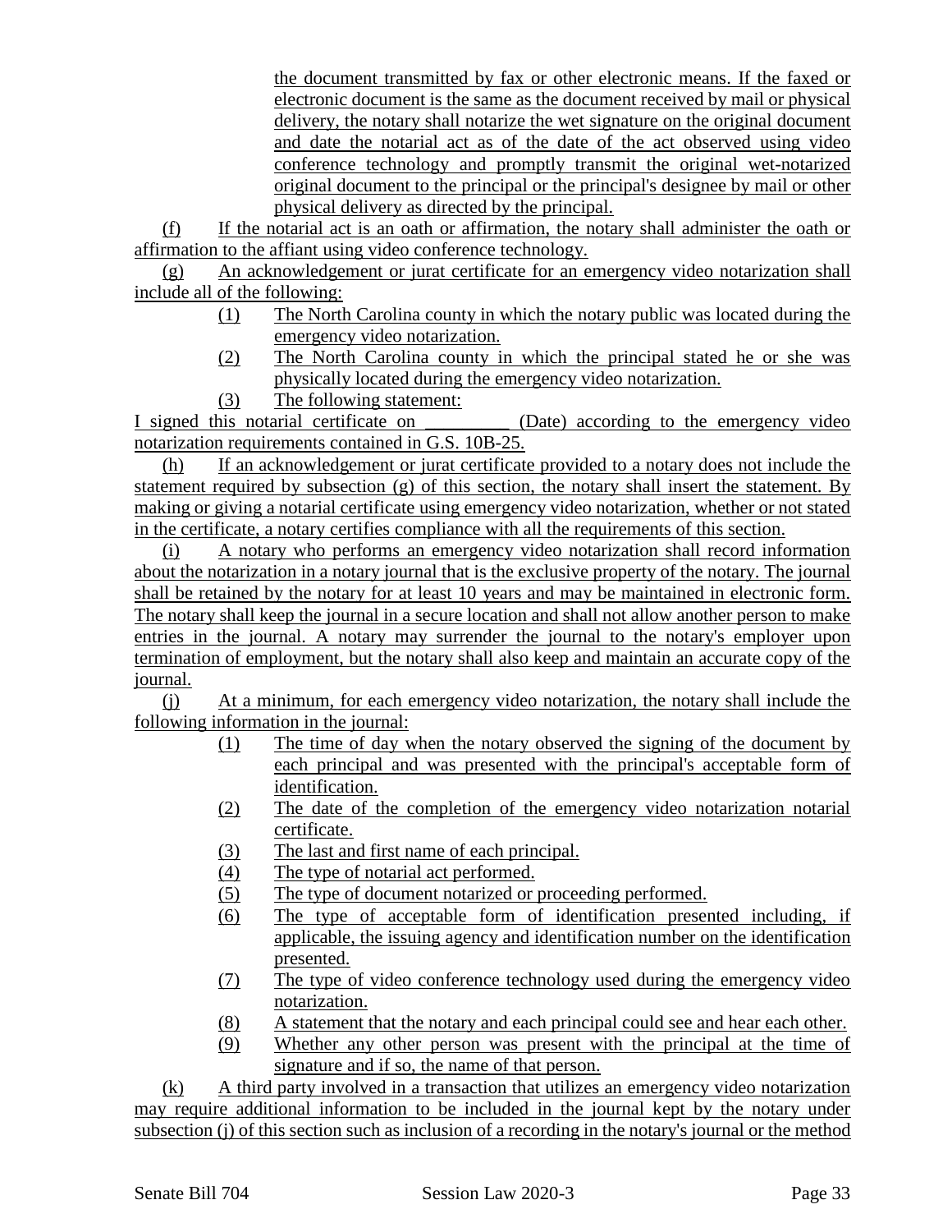the document transmitted by fax or other electronic means. If the faxed or electronic document is the same as the document received by mail or physical delivery, the notary shall notarize the wet signature on the original document and date the notarial act as of the date of the act observed using video conference technology and promptly transmit the original wet-notarized original document to the principal or the principal's designee by mail or other physical delivery as directed by the principal.

(f) If the notarial act is an oath or affirmation, the notary shall administer the oath or affirmation to the affiant using video conference technology.

(g) An acknowledgement or jurat certificate for an emergency video notarization shall include all of the following:

(1) The North Carolina county in which the notary public was located during the emergency video notarization.

(2) The North Carolina county in which the principal stated he or she was physically located during the emergency video notarization.

(3) The following statement:

I signed this notarial certificate on __________ (Date) according to the emergency video notarization requirements contained in G.S. 10B-25.

(h) If an acknowledgement or jurat certificate provided to a notary does not include the statement required by subsection (g) of this section, the notary shall insert the statement. By making or giving a notarial certificate using emergency video notarization, whether or not stated in the certificate, a notary certifies compliance with all the requirements of this section.

(i) A notary who performs an emergency video notarization shall record information about the notarization in a notary journal that is the exclusive property of the notary. The journal shall be retained by the notary for at least 10 years and may be maintained in electronic form. The notary shall keep the journal in a secure location and shall not allow another person to make entries in the journal. A notary may surrender the journal to the notary's employer upon termination of employment, but the notary shall also keep and maintain an accurate copy of the journal.

(j) At a minimum, for each emergency video notarization, the notary shall include the following information in the journal:

(1) The time of day when the notary observed the signing of the document by each principal and was presented with the principal's acceptable form of identification.

(2) The date of the completion of the emergency video notarization notarial certificate.

(3) The last and first name of each principal.

(4) The type of notarial act performed.

(5) The type of document notarized or proceeding performed.

(6) The type of acceptable form of identification presented including, if applicable, the issuing agency and identification number on the identification presented.

(7) The type of video conference technology used during the emergency video notarization.

(8) A statement that the notary and each principal could see and hear each other.

(9) Whether any other person was present with the principal at the time of signature and if so, the name of that person.

(k) A third party involved in a transaction that utilizes an emergency video notarization may require additional information to be included in the journal kept by the notary under subsection (j) of this section such as inclusion of a recording in the notary's journal or the method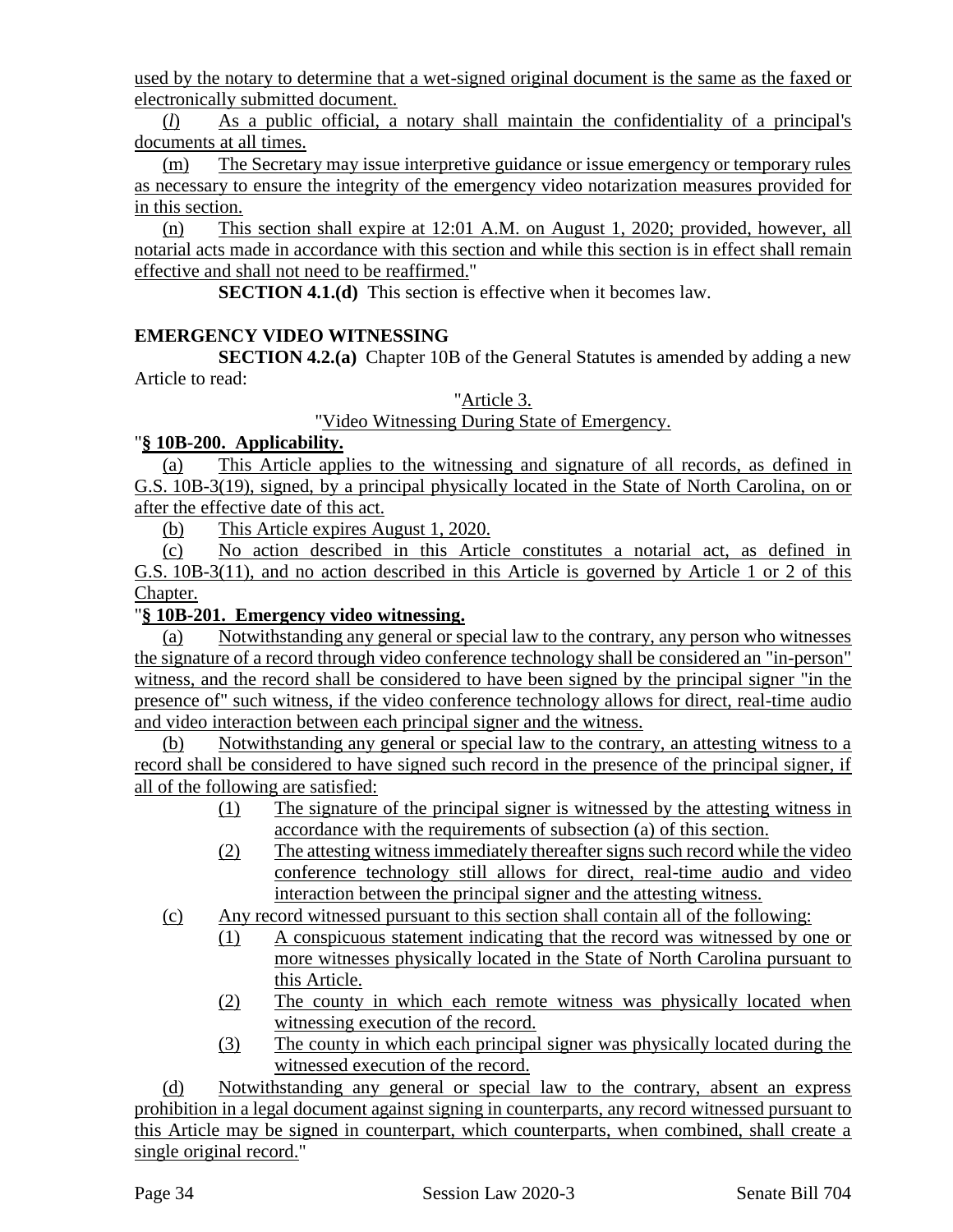used by the notary to determine that a wet-signed original document is the same as the faxed or electronically submitted document.

(*l*) As a public official, a notary shall maintain the confidentiality of a principal's documents at all times.

(m) The Secretary may issue interpretive guidance or issue emergency or temporary rules as necessary to ensure the integrity of the emergency video notarization measures provided for in this section.

(n) This section shall expire at 12:01 A.M. on August 1, 2020; provided, however, all notarial acts made in accordance with this section and while this section is in effect shall remain effective and shall not need to be reaffirmed."

**SECTION 4.1.(d)** This section is effective when it becomes law.

**EMERGENCY VIDEO WITNESSING**

**SECTION 4.2.(a)** Chapter 10B of the General Statutes is amended by adding a new Article to read:

"Article 3.

"Video Witnessing During State of Emergency.

"**§ 10B-200. Applicability.**

(a) This Article applies to the witnessing and signature of all records, as defined in G.S. 10B-3(19), signed, by a principal physically located in the State of North Carolina, on or after the effective date of this act.

(b) This Article expires August 1, 2020.

(c) No action described in this Article constitutes a notarial act, as defined in G.S. 10B-3(11), and no action described in this Article is governed by Article 1 or 2 of this Chapter.

"**§ 10B-201. Emergency video witnessing.**

(a) Notwithstanding any general or special law to the contrary, any person who witnesses the signature of a record through video conference technology shall be considered an "in-person" witness, and the record shall be considered to have been signed by the principal signer "in the presence of" such witness, if the video conference technology allows for direct, real-time audio and video interaction between each principal signer and the witness.

(b) Notwithstanding any general or special law to the contrary, an attesting witness to a record shall be considered to have signed such record in the presence of the principal signer, if all of the following are satisfied:

(1) The signature of the principal signer is witnessed by the attesting witness in accordance with the requirements of subsection (a) of this section.

(2) The attesting witness immediately thereafter signs such record while the video conference technology still allows for direct, real-time audio and video interaction between the principal signer and the attesting witness.

(c) Any record witnessed pursuant to this section shall contain all of the following:

(1) A conspicuous statement indicating that the record was witnessed by one or more witnesses physically located in the State of North Carolina pursuant to this Article.

(2) The county in which each remote witness was physically located when witnessing execution of the record.

(3) The county in which each principal signer was physically located during the witnessed execution of the record.

(d) Notwithstanding any general or special law to the contrary, absent an express prohibition in a legal document against signing in counterparts, any record witnessed pursuant to this Article may be signed in counterpart, which counterparts, when combined, shall create a single original record."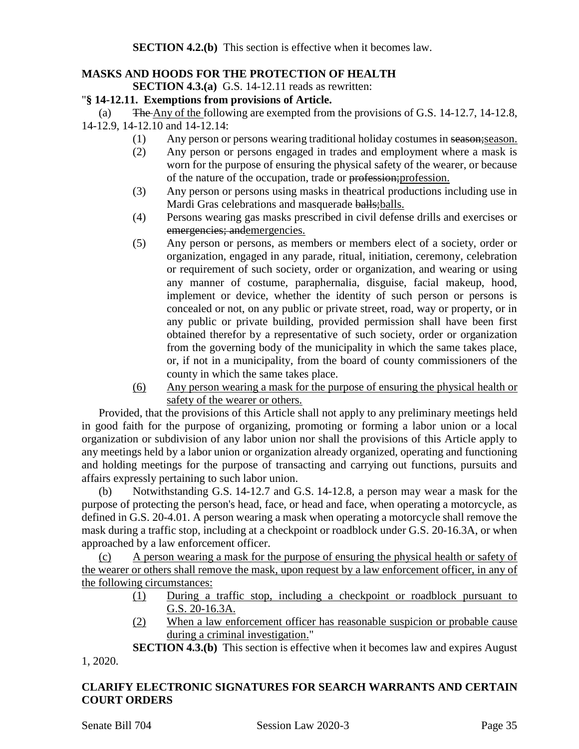**SECTION 4.2.(b)** This section is effective when it becomes law.

**MASKS AND HOODS FOR THE PROTECTION OF HEALTH**

**SECTION 4.3.(a)** G.S. 14-12.11 reads as rewritten:

"**§ 14-12.11. Exemptions from provisions of Article.**

(a) ~~The~~ Any of the following are exempted from the provisions of G.S. 14-12.7, 14-12.8, 14-12.9, 14-12.10 and 14-12.14:

(1) Any person or persons wearing traditional holiday costumes in ~~season;~~season.

(2) Any person or persons engaged in trades and employment where a mask is worn for the purpose of ensuring the physical safety of the wearer, or because of the nature of the occupation, trade or ~~profession;~~profession.

(3) Any person or persons using masks in theatrical productions including use in Mardi Gras celebrations and masquerade ~~balls;~~balls.

(4) Persons wearing gas masks prescribed in civil defense drills and exercises or ~~emergencies; and~~emergencies.

(5) Any person or persons, as members or members elect of a society, order or organization, engaged in any parade, ritual, initiation, ceremony, celebration or requirement of such society, order or organization, and wearing or using any manner of costume, paraphernalia, disguise, facial makeup, hood, implement or device, whether the identity of such person or persons is concealed or not, on any public or private street, road, way or property, or in any public or private building, provided permission shall have been first obtained therefor by a representative of such society, order or organization from the governing body of the municipality in which the same takes place, or, if not in a municipality, from the board of county commissioners of the county in which the same takes place.

(6) Any person wearing a mask for the purpose of ensuring the physical health or safety of the wearer or others.

Provided, that the provisions of this Article shall not apply to any preliminary meetings held in good faith for the purpose of organizing, promoting or forming a labor union or a local organization or subdivision of any labor union nor shall the provisions of this Article apply to any meetings held by a labor union or organization already organized, operating and functioning and holding meetings for the purpose of transacting and carrying out functions, pursuits and affairs expressly pertaining to such labor union.

(b) Notwithstanding G.S. 14-12.7 and G.S. 14-12.8, a person may wear a mask for the purpose of protecting the person's head, face, or head and face, when operating a motorcycle, as defined in G.S. 20-4.01. A person wearing a mask when operating a motorcycle shall remove the mask during a traffic stop, including at a checkpoint or roadblock under G.S. 20-16.3A, or when approached by a law enforcement officer.

(c) A person wearing a mask for the purpose of ensuring the physical health or safety of the wearer or others shall remove the mask, upon request by a law enforcement officer, in any of the following circumstances:

(1) During a traffic stop, including a checkpoint or roadblock pursuant to G.S. 20-16.3A.

(2) When a law enforcement officer has reasonable suspicion or probable cause during a criminal investigation."

**SECTION 4.3.(b)** This section is effective when it becomes law and expires August 1, 2020.

**CLARIFY ELECTRONIC SIGNATURES FOR SEARCH WARRANTS AND CERTAIN COURT ORDERS**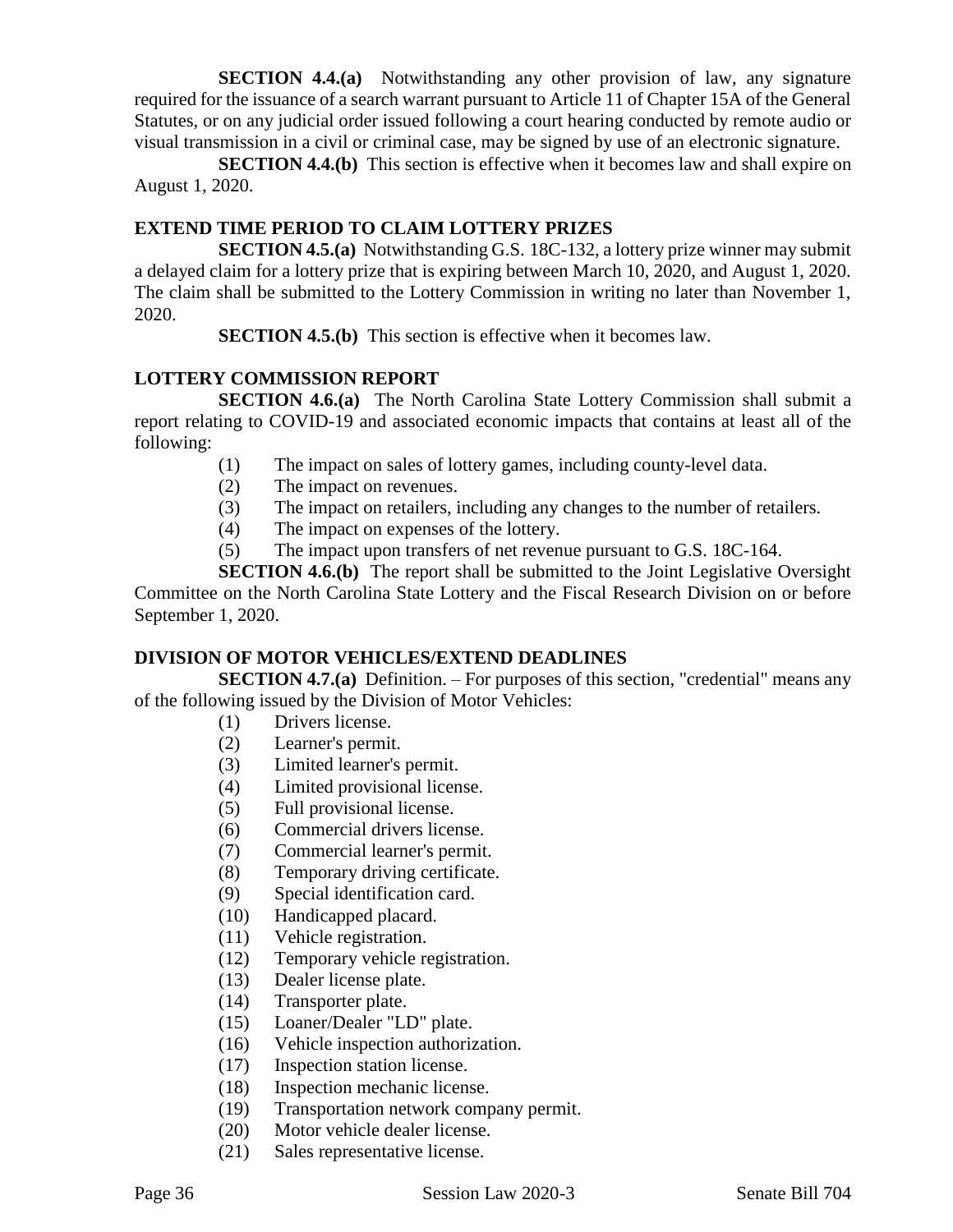**SECTION 4.4.(a)** Notwithstanding any other provision of law, any signature required for the issuance of a search warrant pursuant to Article 11 of Chapter 15A of the General Statutes, or on any judicial order issued following a court hearing conducted by remote audio or visual transmission in a civil or criminal case, may be signed by use of an electronic signature.

**SECTION 4.4.(b)** This section is effective when it becomes law and shall expire on August 1, 2020.

### EXTEND TIME PERIOD TO CLAIM LOTTERY PRIZES

**SECTION 4.5.(a)** Notwithstanding G.S. 18C-132, a lottery prize winner may submit a delayed claim for a lottery prize that is expiring between March 10, 2020, and August 1, 2020. The claim shall be submitted to the Lottery Commission in writing no later than November 1, 2020.

**SECTION 4.5.(b)** This section is effective when it becomes law.

### LOTTERY COMMISSION REPORT

**SECTION 4.6.(a)** The North Carolina State Lottery Commission shall submit a report relating to COVID-19 and associated economic impacts that contains at least all of the following:

(1) The impact on sales of lottery games, including county-level data.
(2) The impact on revenues.
(3) The impact on retailers, including any changes to the number of retailers.
(4) The impact on expenses of the lottery.
(5) The impact upon transfers of net revenue pursuant to G.S. 18C-164.

**SECTION 4.6.(b)** The report shall be submitted to the Joint Legislative Oversight Committee on the North Carolina State Lottery and the Fiscal Research Division on or before September 1, 2020.

### DIVISION OF MOTOR VEHICLES/EXTEND DEADLINES

**SECTION 4.7.(a)** Definition. – For purposes of this section, "credential" means any of the following issued by the Division of Motor Vehicles:

(1) Drivers license.
(2) Learner's permit.
(3) Limited learner's permit.
(4) Limited provisional license.
(5) Full provisional license.
(6) Commercial drivers license.
(7) Commercial learner's permit.
(8) Temporary driving certificate.
(9) Special identification card.
(10) Handicapped placard.
(11) Vehicle registration.
(12) Temporary vehicle registration.
(13) Dealer license plate.
(14) Transporter plate.
(15) Loaner/Dealer "LD" plate.
(16) Vehicle inspection authorization.
(17) Inspection station license.
(18) Inspection mechanic license.
(19) Transportation network company permit.
(20) Motor vehicle dealer license.
(21) Sales representative license.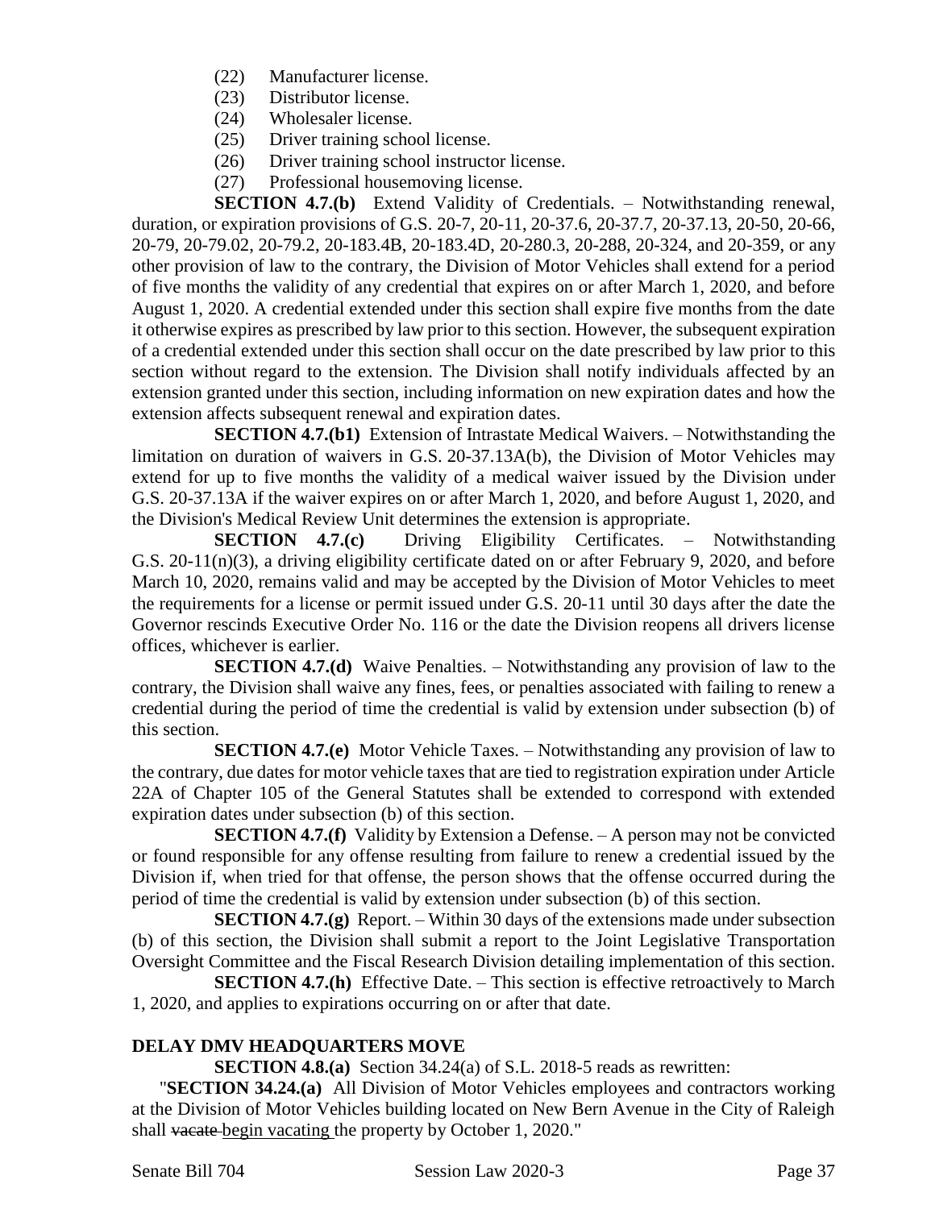(22) Manufacturer license.
(23) Distributor license.
(24) Wholesaler license.
(25) Driver training school license.
(26) Driver training school instructor license.
(27) Professional housemoving license.

**SECTION 4.7.(b)** Extend Validity of Credentials. – Notwithstanding renewal, duration, or expiration provisions of G.S. 20-7, 20-11, 20-37.6, 20-37.7, 20-37.13, 20-50, 20-66, 20-79, 20-79.02, 20-79.2, 20-183.4B, 20-183.4D, 20-280.3, 20-288, 20-324, and 20-359, or any other provision of law to the contrary, the Division of Motor Vehicles shall extend for a period of five months the validity of any credential that expires on or after March 1, 2020, and before August 1, 2020. A credential extended under this section shall expire five months from the date it otherwise expires as prescribed by law prior to this section. However, the subsequent expiration of a credential extended under this section shall occur on the date prescribed by law prior to this section without regard to the extension. The Division shall notify individuals affected by an extension granted under this section, including information on new expiration dates and how the extension affects subsequent renewal and expiration dates.

**SECTION 4.7.(b1)** Extension of Intrastate Medical Waivers. – Notwithstanding the limitation on duration of waivers in G.S. 20-37.13A(b), the Division of Motor Vehicles may extend for up to five months the validity of a medical waiver issued by the Division under G.S. 20-37.13A if the waiver expires on or after March 1, 2020, and before August 1, 2020, and the Division's Medical Review Unit determines the extension is appropriate.

**SECTION 4.7.(c)** Driving Eligibility Certificates. – Notwithstanding G.S. 20-11(n)(3), a driving eligibility certificate dated on or after February 9, 2020, and before March 10, 2020, remains valid and may be accepted by the Division of Motor Vehicles to meet the requirements for a license or permit issued under G.S. 20-11 until 30 days after the date the Governor rescinds Executive Order No. 116 or the date the Division reopens all drivers license offices, whichever is earlier.

**SECTION 4.7.(d)** Waive Penalties. – Notwithstanding any provision of law to the contrary, the Division shall waive any fines, fees, or penalties associated with failing to renew a credential during the period of time the credential is valid by extension under subsection (b) of this section.

**SECTION 4.7.(e)** Motor Vehicle Taxes. – Notwithstanding any provision of law to the contrary, due dates for motor vehicle taxes that are tied to registration expiration under Article 22A of Chapter 105 of the General Statutes shall be extended to correspond with extended expiration dates under subsection (b) of this section.

**SECTION 4.7.(f)** Validity by Extension a Defense. – A person may not be convicted or found responsible for any offense resulting from failure to renew a credential issued by the Division if, when tried for that offense, the person shows that the offense occurred during the period of time the credential is valid by extension under subsection (b) of this section.

**SECTION 4.7.(g)** Report. – Within 30 days of the extensions made under subsection (b) of this section, the Division shall submit a report to the Joint Legislative Transportation Oversight Committee and the Fiscal Research Division detailing implementation of this section.

**SECTION 4.7.(h)** Effective Date. – This section is effective retroactively to March 1, 2020, and applies to expirations occurring on or after that date.

**DELAY DMV HEADQUARTERS MOVE**

**SECTION 4.8.(a)** Section 34.24(a) of S.L. 2018-5 reads as rewritten:

"**SECTION 34.24.(a)** All Division of Motor Vehicles employees and contractors working at the Division of Motor Vehicles building located on New Bern Avenue in the City of Raleigh shall ~~vacate~~ begin vacating the property by October 1, 2020."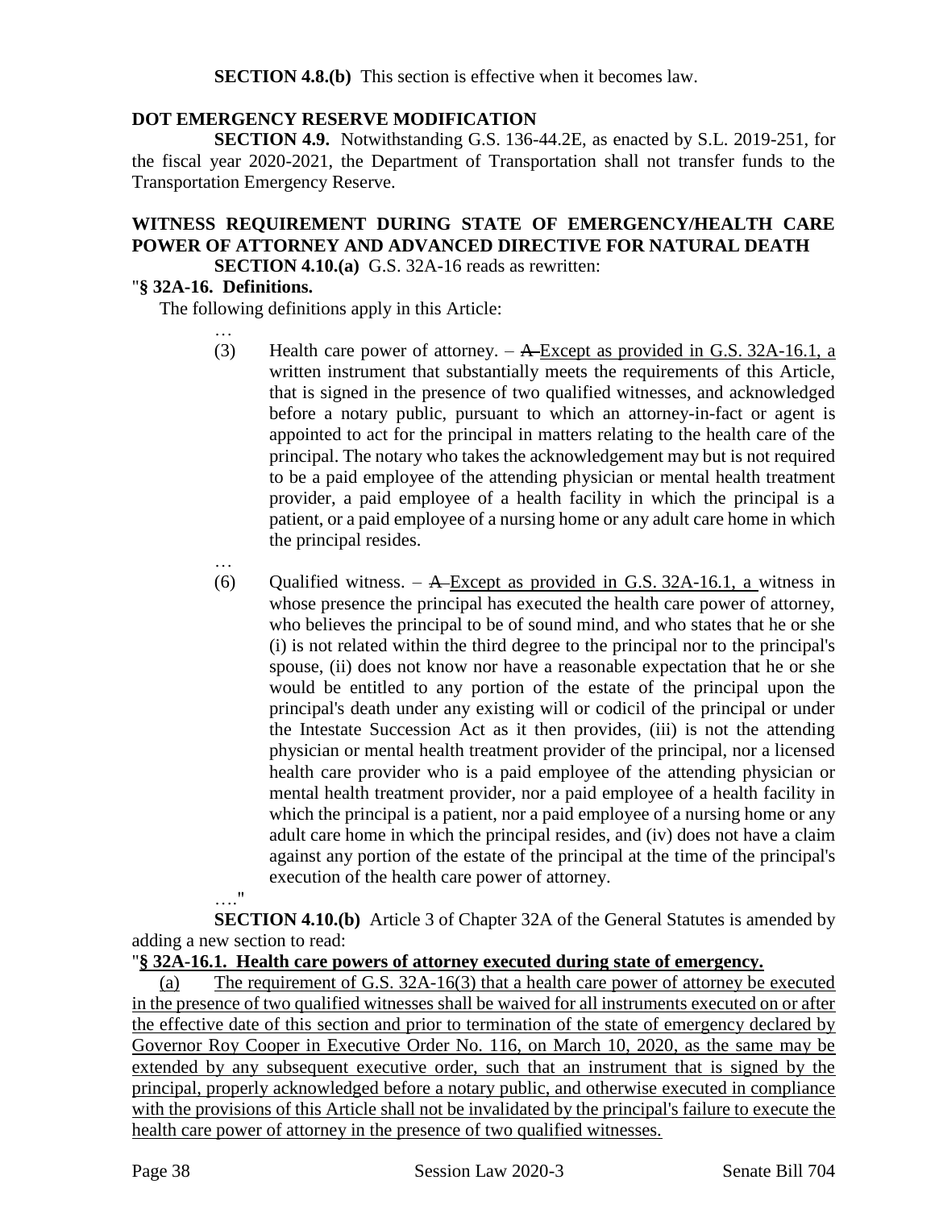**SECTION 4.8.(b)** This section is effective when it becomes law.

**DOT EMERGENCY RESERVE MODIFICATION**

**SECTION 4.9.** Notwithstanding G.S. 136-44.2E, as enacted by S.L. 2019-251, for the fiscal year 2020-2021, the Department of Transportation shall not transfer funds to the Transportation Emergency Reserve.

**WITNESS REQUIREMENT DURING STATE OF EMERGENCY/HEALTH CARE POWER OF ATTORNEY AND ADVANCED DIRECTIVE FOR NATURAL DEATH**

**SECTION 4.10.(a)** G.S. 32A-16 reads as rewritten:

"**§ 32A-16. Definitions.**

The following definitions apply in this Article:

…

(3) Health care power of attorney. – ~~A~~ Except as provided in G.S. 32A-16.1, a written instrument that substantially meets the requirements of this Article, that is signed in the presence of two qualified witnesses, and acknowledged before a notary public, pursuant to which an attorney-in-fact or agent is appointed to act for the principal in matters relating to the health care of the principal. The notary who takes the acknowledgement may but is not required to be a paid employee of the attending physician or mental health treatment provider, a paid employee of a health facility in which the principal is a patient, or a paid employee of a nursing home or any adult care home in which the principal resides.

…

(6) Qualified witness. – ~~A~~ Except as provided in G.S. 32A-16.1, a witness in whose presence the principal has executed the health care power of attorney, who believes the principal to be of sound mind, and who states that he or she (i) is not related within the third degree to the principal nor to the principal's spouse, (ii) does not know nor have a reasonable expectation that he or she would be entitled to any portion of the estate of the principal upon the principal's death under any existing will or codicil of the principal or under the Intestate Succession Act as it then provides, (iii) is not the attending physician or mental health treatment provider of the principal, nor a licensed health care provider who is a paid employee of the attending physician or mental health treatment provider, nor a paid employee of a health facility in which the principal is a patient, nor a paid employee of a nursing home or any adult care home in which the principal resides, and (iv) does not have a claim against any portion of the estate of the principal at the time of the principal's execution of the health care power of attorney.

…."

**SECTION 4.10.(b)** Article 3 of Chapter 32A of the General Statutes is amended by adding a new section to read:

"**<u>§ 32A-16.1. Health care powers of attorney executed during state of emergency.</u>**

<u>(a) The requirement of G.S. 32A-16(3) that a health care power of attorney be executed in the presence of two qualified witnesses shall be waived for all instruments executed on or after the effective date of this section and prior to termination of the state of emergency declared by Governor Roy Cooper in Executive Order No. 116, on March 10, 2020, as the same may be extended by any subsequent executive order, such that an instrument that is signed by the principal, properly acknowledged before a notary public, and otherwise executed in compliance with the provisions of this Article shall not be invalidated by the principal's failure to execute the health care power of attorney in the presence of two qualified witnesses.</u>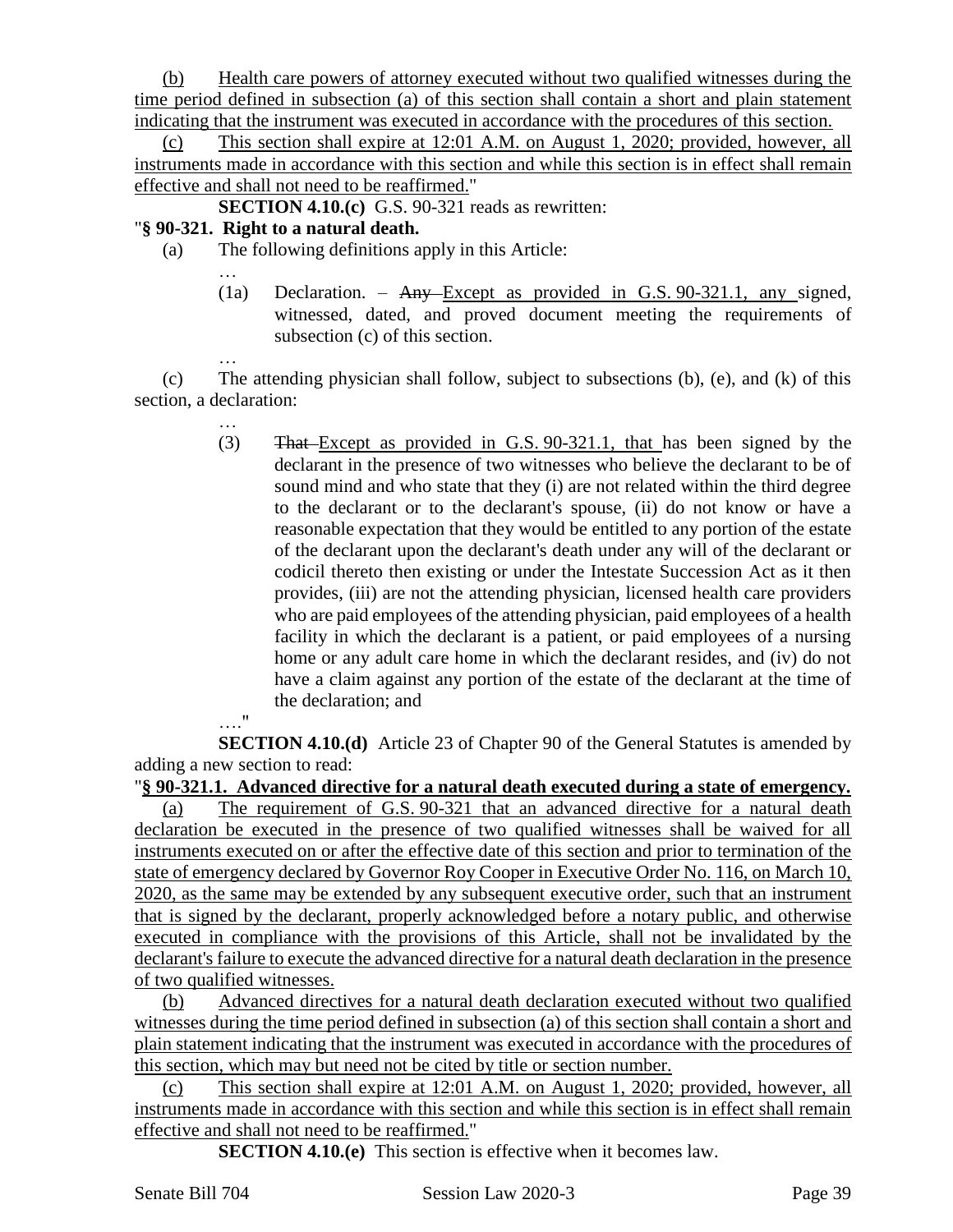(b) Health care powers of attorney executed without two qualified witnesses during the time period defined in subsection (a) of this section shall contain a short and plain statement indicating that the instrument was executed in accordance with the procedures of this section.

(c) This section shall expire at 12:01 A.M. on August 1, 2020; provided, however, all instruments made in accordance with this section and while this section is in effect shall remain effective and shall not need to be reaffirmed."

**SECTION 4.10.(c)** G.S. 90-321 reads as rewritten:

"**§ 90-321. Right to a natural death.**

(a) The following definitions apply in this Article:

…

(1a) Declaration. – ~~Any~~ Except as provided in G.S. 90-321.1, any signed, witnessed, dated, and proved document meeting the requirements of subsection (c) of this section.

…

(c) The attending physician shall follow, subject to subsections (b), (e), and (k) of this section, a declaration:

…

(3) ~~That~~ Except as provided in G.S. 90-321.1, that has been signed by the declarant in the presence of two witnesses who believe the declarant to be of sound mind and who state that they (i) are not related within the third degree to the declarant or to the declarant's spouse, (ii) do not know or have a reasonable expectation that they would be entitled to any portion of the estate of the declarant upon the declarant's death under any will of the declarant or codicil thereto then existing or under the Intestate Succession Act as it then provides, (iii) are not the attending physician, licensed health care providers who are paid employees of the attending physician, paid employees of a health facility in which the declarant is a patient, or paid employees of a nursing home or any adult care home in which the declarant resides, and (iv) do not have a claim against any portion of the estate of the declarant at the time of the declaration; and

…."

**SECTION 4.10.(d)** Article 23 of Chapter 90 of the General Statutes is amended by adding a new section to read:

"**§ 90-321.1. Advanced directive for a natural death executed during a state of emergency.**

(a) The requirement of G.S. 90-321 that an advanced directive for a natural death declaration be executed in the presence of two qualified witnesses shall be waived for all instruments executed on or after the effective date of this section and prior to termination of the state of emergency declared by Governor Roy Cooper in Executive Order No. 116, on March 10, 2020, as the same may be extended by any subsequent executive order, such that an instrument that is signed by the declarant, properly acknowledged before a notary public, and otherwise executed in compliance with the provisions of this Article, shall not be invalidated by the declarant's failure to execute the advanced directive for a natural death declaration in the presence of two qualified witnesses.

(b) Advanced directives for a natural death declaration executed without two qualified witnesses during the time period defined in subsection (a) of this section shall contain a short and plain statement indicating that the instrument was executed in accordance with the procedures of this section, which may but need not be cited by title or section number.

(c) This section shall expire at 12:01 A.M. on August 1, 2020; provided, however, all instruments made in accordance with this section and while this section is in effect shall remain effective and shall not need to be reaffirmed."

**SECTION 4.10.(e)** This section is effective when it becomes law.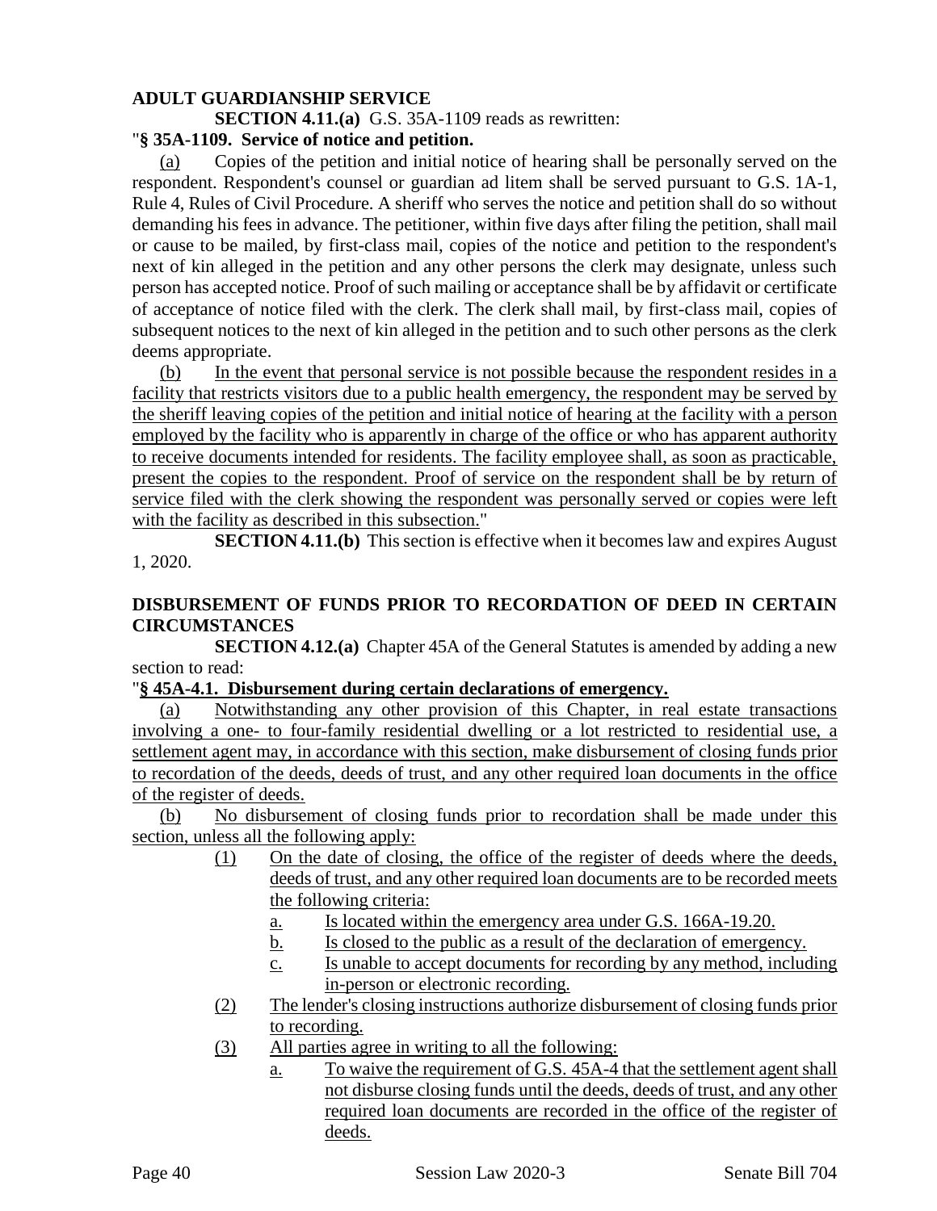**ADULT GUARDIANSHIP SERVICE**

**SECTION 4.11.(a)** G.S. 35A-1109 reads as rewritten:

"**§ 35A-1109. Service of notice and petition.**

(a) Copies of the petition and initial notice of hearing shall be personally served on the respondent. Respondent's counsel or guardian ad litem shall be served pursuant to G.S. 1A-1, Rule 4, Rules of Civil Procedure. A sheriff who serves the notice and petition shall do so without demanding his fees in advance. The petitioner, within five days after filing the petition, shall mail or cause to be mailed, by first-class mail, copies of the notice and petition to the respondent's next of kin alleged in the petition and any other persons the clerk may designate, unless such person has accepted notice. Proof of such mailing or acceptance shall be by affidavit or certificate of acceptance of notice filed with the clerk. The clerk shall mail, by first-class mail, copies of subsequent notices to the next of kin alleged in the petition and to such other persons as the clerk deems appropriate.

(b) In the event that personal service is not possible because the respondent resides in a facility that restricts visitors due to a public health emergency, the respondent may be served by the sheriff leaving copies of the petition and initial notice of hearing at the facility with a person employed by the facility who is apparently in charge of the office or who has apparent authority to receive documents intended for residents. The facility employee shall, as soon as practicable, present the copies to the respondent. Proof of service on the respondent shall be by return of service filed with the clerk showing the respondent was personally served or copies were left with the facility as described in this subsection."

**SECTION 4.11.(b)** This section is effective when it becomes law and expires August 1, 2020.

**DISBURSEMENT OF FUNDS PRIOR TO RECORDATION OF DEED IN CERTAIN CIRCUMSTANCES**

**SECTION 4.12.(a)** Chapter 45A of the General Statutes is amended by adding a new section to read:

"**§ 45A-4.1. Disbursement during certain declarations of emergency.**

(a) Notwithstanding any other provision of this Chapter, in real estate transactions involving a one- to four-family residential dwelling or a lot restricted to residential use, a settlement agent may, in accordance with this section, make disbursement of closing funds prior to recordation of the deeds, deeds of trust, and any other required loan documents in the office of the register of deeds.

(b) No disbursement of closing funds prior to recordation shall be made under this section, unless all the following apply:

(1) On the date of closing, the office of the register of deeds where the deeds, deeds of trust, and any other required loan documents are to be recorded meets the following criteria:
   a. Is located within the emergency area under G.S. 166A-19.20.
   b. Is closed to the public as a result of the declaration of emergency.
   c. Is unable to accept documents for recording by any method, including in-person or electronic recording.

(2) The lender's closing instructions authorize disbursement of closing funds prior to recording.

(3) All parties agree in writing to all the following:
   a. To waive the requirement of G.S. 45A-4 that the settlement agent shall not disburse closing funds until the deeds, deeds of trust, and any other required loan documents are recorded in the office of the register of deeds.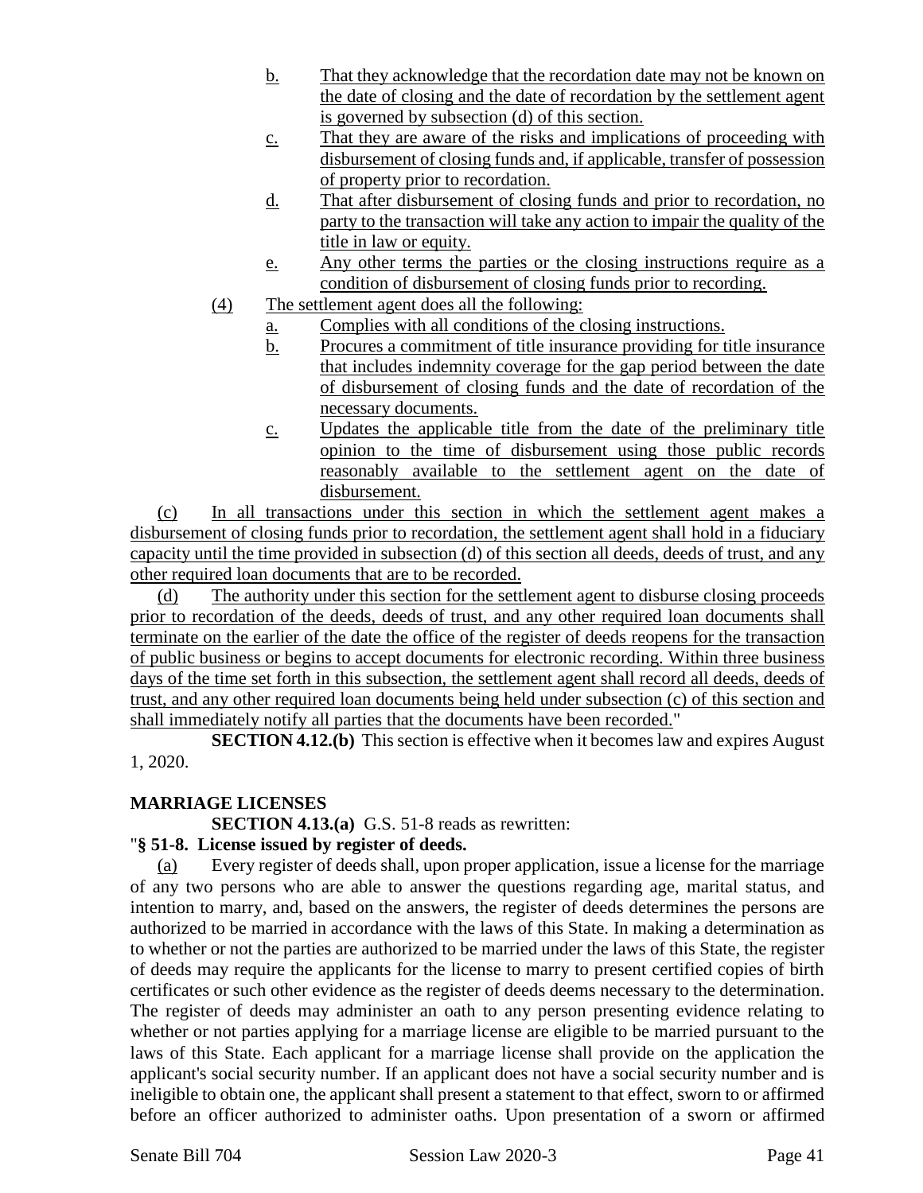b. That they acknowledge that the recordation date may not be known on the date of closing and the date of recordation by the settlement agent is governed by subsection (d) of this section.

c. That they are aware of the risks and implications of proceeding with disbursement of closing funds and, if applicable, transfer of possession of property prior to recordation.

d. That after disbursement of closing funds and prior to recordation, no party to the transaction will take any action to impair the quality of the title in law or equity.

e. Any other terms the parties or the closing instructions require as a condition of disbursement of closing funds prior to recording.

(4) The settlement agent does all the following:

a. Complies with all conditions of the closing instructions.

b. Procures a commitment of title insurance providing for title insurance that includes indemnity coverage for the gap period between the date of disbursement of closing funds and the date of recordation of the necessary documents.

c. Updates the applicable title from the date of the preliminary title opinion to the time of disbursement using those public records reasonably available to the settlement agent on the date of disbursement.

(c) In all transactions under this section in which the settlement agent makes a disbursement of closing funds prior to recordation, the settlement agent shall hold in a fiduciary capacity until the time provided in subsection (d) of this section all deeds, deeds of trust, and any other required loan documents that are to be recorded.

(d) The authority under this section for the settlement agent to disburse closing proceeds prior to recordation of the deeds, deeds of trust, and any other required loan documents shall terminate on the earlier of the date the office of the register of deeds reopens for the transaction of public business or begins to accept documents for electronic recording. Within three business days of the time set forth in this subsection, the settlement agent shall record all deeds, deeds of trust, and any other required loan documents being held under subsection (c) of this section and shall immediately notify all parties that the documents have been recorded."

**SECTION 4.12.(b)** This section is effective when it becomes law and expires August 1, 2020.

**MARRIAGE LICENSES**

**SECTION 4.13.(a)** G.S. 51-8 reads as rewritten:

"**§ 51-8. License issued by register of deeds.**

(a) Every register of deeds shall, upon proper application, issue a license for the marriage of any two persons who are able to answer the questions regarding age, marital status, and intention to marry, and, based on the answers, the register of deeds determines the persons are authorized to be married in accordance with the laws of this State. In making a determination as to whether or not the parties are authorized to be married under the laws of this State, the register of deeds may require the applicants for the license to marry to present certified copies of birth certificates or such other evidence as the register of deeds deems necessary to the determination. The register of deeds may administer an oath to any person presenting evidence relating to whether or not parties applying for a marriage license are eligible to be married pursuant to the laws of this State. Each applicant for a marriage license shall provide on the application the applicant's social security number. If an applicant does not have a social security number and is ineligible to obtain one, the applicant shall present a statement to that effect, sworn to or affirmed before an officer authorized to administer oaths. Upon presentation of a sworn or affirmed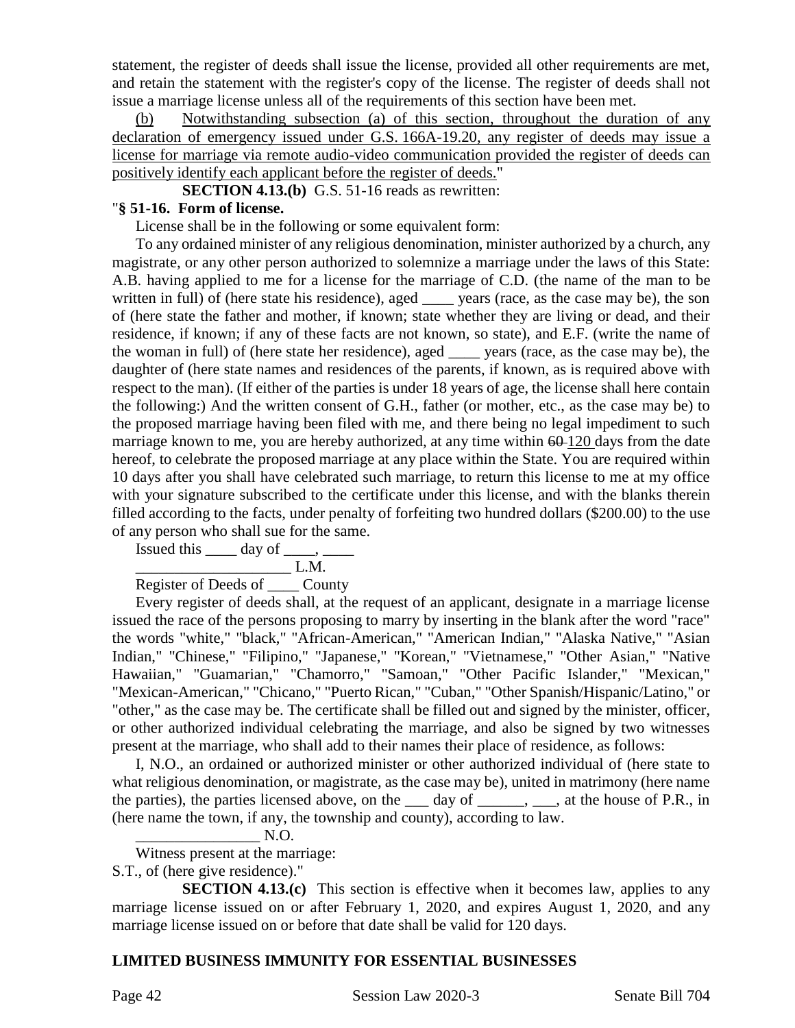statement, the register of deeds shall issue the license, provided all other requirements are met, and retain the statement with the register's copy of the license. The register of deeds shall not issue a marriage license unless all of the requirements of this section have been met.

(b) Notwithstanding subsection (a) of this section, throughout the duration of any declaration of emergency issued under G.S. 166A-19.20, any register of deeds may issue a license for marriage via remote audio-video communication provided the register of deeds can positively identify each applicant before the register of deeds."

**SECTION 4.13.(b)** G.S. 51-16 reads as rewritten:

"**§ 51-16. Form of license.**

License shall be in the following or some equivalent form:

To any ordained minister of any religious denomination, minister authorized by a church, any magistrate, or any other person authorized to solemnize a marriage under the laws of this State: A.B. having applied to me for a license for the marriage of C.D. (the name of the man to be written in full) of (here state his residence), aged ____ years (race, as the case may be), the son of (here state the father and mother, if known; state whether they are living or dead, and their residence, if known; if any of these facts are not known, so state), and E.F. (write the name of the woman in full) of (here state her residence), aged ____ years (race, as the case may be), the daughter of (here state names and residences of the parents, if known, as is required above with respect to the man). (If either of the parties is under 18 years of age, the license shall here contain the following:) And the written consent of G.H., father (or mother, etc., as the case may be) to the proposed marriage having been filed with me, and there being no legal impediment to such marriage known to me, you are hereby authorized, at any time within ~~60~~ 120 days from the date hereof, to celebrate the proposed marriage at any place within the State. You are required within 10 days after you shall have celebrated such marriage, to return this license to me at my office with your signature subscribed to the certificate under this license, and with the blanks therein filled according to the facts, under penalty of forfeiting two hundred dollars ($200.00) to the use of any person who shall sue for the same.

Issued this ____ day of ____, ____

____________________ L.M.

Register of Deeds of ____ County

Every register of deeds shall, at the request of an applicant, designate in a marriage license issued the race of the persons proposing to marry by inserting in the blank after the word "race" the words "white," "black," "African-American," "American Indian," "Alaska Native," "Asian Indian," "Chinese," "Filipino," "Japanese," "Korean," "Vietnamese," "Other Asian," "Native Hawaiian," "Guamarian," "Chamorro," "Samoan," "Other Pacific Islander," "Mexican," "Mexican-American," "Chicano," "Puerto Rican," "Cuban," "Other Spanish/Hispanic/Latino," or "other," as the case may be. The certificate shall be filled out and signed by the minister, officer, or other authorized individual celebrating the marriage, and also be signed by two witnesses present at the marriage, who shall add to their names their place of residence, as follows:

I, N.O., an ordained or authorized minister or other authorized individual of (here state to what religious denomination, or magistrate, as the case may be), united in matrimony (here name the parties), the parties licensed above, on the ___ day of ______, ___, at the house of P.R., in (here name the town, if any, the township and county), according to law.

________________ N.O.

Witness present at the marriage:

S.T., of (here give residence)."

**SECTION 4.13.(c)** This section is effective when it becomes law, applies to any marriage license issued on or after February 1, 2020, and expires August 1, 2020, and any marriage license issued on or before that date shall be valid for 120 days.

**LIMITED BUSINESS IMMUNITY FOR ESSENTIAL BUSINESSES**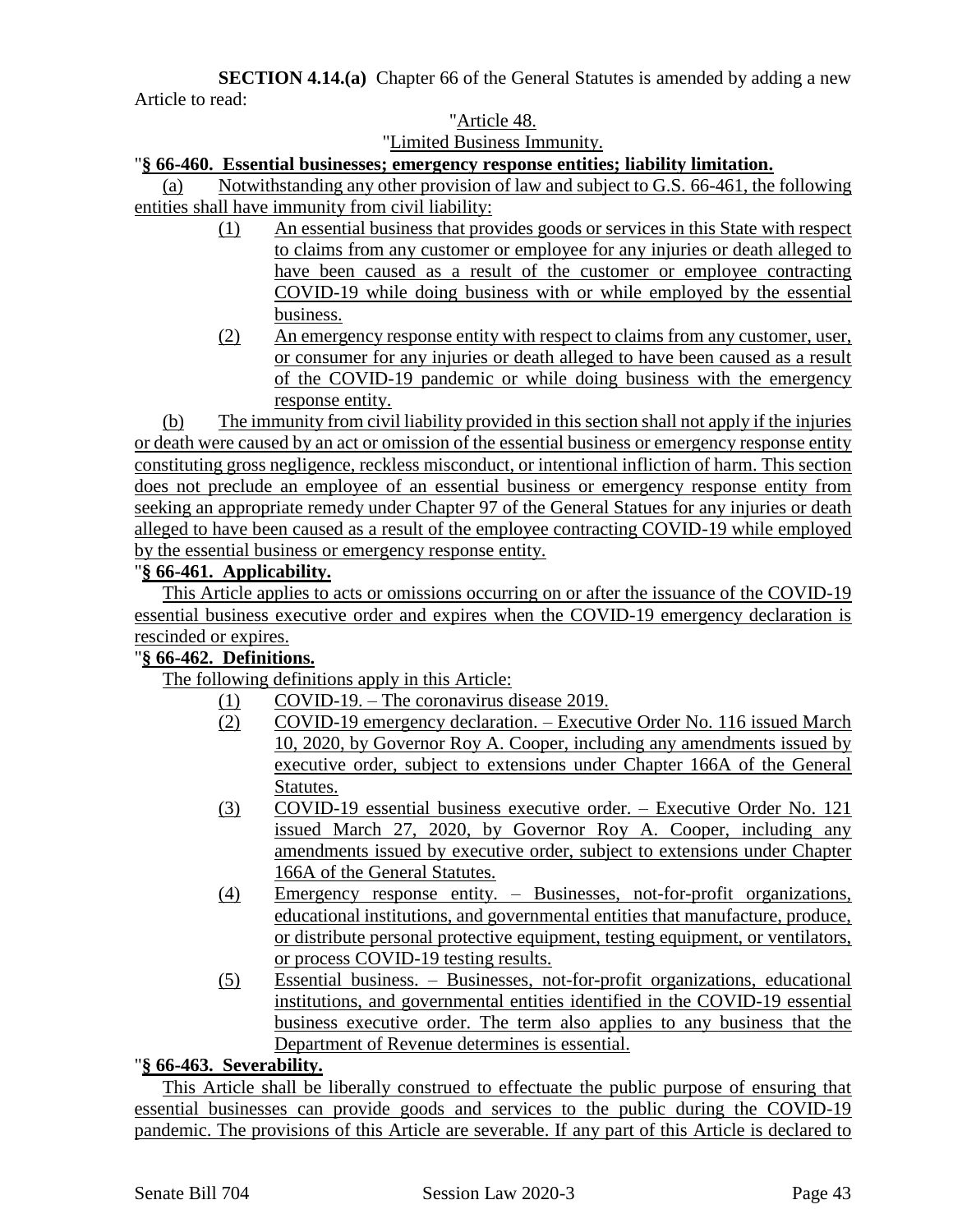**SECTION 4.14.(a)** Chapter 66 of the General Statutes is amended by adding a new Article to read:

"Article 48.

"Limited Business Immunity.

"**§ 66-460. Essential businesses; emergency response entities; liability limitation.**

(a) Notwithstanding any other provision of law and subject to G.S. 66-461, the following entities shall have immunity from civil liability:

(1) An essential business that provides goods or services in this State with respect to claims from any customer or employee for any injuries or death alleged to have been caused as a result of the customer or employee contracting COVID-19 while doing business with or while employed by the essential business.

(2) An emergency response entity with respect to claims from any customer, user, or consumer for any injuries or death alleged to have been caused as a result of the COVID-19 pandemic or while doing business with the emergency response entity.

(b) The immunity from civil liability provided in this section shall not apply if the injuries or death were caused by an act or omission of the essential business or emergency response entity constituting gross negligence, reckless misconduct, or intentional infliction of harm. This section does not preclude an employee of an essential business or emergency response entity from seeking an appropriate remedy under Chapter 97 of the General Statues for any injuries or death alleged to have been caused as a result of the employee contracting COVID-19 while employed by the essential business or emergency response entity.

"**§ 66-461. Applicability.**

This Article applies to acts or omissions occurring on or after the issuance of the COVID-19 essential business executive order and expires when the COVID-19 emergency declaration is rescinded or expires.

"**§ 66-462. Definitions.**

The following definitions apply in this Article:

(1) COVID-19. – The coronavirus disease 2019.

(2) COVID-19 emergency declaration. – Executive Order No. 116 issued March 10, 2020, by Governor Roy A. Cooper, including any amendments issued by executive order, subject to extensions under Chapter 166A of the General Statutes.

(3) COVID-19 essential business executive order. – Executive Order No. 121 issued March 27, 2020, by Governor Roy A. Cooper, including any amendments issued by executive order, subject to extensions under Chapter 166A of the General Statutes.

(4) Emergency response entity. – Businesses, not-for-profit organizations, educational institutions, and governmental entities that manufacture, produce, or distribute personal protective equipment, testing equipment, or ventilators, or process COVID-19 testing results.

(5) Essential business. – Businesses, not-for-profit organizations, educational institutions, and governmental entities identified in the COVID-19 essential business executive order. The term also applies to any business that the Department of Revenue determines is essential.

"**§ 66-463. Severability.**

This Article shall be liberally construed to effectuate the public purpose of ensuring that essential businesses can provide goods and services to the public during the COVID-19 pandemic. The provisions of this Article are severable. If any part of this Article is declared to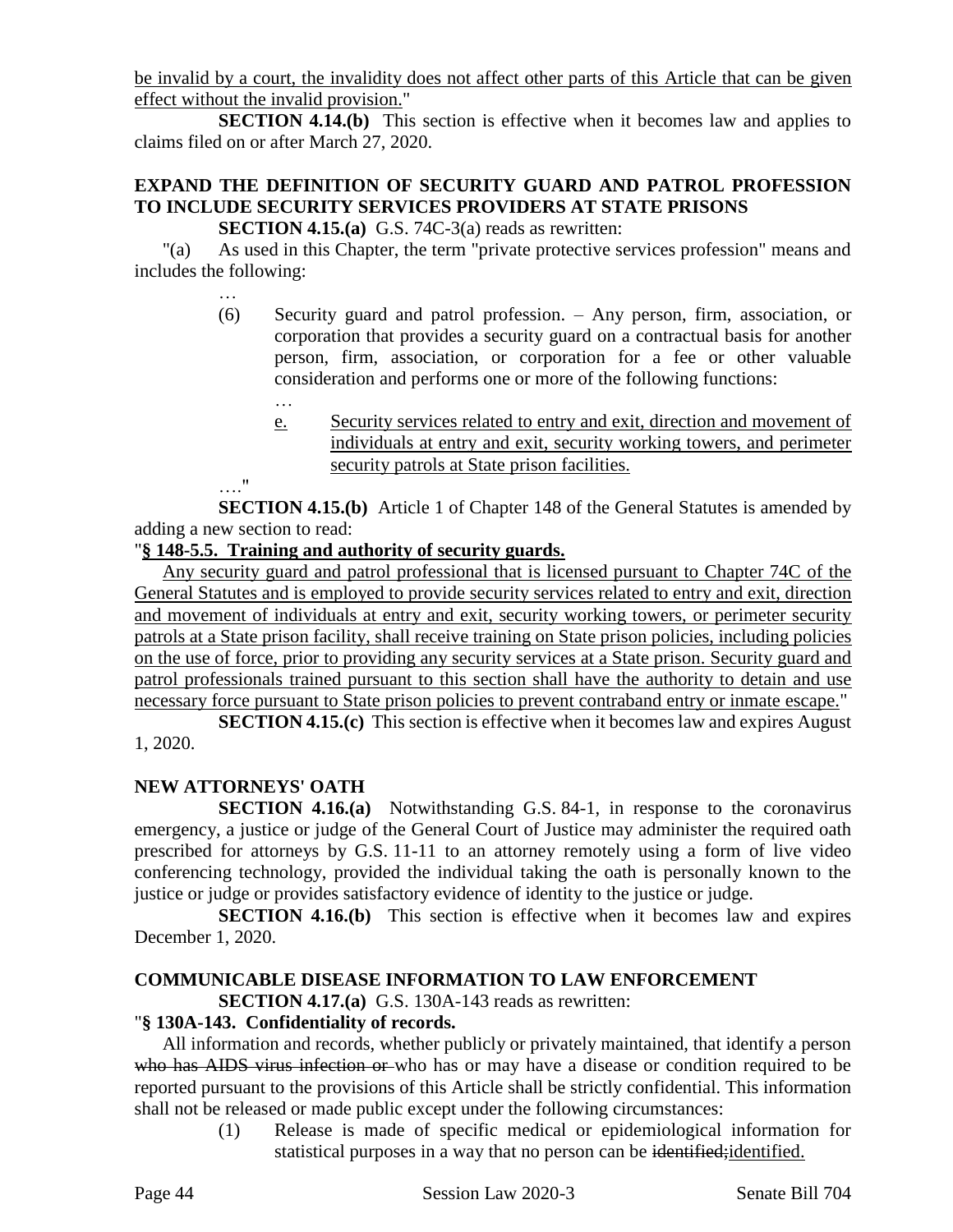be invalid by a court, the invalidity does not affect other parts of this Article that can be given effect without the invalid provision."

**SECTION 4.14.(b)** This section is effective when it becomes law and applies to claims filed on or after March 27, 2020.

### EXPAND THE DEFINITION OF SECURITY GUARD AND PATROL PROFESSION TO INCLUDE SECURITY SERVICES PROVIDERS AT STATE PRISONS

**SECTION 4.15.(a)** G.S. 74C-3(a) reads as rewritten:

"(a) As used in this Chapter, the term "private protective services profession" means and includes the following:

…

(6) Security guard and patrol profession. – Any person, firm, association, or corporation that provides a security guard on a contractual basis for another person, firm, association, or corporation for a fee or other valuable consideration and performs one or more of the following functions:

…

e. Security services related to entry and exit, direction and movement of individuals at entry and exit, security working towers, and perimeter security patrols at State prison facilities.

…."

**SECTION 4.15.(b)** Article 1 of Chapter 148 of the General Statutes is amended by adding a new section to read:

"**§ 148-5.5. Training and authority of security guards.**

Any security guard and patrol professional that is licensed pursuant to Chapter 74C of the General Statutes and is employed to provide security services related to entry and exit, direction and movement of individuals at entry and exit, security working towers, or perimeter security patrols at a State prison facility, shall receive training on State prison policies, including policies on the use of force, prior to providing any security services at a State prison. Security guard and patrol professionals trained pursuant to this section shall have the authority to detain and use necessary force pursuant to State prison policies to prevent contraband entry or inmate escape."

**SECTION 4.15.(c)** This section is effective when it becomes law and expires August 1, 2020.

### NEW ATTORNEYS' OATH

**SECTION 4.16.(a)** Notwithstanding G.S. 84-1, in response to the coronavirus emergency, a justice or judge of the General Court of Justice may administer the required oath prescribed for attorneys by G.S. 11-11 to an attorney remotely using a form of live video conferencing technology, provided the individual taking the oath is personally known to the justice or judge or provides satisfactory evidence of identity to the justice or judge.

**SECTION 4.16.(b)** This section is effective when it becomes law and expires December 1, 2020.

### COMMUNICABLE DISEASE INFORMATION TO LAW ENFORCEMENT

**SECTION 4.17.(a)** G.S. 130A-143 reads as rewritten:

"**§ 130A-143. Confidentiality of records.**

All information and records, whether publicly or privately maintained, that identify a person ~~who has AIDS virus infection or~~ who has or may have a disease or condition required to be reported pursuant to the provisions of this Article shall be strictly confidential. This information shall not be released or made public except under the following circumstances:

(1) Release is made of specific medical or epidemiological information for statistical purposes in a way that no person can be ~~identified;~~identified.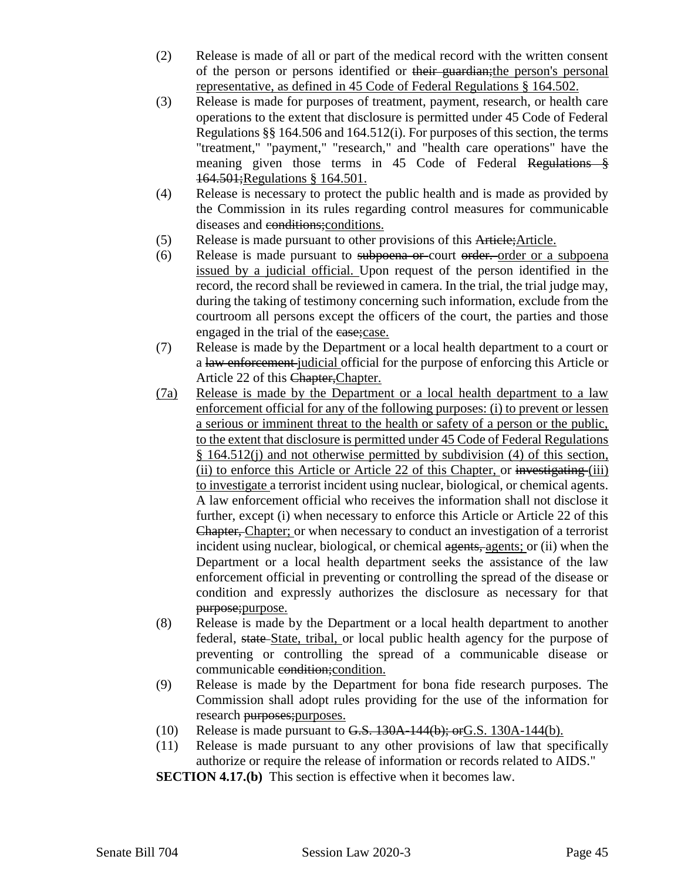(2) Release is made of all or part of the medical record with the written consent of the person or persons identified or ~~their guardian;~~<u>the person's personal representative, as defined in 45 Code of Federal Regulations § 164.502.</u>

(3) Release is made for purposes of treatment, payment, research, or health care operations to the extent that disclosure is permitted under 45 Code of Federal Regulations §§ 164.506 and 164.512(i). For purposes of this section, the terms "treatment," "payment," "research," and "health care operations" have the meaning given those terms in 45 Code of Federal ~~Regulations § 164.501;~~<u>Regulations § 164.501.</u>

(4) Release is necessary to protect the public health and is made as provided by the Commission in its rules regarding control measures for communicable diseases and ~~conditions;~~<u>conditions.</u>

(5) Release is made pursuant to other provisions of this ~~Article;~~<u>Article.</u>

(6) Release is made pursuant to ~~subpoena or~~ court ~~order.~~ <u>order or a subpoena issued by a judicial official.</u> Upon request of the person identified in the record, the record shall be reviewed in camera. In the trial, the trial judge may, during the taking of testimony concerning such information, exclude from the courtroom all persons except the officers of the court, the parties and those engaged in the trial of the ~~case;~~<u>case.</u>

(7) Release is made by the Department or a local health department to a court or a ~~law enforcement~~ <u>judicial</u> official for the purpose of enforcing this Article or Article 22 of this ~~Chapter,~~<u>Chapter.</u>

<u>(7a)</u> <u>Release is made by the Department or a local health department to a law enforcement official for any of the following purposes: (i) to prevent or lessen a serious or imminent threat to the health or safety of a person or the public, to the extent that disclosure is permitted under 45 Code of Federal Regulations § 164.512(j) and not otherwise permitted by subdivision (4) of this section, (ii) to enforce this Article or Article 22 of this Chapter,</u> or ~~investigating~~ <u>(iii) to investigate</u> a terrorist incident using nuclear, biological, or chemical agents. A law enforcement official who receives the information shall not disclose it further, except (i) when necessary to enforce this Article or Article 22 of this ~~Chapter,~~ <u>Chapter;</u> or when necessary to conduct an investigation of a terrorist incident using nuclear, biological, or chemical ~~agents,~~ <u>agents;</u> or (ii) when the Department or a local health department seeks the assistance of the law enforcement official in preventing or controlling the spread of the disease or condition and expressly authorizes the disclosure as necessary for that ~~purpose;~~<u>purpose.</u>

(8) Release is made by the Department or a local health department to another federal, ~~state~~ <u>State, tribal,</u> or local public health agency for the purpose of preventing or controlling the spread of a communicable disease or communicable ~~condition;~~<u>condition.</u>

(9) Release is made by the Department for bona fide research purposes. The Commission shall adopt rules providing for the use of the information for research ~~purposes;~~<u>purposes.</u>

(10) Release is made pursuant to ~~G.S. 130A-144(b); or~~<u>G.S. 130A-144(b).</u>

(11) Release is made pursuant to any other provisions of law that specifically authorize or require the release of information or records related to AIDS."

**SECTION 4.17.(b)** This section is effective when it becomes law.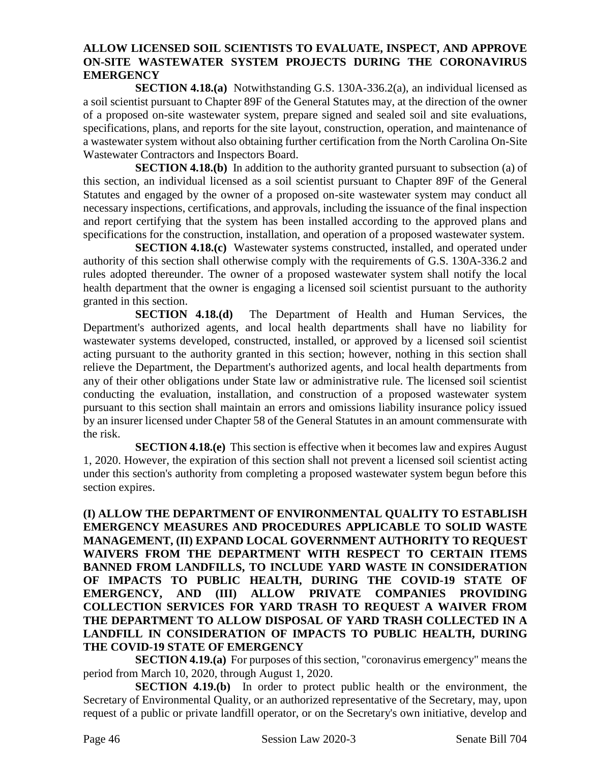**ALLOW LICENSED SOIL SCIENTISTS TO EVALUATE, INSPECT, AND APPROVE ON-SITE WASTEWATER SYSTEM PROJECTS DURING THE CORONAVIRUS EMERGENCY**

**SECTION 4.18.(a)** Notwithstanding G.S. 130A-336.2(a), an individual licensed as a soil scientist pursuant to Chapter 89F of the General Statutes may, at the direction of the owner of a proposed on-site wastewater system, prepare signed and sealed soil and site evaluations, specifications, plans, and reports for the site layout, construction, operation, and maintenance of a wastewater system without also obtaining further certification from the North Carolina On-Site Wastewater Contractors and Inspectors Board.

**SECTION 4.18.(b)** In addition to the authority granted pursuant to subsection (a) of this section, an individual licensed as a soil scientist pursuant to Chapter 89F of the General Statutes and engaged by the owner of a proposed on-site wastewater system may conduct all necessary inspections, certifications, and approvals, including the issuance of the final inspection and report certifying that the system has been installed according to the approved plans and specifications for the construction, installation, and operation of a proposed wastewater system.

**SECTION 4.18.(c)** Wastewater systems constructed, installed, and operated under authority of this section shall otherwise comply with the requirements of G.S. 130A-336.2 and rules adopted thereunder. The owner of a proposed wastewater system shall notify the local health department that the owner is engaging a licensed soil scientist pursuant to the authority granted in this section.

**SECTION 4.18.(d)** The Department of Health and Human Services, the Department's authorized agents, and local health departments shall have no liability for wastewater systems developed, constructed, installed, or approved by a licensed soil scientist acting pursuant to the authority granted in this section; however, nothing in this section shall relieve the Department, the Department's authorized agents, and local health departments from any of their other obligations under State law or administrative rule. The licensed soil scientist conducting the evaluation, installation, and construction of a proposed wastewater system pursuant to this section shall maintain an errors and omissions liability insurance policy issued by an insurer licensed under Chapter 58 of the General Statutes in an amount commensurate with the risk.

**SECTION 4.18.(e)** This section is effective when it becomes law and expires August 1, 2020. However, the expiration of this section shall not prevent a licensed soil scientist acting under this section's authority from completing a proposed wastewater system begun before this section expires.

**(I) ALLOW THE DEPARTMENT OF ENVIRONMENTAL QUALITY TO ESTABLISH EMERGENCY MEASURES AND PROCEDURES APPLICABLE TO SOLID WASTE MANAGEMENT, (II) EXPAND LOCAL GOVERNMENT AUTHORITY TO REQUEST WAIVERS FROM THE DEPARTMENT WITH RESPECT TO CERTAIN ITEMS BANNED FROM LANDFILLS, TO INCLUDE YARD WASTE IN CONSIDERATION OF IMPACTS TO PUBLIC HEALTH, DURING THE COVID-19 STATE OF EMERGENCY, AND (III) ALLOW PRIVATE COMPANIES PROVIDING COLLECTION SERVICES FOR YARD TRASH TO REQUEST A WAIVER FROM THE DEPARTMENT TO ALLOW DISPOSAL OF YARD TRASH COLLECTED IN A LANDFILL IN CONSIDERATION OF IMPACTS TO PUBLIC HEALTH, DURING THE COVID-19 STATE OF EMERGENCY**

**SECTION 4.19.(a)** For purposes of this section, "coronavirus emergency" means the period from March 10, 2020, through August 1, 2020.

**SECTION 4.19.(b)** In order to protect public health or the environment, the Secretary of Environmental Quality, or an authorized representative of the Secretary, may, upon request of a public or private landfill operator, or on the Secretary's own initiative, develop and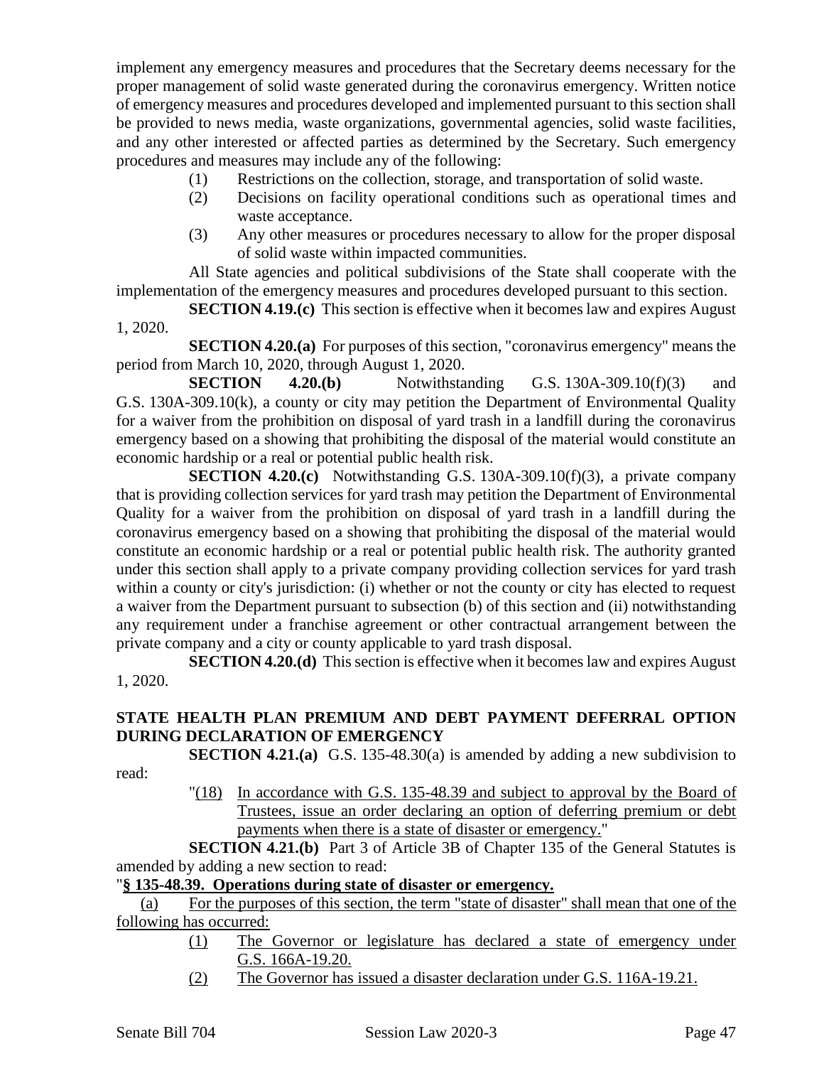implement any emergency measures and procedures that the Secretary deems necessary for the proper management of solid waste generated during the coronavirus emergency. Written notice of emergency measures and procedures developed and implemented pursuant to this section shall be provided to news media, waste organizations, governmental agencies, solid waste facilities, and any other interested or affected parties as determined by the Secretary. Such emergency procedures and measures may include any of the following:

(1) Restrictions on the collection, storage, and transportation of solid waste.

(2) Decisions on facility operational conditions such as operational times and waste acceptance.

(3) Any other measures or procedures necessary to allow for the proper disposal of solid waste within impacted communities.

All State agencies and political subdivisions of the State shall cooperate with the implementation of the emergency measures and procedures developed pursuant to this section.

**SECTION 4.19.(c)** This section is effective when it becomes law and expires August 1, 2020.

**SECTION 4.20.(a)** For purposes of this section, "coronavirus emergency" means the period from March 10, 2020, through August 1, 2020.

**SECTION 4.20.(b)** Notwithstanding G.S. 130A-309.10(f)(3) and G.S. 130A-309.10(k), a county or city may petition the Department of Environmental Quality for a waiver from the prohibition on disposal of yard trash in a landfill during the coronavirus emergency based on a showing that prohibiting the disposal of the material would constitute an economic hardship or a real or potential public health risk.

**SECTION 4.20.(c)** Notwithstanding G.S. 130A-309.10(f)(3), a private company that is providing collection services for yard trash may petition the Department of Environmental Quality for a waiver from the prohibition on disposal of yard trash in a landfill during the coronavirus emergency based on a showing that prohibiting the disposal of the material would constitute an economic hardship or a real or potential public health risk. The authority granted under this section shall apply to a private company providing collection services for yard trash within a county or city's jurisdiction: (i) whether or not the county or city has elected to request a waiver from the Department pursuant to subsection (b) of this section and (ii) notwithstanding any requirement under a franchise agreement or other contractual arrangement between the private company and a city or county applicable to yard trash disposal.

**SECTION 4.20.(d)** This section is effective when it becomes law and expires August 1, 2020.

**STATE HEALTH PLAN PREMIUM AND DEBT PAYMENT DEFERRAL OPTION DURING DECLARATION OF EMERGENCY**

**SECTION 4.21.(a)** G.S. 135-48.30(a) is amended by adding a new subdivision to read:

"(18) In accordance with G.S. 135-48.39 and subject to approval by the Board of Trustees, issue an order declaring an option of deferring premium or debt payments when there is a state of disaster or emergency."

**SECTION 4.21.(b)** Part 3 of Article 3B of Chapter 135 of the General Statutes is amended by adding a new section to read:

"**§ 135-48.39. Operations during state of disaster or emergency.**

(a) For the purposes of this section, the term "state of disaster" shall mean that one of the following has occurred:

(1) The Governor or legislature has declared a state of emergency under G.S. 166A-19.20.

(2) The Governor has issued a disaster declaration under G.S. 116A-19.21.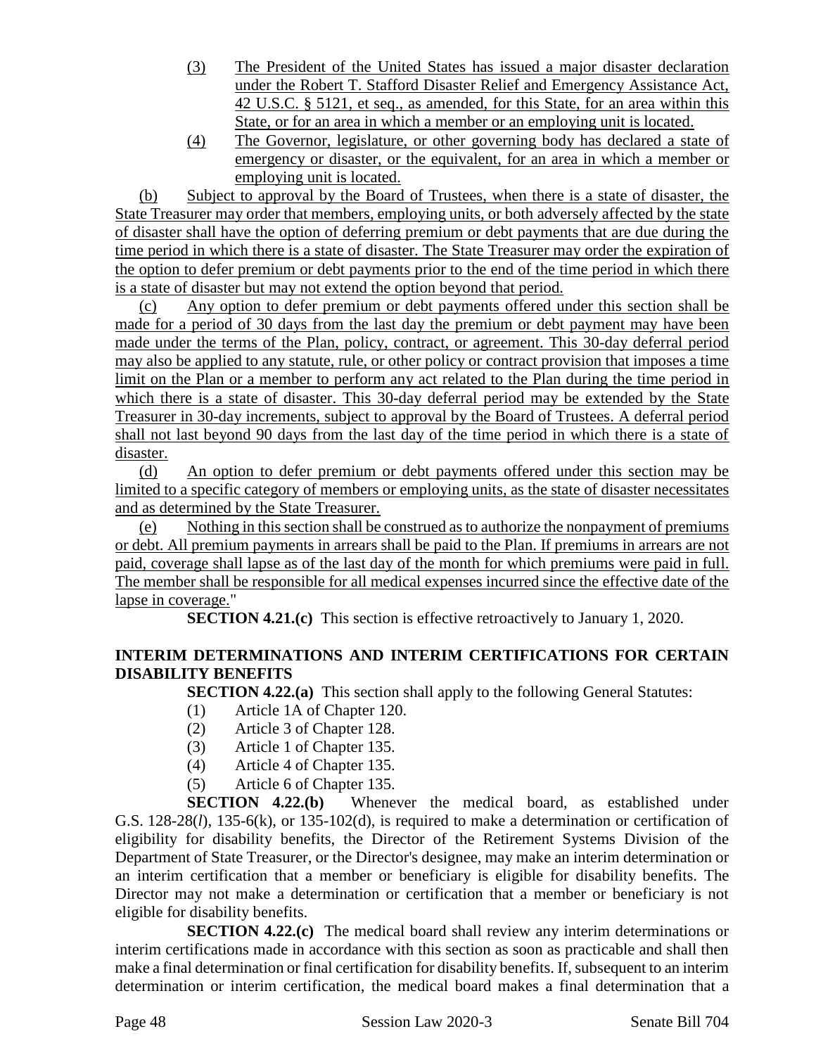(3) The President of the United States has issued a major disaster declaration under the Robert T. Stafford Disaster Relief and Emergency Assistance Act, 42 U.S.C. § 5121, et seq., as amended, for this State, for an area within this State, or for an area in which a member or an employing unit is located.

(4) The Governor, legislature, or other governing body has declared a state of emergency or disaster, or the equivalent, for an area in which a member or employing unit is located.

(b) Subject to approval by the Board of Trustees, when there is a state of disaster, the State Treasurer may order that members, employing units, or both adversely affected by the state of disaster shall have the option of deferring premium or debt payments that are due during the time period in which there is a state of disaster. The State Treasurer may order the expiration of the option to defer premium or debt payments prior to the end of the time period in which there is a state of disaster but may not extend the option beyond that period.

(c) Any option to defer premium or debt payments offered under this section shall be made for a period of 30 days from the last day the premium or debt payment may have been made under the terms of the Plan, policy, contract, or agreement. This 30-day deferral period may also be applied to any statute, rule, or other policy or contract provision that imposes a time limit on the Plan or a member to perform any act related to the Plan during the time period in which there is a state of disaster. This 30-day deferral period may be extended by the State Treasurer in 30-day increments, subject to approval by the Board of Trustees. A deferral period shall not last beyond 90 days from the last day of the time period in which there is a state of disaster.

(d) An option to defer premium or debt payments offered under this section may be limited to a specific category of members or employing units, as the state of disaster necessitates and as determined by the State Treasurer.

(e) Nothing in this section shall be construed as to authorize the nonpayment of premiums or debt. All premium payments in arrears shall be paid to the Plan. If premiums in arrears are not paid, coverage shall lapse as of the last day of the month for which premiums were paid in full. The member shall be responsible for all medical expenses incurred since the effective date of the lapse in coverage."

**SECTION 4.21.(c)** This section is effective retroactively to January 1, 2020.

### INTERIM DETERMINATIONS AND INTERIM CERTIFICATIONS FOR CERTAIN DISABILITY BENEFITS

**SECTION 4.22.(a)** This section shall apply to the following General Statutes:

(1) Article 1A of Chapter 120.
(2) Article 3 of Chapter 128.
(3) Article 1 of Chapter 135.
(4) Article 4 of Chapter 135.
(5) Article 6 of Chapter 135.

**SECTION 4.22.(b)** Whenever the medical board, as established under G.S. 128-28(*l*), 135-6(k), or 135-102(d), is required to make a determination or certification of eligibility for disability benefits, the Director of the Retirement Systems Division of the Department of State Treasurer, or the Director's designee, may make an interim determination or an interim certification that a member or beneficiary is eligible for disability benefits. The Director may not make a determination or certification that a member or beneficiary is not eligible for disability benefits.

**SECTION 4.22.(c)** The medical board shall review any interim determinations or interim certifications made in accordance with this section as soon as practicable and shall then make a final determination or final certification for disability benefits. If, subsequent to an interim determination or interim certification, the medical board makes a final determination that a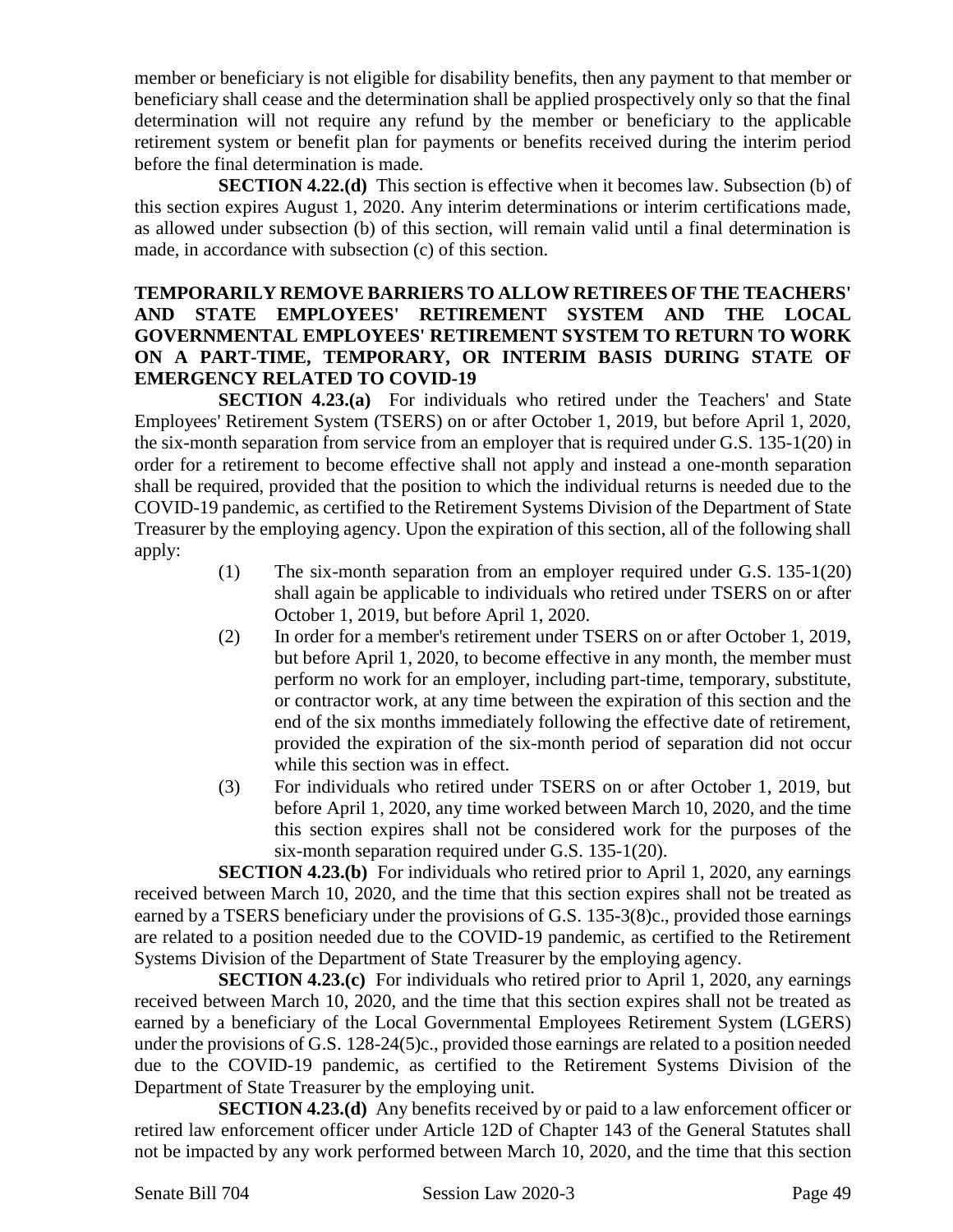member or beneficiary is not eligible for disability benefits, then any payment to that member or beneficiary shall cease and the determination shall be applied prospectively only so that the final determination will not require any refund by the member or beneficiary to the applicable retirement system or benefit plan for payments or benefits received during the interim period before the final determination is made.

**SECTION 4.22.(d)** This section is effective when it becomes law. Subsection (b) of this section expires August 1, 2020. Any interim determinations or interim certifications made, as allowed under subsection (b) of this section, will remain valid until a final determination is made, in accordance with subsection (c) of this section.

**TEMPORARILY REMOVE BARRIERS TO ALLOW RETIREES OF THE TEACHERS' AND STATE EMPLOYEES' RETIREMENT SYSTEM AND THE LOCAL GOVERNMENTAL EMPLOYEES' RETIREMENT SYSTEM TO RETURN TO WORK ON A PART-TIME, TEMPORARY, OR INTERIM BASIS DURING STATE OF EMERGENCY RELATED TO COVID-19**

**SECTION 4.23.(a)** For individuals who retired under the Teachers' and State Employees' Retirement System (TSERS) on or after October 1, 2019, but before April 1, 2020, the six-month separation from service from an employer that is required under G.S. 135-1(20) in order for a retirement to become effective shall not apply and instead a one-month separation shall be required, provided that the position to which the individual returns is needed due to the COVID-19 pandemic, as certified to the Retirement Systems Division of the Department of State Treasurer by the employing agency. Upon the expiration of this section, all of the following shall apply:

(1) The six-month separation from an employer required under G.S. 135-1(20) shall again be applicable to individuals who retired under TSERS on or after October 1, 2019, but before April 1, 2020.

(2) In order for a member's retirement under TSERS on or after October 1, 2019, but before April 1, 2020, to become effective in any month, the member must perform no work for an employer, including part-time, temporary, substitute, or contractor work, at any time between the expiration of this section and the end of the six months immediately following the effective date of retirement, provided the expiration of the six-month period of separation did not occur while this section was in effect.

(3) For individuals who retired under TSERS on or after October 1, 2019, but before April 1, 2020, any time worked between March 10, 2020, and the time this section expires shall not be considered work for the purposes of the six-month separation required under G.S. 135-1(20).

**SECTION 4.23.(b)** For individuals who retired prior to April 1, 2020, any earnings received between March 10, 2020, and the time that this section expires shall not be treated as earned by a TSERS beneficiary under the provisions of G.S. 135-3(8)c., provided those earnings are related to a position needed due to the COVID-19 pandemic, as certified to the Retirement Systems Division of the Department of State Treasurer by the employing agency.

**SECTION 4.23.(c)** For individuals who retired prior to April 1, 2020, any earnings received between March 10, 2020, and the time that this section expires shall not be treated as earned by a beneficiary of the Local Governmental Employees Retirement System (LGERS) under the provisions of G.S. 128-24(5)c., provided those earnings are related to a position needed due to the COVID-19 pandemic, as certified to the Retirement Systems Division of the Department of State Treasurer by the employing unit.

**SECTION 4.23.(d)** Any benefits received by or paid to a law enforcement officer or retired law enforcement officer under Article 12D of Chapter 143 of the General Statutes shall not be impacted by any work performed between March 10, 2020, and the time that this section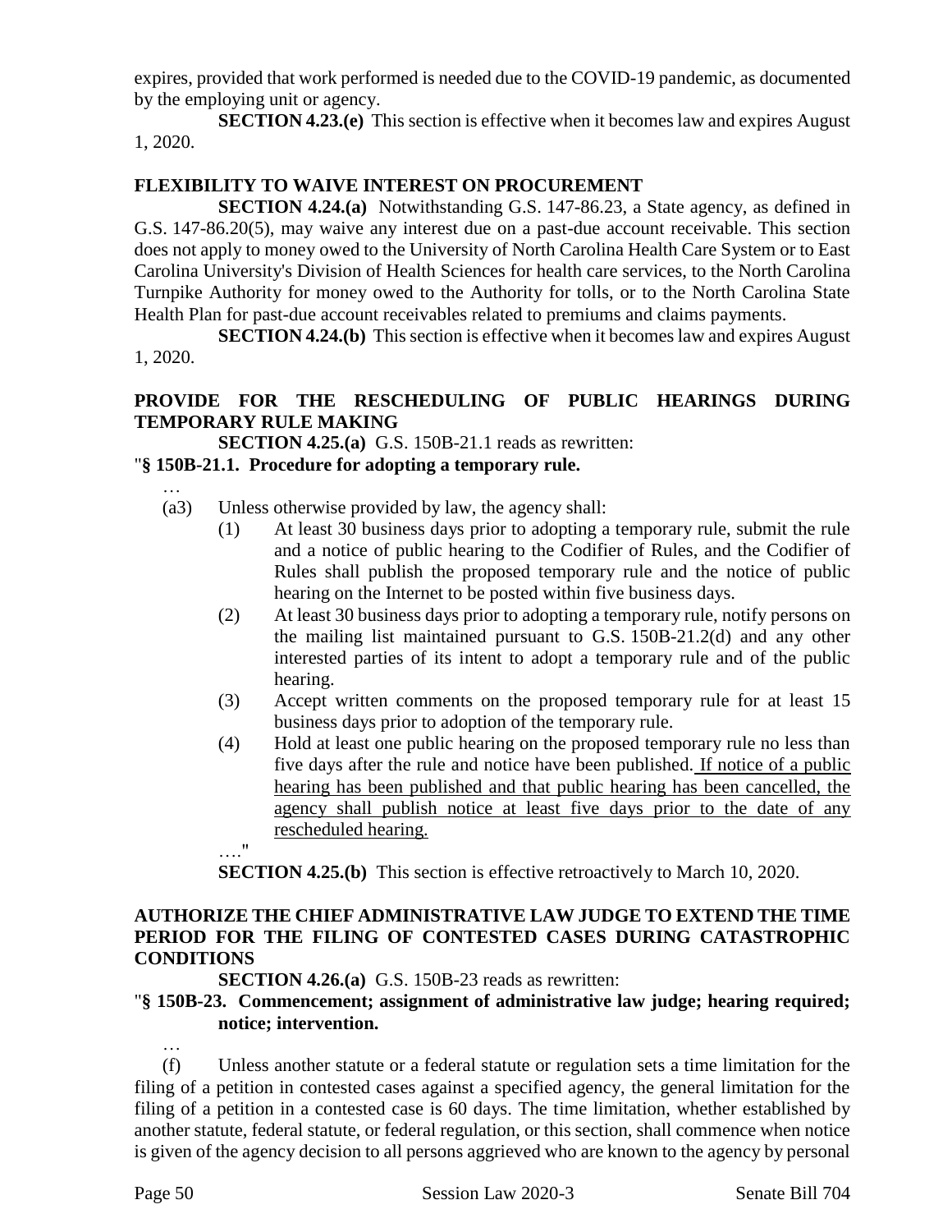expires, provided that work performed is needed due to the COVID-19 pandemic, as documented by the employing unit or agency.

**SECTION 4.23.(e)** This section is effective when it becomes law and expires August 1, 2020.

**FLEXIBILITY TO WAIVE INTEREST ON PROCUREMENT**

**SECTION 4.24.(a)** Notwithstanding G.S. 147-86.23, a State agency, as defined in G.S. 147-86.20(5), may waive any interest due on a past-due account receivable. This section does not apply to money owed to the University of North Carolina Health Care System or to East Carolina University's Division of Health Sciences for health care services, to the North Carolina Turnpike Authority for money owed to the Authority for tolls, or to the North Carolina State Health Plan for past-due account receivables related to premiums and claims payments.

**SECTION 4.24.(b)** This section is effective when it becomes law and expires August 1, 2020.

**PROVIDE FOR THE RESCHEDULING OF PUBLIC HEARINGS DURING TEMPORARY RULE MAKING**

**SECTION 4.25.(a)** G.S. 150B-21.1 reads as rewritten:

"**§ 150B-21.1. Procedure for adopting a temporary rule.**

…

(a3) Unless otherwise provided by law, the agency shall:

(1) At least 30 business days prior to adopting a temporary rule, submit the rule and a notice of public hearing to the Codifier of Rules, and the Codifier of Rules shall publish the proposed temporary rule and the notice of public hearing on the Internet to be posted within five business days.

(2) At least 30 business days prior to adopting a temporary rule, notify persons on the mailing list maintained pursuant to G.S. 150B-21.2(d) and any other interested parties of its intent to adopt a temporary rule and of the public hearing.

(3) Accept written comments on the proposed temporary rule for at least 15 business days prior to adoption of the temporary rule.

(4) Hold at least one public hearing on the proposed temporary rule no less than five days after the rule and notice have been published. <u>If notice of a public hearing has been published and that public hearing has been cancelled, the agency shall publish notice at least five days prior to the date of any rescheduled hearing.</u>

…."

**SECTION 4.25.(b)** This section is effective retroactively to March 10, 2020.

**AUTHORIZE THE CHIEF ADMINISTRATIVE LAW JUDGE TO EXTEND THE TIME PERIOD FOR THE FILING OF CONTESTED CASES DURING CATASTROPHIC CONDITIONS**

**SECTION 4.26.(a)** G.S. 150B-23 reads as rewritten:

"**§ 150B-23. Commencement; assignment of administrative law judge; hearing required; notice; intervention.**

…

(f) Unless another statute or a federal statute or regulation sets a time limitation for the filing of a petition in contested cases against a specified agency, the general limitation for the filing of a petition in a contested case is 60 days. The time limitation, whether established by another statute, federal statute, or federal regulation, or this section, shall commence when notice is given of the agency decision to all persons aggrieved who are known to the agency by personal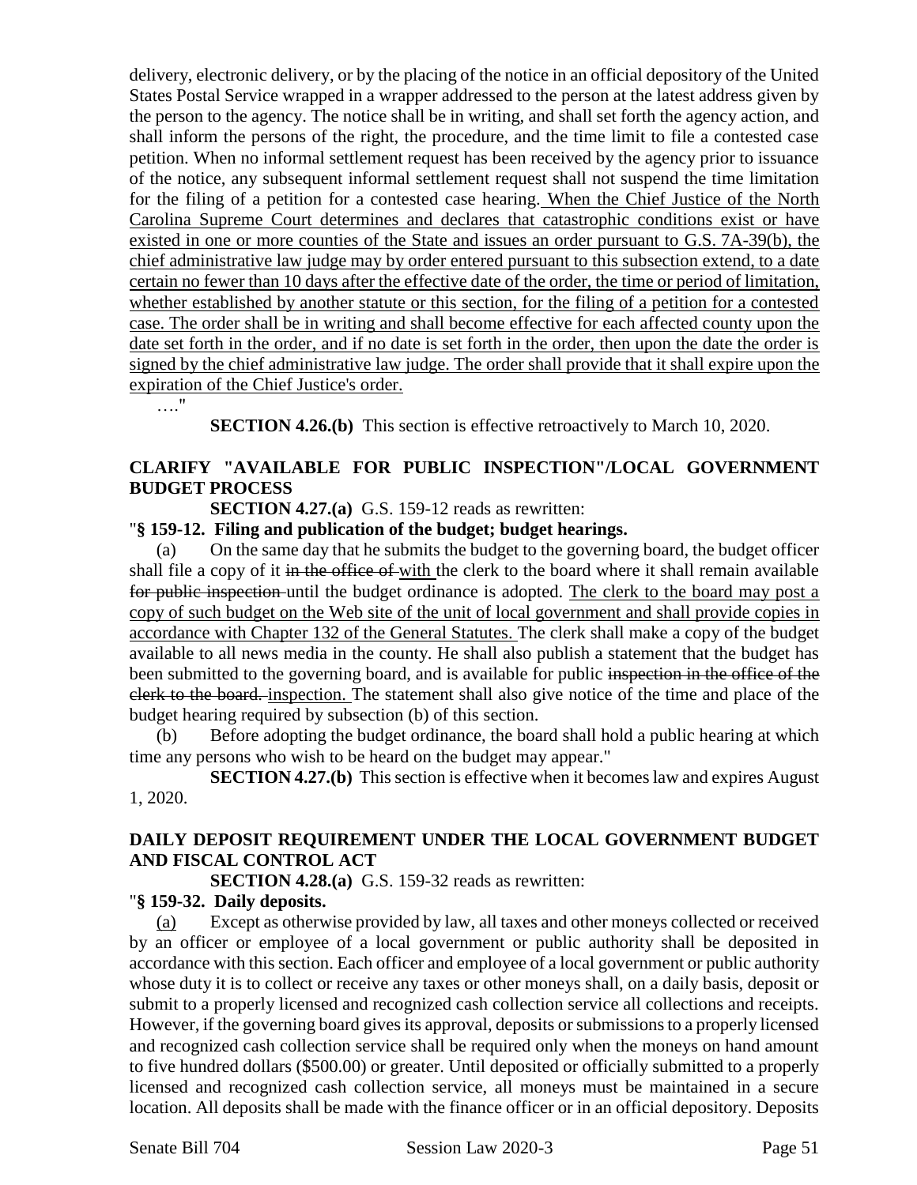delivery, electronic delivery, or by the placing of the notice in an official depository of the United States Postal Service wrapped in a wrapper addressed to the person at the latest address given by the person to the agency. The notice shall be in writing, and shall set forth the agency action, and shall inform the persons of the right, the procedure, and the time limit to file a contested case petition. When no informal settlement request has been received by the agency prior to issuance of the notice, any subsequent informal settlement request shall not suspend the time limitation for the filing of a petition for a contested case hearing. When the Chief Justice of the North Carolina Supreme Court determines and declares that catastrophic conditions exist or have existed in one or more counties of the State and issues an order pursuant to G.S. 7A-39(b), the chief administrative law judge may by order entered pursuant to this subsection extend, to a date certain no fewer than 10 days after the effective date of the order, the time or period of limitation, whether established by another statute or this section, for the filing of a petition for a contested case. The order shall be in writing and shall become effective for each affected county upon the date set forth in the order, and if no date is set forth in the order, then upon the date the order is signed by the chief administrative law judge. The order shall provide that it shall expire upon the expiration of the Chief Justice's order.

…."

**SECTION 4.26.(b)** This section is effective retroactively to March 10, 2020.

**CLARIFY "AVAILABLE FOR PUBLIC INSPECTION"/LOCAL GOVERNMENT BUDGET PROCESS**

**SECTION 4.27.(a)** G.S. 159-12 reads as rewritten:

"**§ 159-12. Filing and publication of the budget; budget hearings.**

(a) On the same day that he submits the budget to the governing board, the budget officer shall file a copy of it ~~in the office of~~ with the clerk to the board where it shall remain available ~~for public inspection~~ until the budget ordinance is adopted. The clerk to the board may post a copy of such budget on the Web site of the unit of local government and shall provide copies in accordance with Chapter 132 of the General Statutes. The clerk shall make a copy of the budget available to all news media in the county. He shall also publish a statement that the budget has been submitted to the governing board, and is available for public ~~inspection in the office of the clerk to the board.~~ inspection. The statement shall also give notice of the time and place of the budget hearing required by subsection (b) of this section.

(b) Before adopting the budget ordinance, the board shall hold a public hearing at which time any persons who wish to be heard on the budget may appear."

**SECTION 4.27.(b)** This section is effective when it becomes law and expires August 1, 2020.

**DAILY DEPOSIT REQUIREMENT UNDER THE LOCAL GOVERNMENT BUDGET AND FISCAL CONTROL ACT**

**SECTION 4.28.(a)** G.S. 159-32 reads as rewritten:

"**§ 159-32. Daily deposits.**

(a) Except as otherwise provided by law, all taxes and other moneys collected or received by an officer or employee of a local government or public authority shall be deposited in accordance with this section. Each officer and employee of a local government or public authority whose duty it is to collect or receive any taxes or other moneys shall, on a daily basis, deposit or submit to a properly licensed and recognized cash collection service all collections and receipts. However, if the governing board gives its approval, deposits or submissions to a properly licensed and recognized cash collection service shall be required only when the moneys on hand amount to five hundred dollars ($500.00) or greater. Until deposited or officially submitted to a properly licensed and recognized cash collection service, all moneys must be maintained in a secure location. All deposits shall be made with the finance officer or in an official depository. Deposits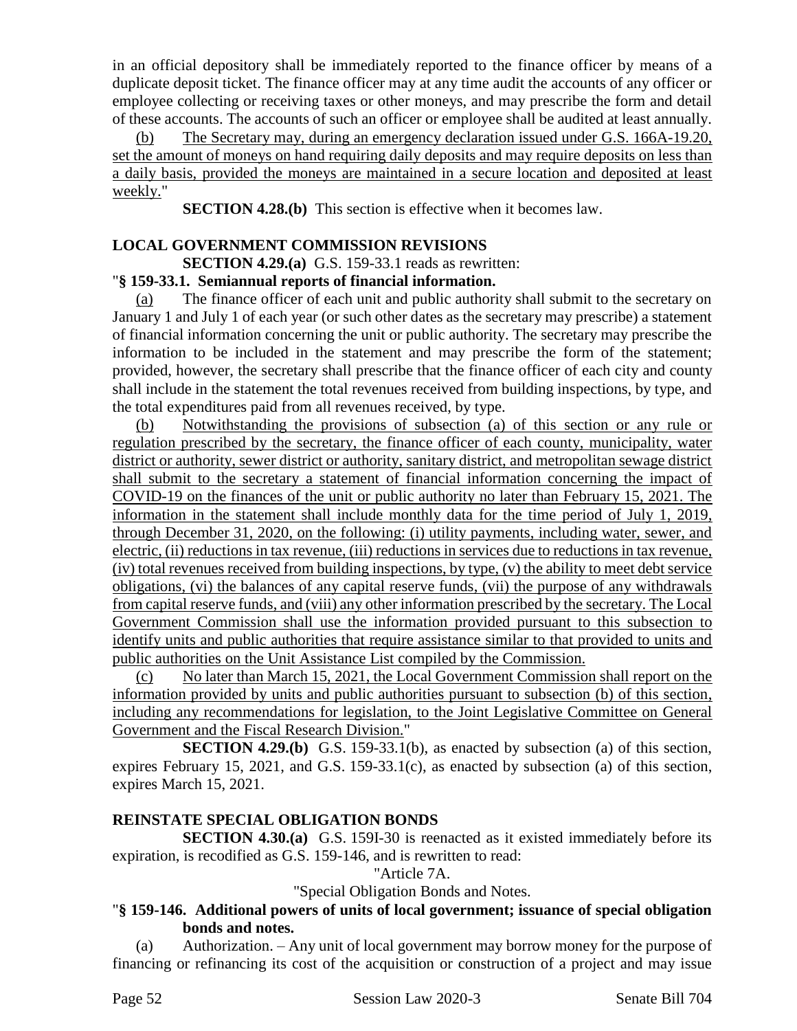in an official depository shall be immediately reported to the finance officer by means of a duplicate deposit ticket. The finance officer may at any time audit the accounts of any officer or employee collecting or receiving taxes or other moneys, and may prescribe the form and detail of these accounts. The accounts of such an officer or employee shall be audited at least annually.

(b) The Secretary may, during an emergency declaration issued under G.S. 166A-19.20, set the amount of moneys on hand requiring daily deposits and may require deposits on less than a daily basis, provided the moneys are maintained in a secure location and deposited at least weekly."

**SECTION 4.28.(b)** This section is effective when it becomes law.

### LOCAL GOVERNMENT COMMISSION REVISIONS

**SECTION 4.29.(a)** G.S. 159-33.1 reads as rewritten:

"**§ 159-33.1. Semiannual reports of financial information.**

(a) The finance officer of each unit and public authority shall submit to the secretary on January 1 and July 1 of each year (or such other dates as the secretary may prescribe) a statement of financial information concerning the unit or public authority. The secretary may prescribe the information to be included in the statement and may prescribe the form of the statement; provided, however, the secretary shall prescribe that the finance officer of each city and county shall include in the statement the total revenues received from building inspections, by type, and the total expenditures paid from all revenues received, by type.

(b) Notwithstanding the provisions of subsection (a) of this section or any rule or regulation prescribed by the secretary, the finance officer of each county, municipality, water district or authority, sewer district or authority, sanitary district, and metropolitan sewage district shall submit to the secretary a statement of financial information concerning the impact of COVID-19 on the finances of the unit or public authority no later than February 15, 2021. The information in the statement shall include monthly data for the time period of July 1, 2019, through December 31, 2020, on the following: (i) utility payments, including water, sewer, and electric, (ii) reductions in tax revenue, (iii) reductions in services due to reductions in tax revenue, (iv) total revenues received from building inspections, by type, (v) the ability to meet debt service obligations, (vi) the balances of any capital reserve funds, (vii) the purpose of any withdrawals from capital reserve funds, and (viii) any other information prescribed by the secretary. The Local Government Commission shall use the information provided pursuant to this subsection to identify units and public authorities that require assistance similar to that provided to units and public authorities on the Unit Assistance List compiled by the Commission.

(c) No later than March 15, 2021, the Local Government Commission shall report on the information provided by units and public authorities pursuant to subsection (b) of this section, including any recommendations for legislation, to the Joint Legislative Committee on General Government and the Fiscal Research Division."

**SECTION 4.29.(b)** G.S. 159-33.1(b), as enacted by subsection (a) of this section, expires February 15, 2021, and G.S. 159-33.1(c), as enacted by subsection (a) of this section, expires March 15, 2021.

### REINSTATE SPECIAL OBLIGATION BONDS

**SECTION 4.30.(a)** G.S. 159I-30 is reenacted as it existed immediately before its expiration, is recodified as G.S. 159-146, and is rewritten to read:

"Article 7A.

"Special Obligation Bonds and Notes.

"**§ 159-146. Additional powers of units of local government; issuance of special obligation bonds and notes.**

(a) Authorization. – Any unit of local government may borrow money for the purpose of financing or refinancing its cost of the acquisition or construction of a project and may issue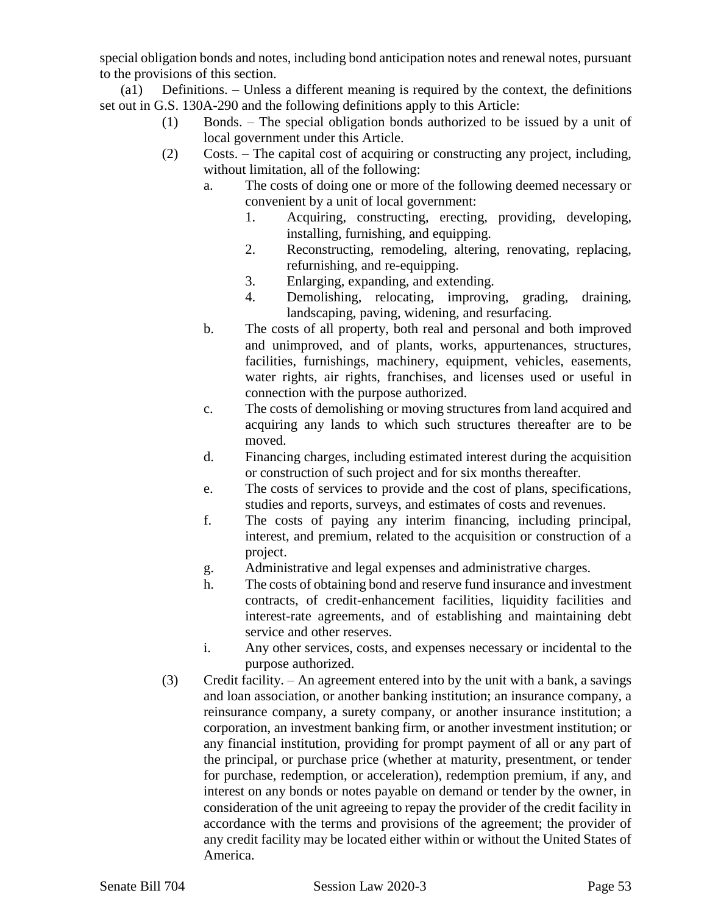special obligation bonds and notes, including bond anticipation notes and renewal notes, pursuant to the provisions of this section.

(a1) Definitions. – Unless a different meaning is required by the context, the definitions set out in G.S. 130A-290 and the following definitions apply to this Article:

(1) Bonds. – The special obligation bonds authorized to be issued by a unit of local government under this Article.

(2) Costs. – The capital cost of acquiring or constructing any project, including, without limitation, all of the following:

a. The costs of doing one or more of the following deemed necessary or convenient by a unit of local government:

1. Acquiring, constructing, erecting, providing, developing, installing, furnishing, and equipping.
2. Reconstructing, remodeling, altering, renovating, replacing, refurnishing, and re-equipping.
3. Enlarging, expanding, and extending.
4. Demolishing, relocating, improving, grading, draining, landscaping, paving, widening, and resurfacing.

b. The costs of all property, both real and personal and both improved and unimproved, and of plants, works, appurtenances, structures, facilities, furnishings, machinery, equipment, vehicles, easements, water rights, air rights, franchises, and licenses used or useful in connection with the purpose authorized.

c. The costs of demolishing or moving structures from land acquired and acquiring any lands to which such structures thereafter are to be moved.

d. Financing charges, including estimated interest during the acquisition or construction of such project and for six months thereafter.

e. The costs of services to provide and the cost of plans, specifications, studies and reports, surveys, and estimates of costs and revenues.

f. The costs of paying any interim financing, including principal, interest, and premium, related to the acquisition or construction of a project.

g. Administrative and legal expenses and administrative charges.

h. The costs of obtaining bond and reserve fund insurance and investment contracts, of credit-enhancement facilities, liquidity facilities and interest-rate agreements, and of establishing and maintaining debt service and other reserves.

i. Any other services, costs, and expenses necessary or incidental to the purpose authorized.

(3) Credit facility. – An agreement entered into by the unit with a bank, a savings and loan association, or another banking institution; an insurance company, a reinsurance company, a surety company, or another insurance institution; a corporation, an investment banking firm, or another investment institution; or any financial institution, providing for prompt payment of all or any part of the principal, or purchase price (whether at maturity, presentment, or tender for purchase, redemption, or acceleration), redemption premium, if any, and interest on any bonds or notes payable on demand or tender by the owner, in consideration of the unit agreeing to repay the provider of the credit facility in accordance with the terms and provisions of the agreement; the provider of any credit facility may be located either within or without the United States of America.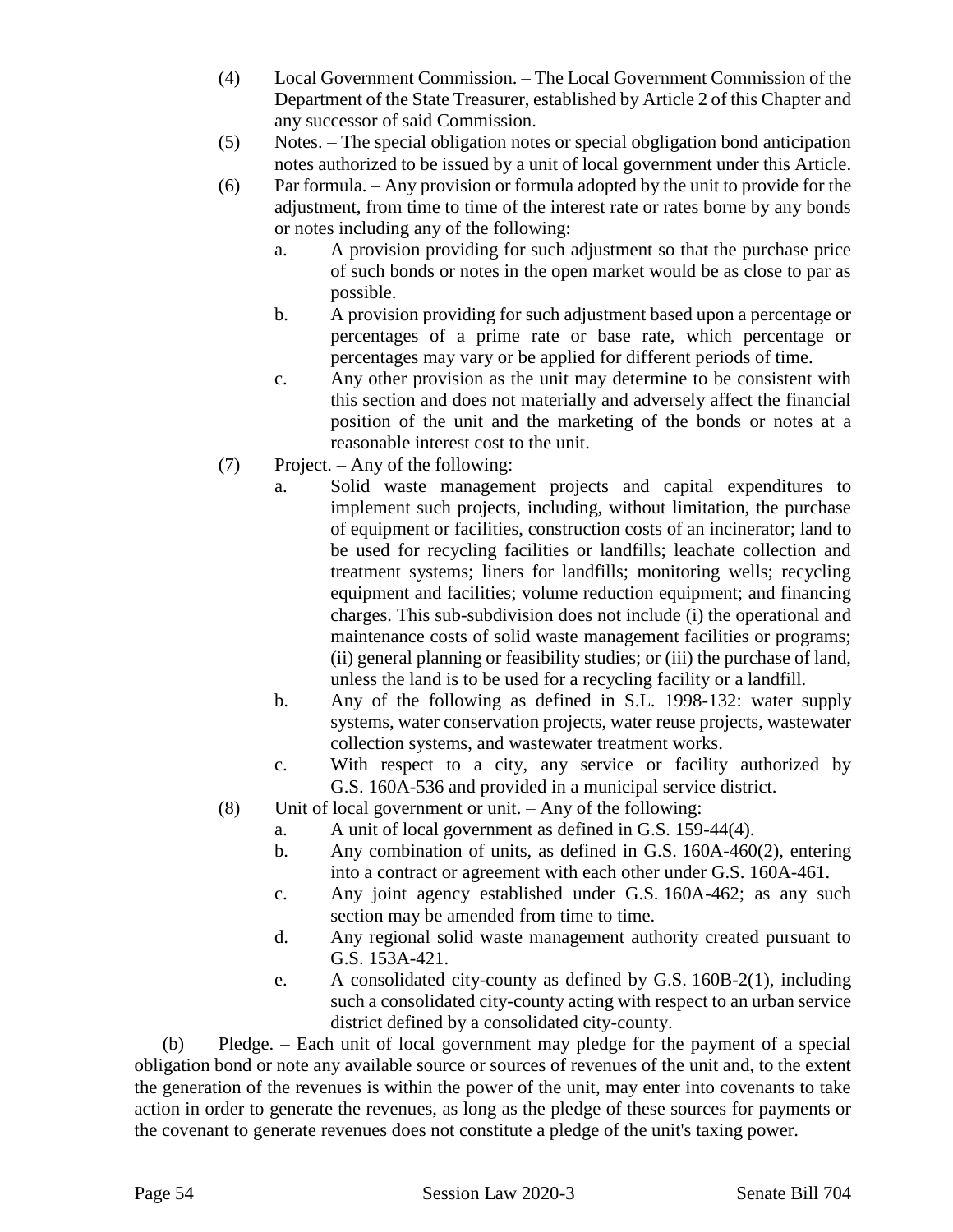(4) Local Government Commission. – The Local Government Commission of the Department of the State Treasurer, established by Article 2 of this Chapter and any successor of said Commission.

(5) Notes. – The special obligation notes or special obgligation bond anticipation notes authorized to be issued by a unit of local government under this Article.

(6) Par formula. – Any provision or formula adopted by the unit to provide for the adjustment, from time to time of the interest rate or rates borne by any bonds or notes including any of the following:

  a. A provision providing for such adjustment so that the purchase price of such bonds or notes in the open market would be as close to par as possible.

  b. A provision providing for such adjustment based upon a percentage or percentages of a prime rate or base rate, which percentage or percentages may vary or be applied for different periods of time.

  c. Any other provision as the unit may determine to be consistent with this section and does not materially and adversely affect the financial position of the unit and the marketing of the bonds or notes at a reasonable interest cost to the unit.

(7) Project. – Any of the following:

  a. Solid waste management projects and capital expenditures to implement such projects, including, without limitation, the purchase of equipment or facilities, construction costs of an incinerator; land to be used for recycling facilities or landfills; leachate collection and treatment systems; liners for landfills; monitoring wells; recycling equipment and facilities; volume reduction equipment; and financing charges. This sub-subdivision does not include (i) the operational and maintenance costs of solid waste management facilities or programs; (ii) general planning or feasibility studies; or (iii) the purchase of land, unless the land is to be used for a recycling facility or a landfill.

  b. Any of the following as defined in S.L. 1998-132: water supply systems, water conservation projects, water reuse projects, wastewater collection systems, and wastewater treatment works.

  c. With respect to a city, any service or facility authorized by G.S. 160A-536 and provided in a municipal service district.

(8) Unit of local government or unit. – Any of the following:

  a. A unit of local government as defined in G.S. 159-44(4).

  b. Any combination of units, as defined in G.S. 160A-460(2), entering into a contract or agreement with each other under G.S. 160A-461.

  c. Any joint agency established under G.S. 160A-462; as any such section may be amended from time to time.

  d. Any regional solid waste management authority created pursuant to G.S. 153A-421.

  e. A consolidated city-county as defined by G.S. 160B-2(1), including such a consolidated city-county acting with respect to an urban service district defined by a consolidated city-county.

(b) Pledge. – Each unit of local government may pledge for the payment of a special obligation bond or note any available source or sources of revenues of the unit and, to the extent the generation of the revenues is within the power of the unit, may enter into covenants to take action in order to generate the revenues, as long as the pledge of these sources for payments or the covenant to generate revenues does not constitute a pledge of the unit's taxing power.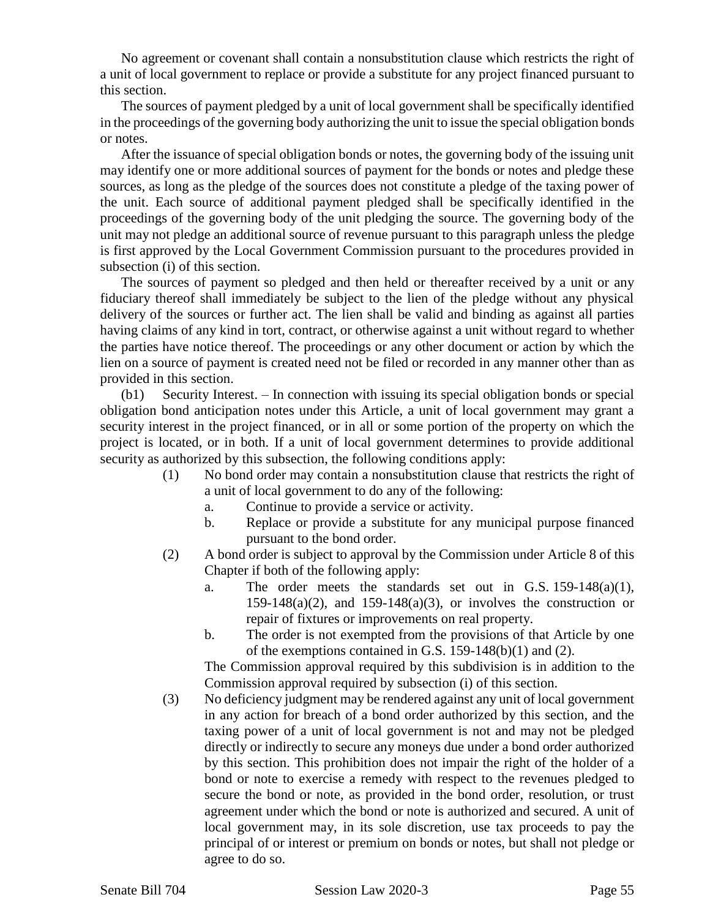No agreement or covenant shall contain a nonsubstitution clause which restricts the right of a unit of local government to replace or provide a substitute for any project financed pursuant to this section.

The sources of payment pledged by a unit of local government shall be specifically identified in the proceedings of the governing body authorizing the unit to issue the special obligation bonds or notes.

After the issuance of special obligation bonds or notes, the governing body of the issuing unit may identify one or more additional sources of payment for the bonds or notes and pledge these sources, as long as the pledge of the sources does not constitute a pledge of the taxing power of the unit. Each source of additional payment pledged shall be specifically identified in the proceedings of the governing body of the unit pledging the source. The governing body of the unit may not pledge an additional source of revenue pursuant to this paragraph unless the pledge is first approved by the Local Government Commission pursuant to the procedures provided in subsection (i) of this section.

The sources of payment so pledged and then held or thereafter received by a unit or any fiduciary thereof shall immediately be subject to the lien of the pledge without any physical delivery of the sources or further act. The lien shall be valid and binding as against all parties having claims of any kind in tort, contract, or otherwise against a unit without regard to whether the parties have notice thereof. The proceedings or any other document or action by which the lien on a source of payment is created need not be filed or recorded in any manner other than as provided in this section.

(b1) Security Interest. – In connection with issuing its special obligation bonds or special obligation bond anticipation notes under this Article, a unit of local government may grant a security interest in the project financed, or in all or some portion of the property on which the project is located, or in both. If a unit of local government determines to provide additional security as authorized by this subsection, the following conditions apply:

(1) No bond order may contain a nonsubstitution clause that restricts the right of a unit of local government to do any of the following:
   a. Continue to provide a service or activity.
   b. Replace or provide a substitute for any municipal purpose financed pursuant to the bond order.

(2) A bond order is subject to approval by the Commission under Article 8 of this Chapter if both of the following apply:
   a. The order meets the standards set out in G.S. 159-148(a)(1), 159-148(a)(2), and 159-148(a)(3), or involves the construction or repair of fixtures or improvements on real property.
   b. The order is not exempted from the provisions of that Article by one of the exemptions contained in G.S. 159-148(b)(1) and (2).

   The Commission approval required by this subdivision is in addition to the Commission approval required by subsection (i) of this section.

(3) No deficiency judgment may be rendered against any unit of local government in any action for breach of a bond order authorized by this section, and the taxing power of a unit of local government is not and may not be pledged directly or indirectly to secure any moneys due under a bond order authorized by this section. This prohibition does not impair the right of the holder of a bond or note to exercise a remedy with respect to the revenues pledged to secure the bond or note, as provided in the bond order, resolution, or trust agreement under which the bond or note is authorized and secured. A unit of local government may, in its sole discretion, use tax proceeds to pay the principal of or interest or premium on bonds or notes, but shall not pledge or agree to do so.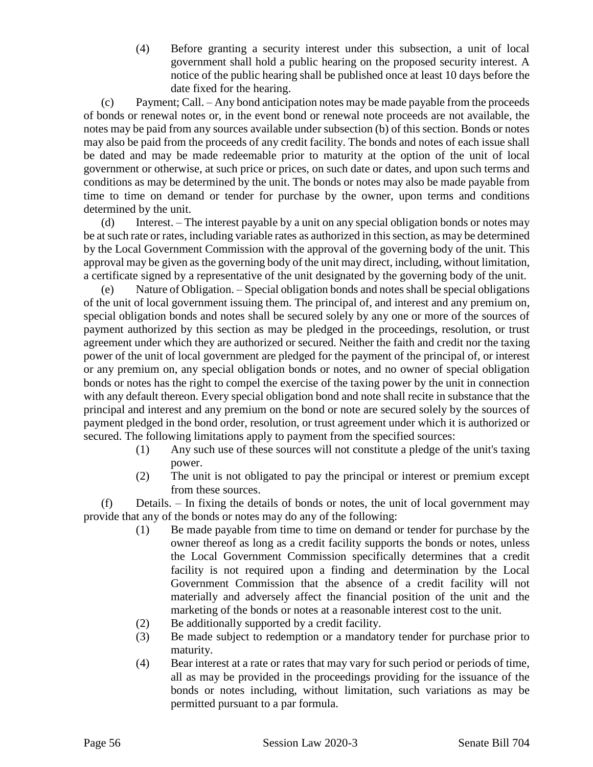(4) Before granting a security interest under this subsection, a unit of local government shall hold a public hearing on the proposed security interest. A notice of the public hearing shall be published once at least 10 days before the date fixed for the hearing.

(c) Payment; Call. – Any bond anticipation notes may be made payable from the proceeds of bonds or renewal notes or, in the event bond or renewal note proceeds are not available, the notes may be paid from any sources available under subsection (b) of this section. Bonds or notes may also be paid from the proceeds of any credit facility. The bonds and notes of each issue shall be dated and may be made redeemable prior to maturity at the option of the unit of local government or otherwise, at such price or prices, on such date or dates, and upon such terms and conditions as may be determined by the unit. The bonds or notes may also be made payable from time to time on demand or tender for purchase by the owner, upon terms and conditions determined by the unit.

(d) Interest. – The interest payable by a unit on any special obligation bonds or notes may be at such rate or rates, including variable rates as authorized in this section, as may be determined by the Local Government Commission with the approval of the governing body of the unit. This approval may be given as the governing body of the unit may direct, including, without limitation, a certificate signed by a representative of the unit designated by the governing body of the unit.

(e) Nature of Obligation. – Special obligation bonds and notes shall be special obligations of the unit of local government issuing them. The principal of, and interest and any premium on, special obligation bonds and notes shall be secured solely by any one or more of the sources of payment authorized by this section as may be pledged in the proceedings, resolution, or trust agreement under which they are authorized or secured. Neither the faith and credit nor the taxing power of the unit of local government are pledged for the payment of the principal of, or interest or any premium on, any special obligation bonds or notes, and no owner of special obligation bonds or notes has the right to compel the exercise of the taxing power by the unit in connection with any default thereon. Every special obligation bond and note shall recite in substance that the principal and interest and any premium on the bond or note are secured solely by the sources of payment pledged in the bond order, resolution, or trust agreement under which it is authorized or secured. The following limitations apply to payment from the specified sources:

(1) Any such use of these sources will not constitute a pledge of the unit's taxing power.

(2) The unit is not obligated to pay the principal or interest or premium except from these sources.

(f) Details. – In fixing the details of bonds or notes, the unit of local government may provide that any of the bonds or notes may do any of the following:

(1) Be made payable from time to time on demand or tender for purchase by the owner thereof as long as a credit facility supports the bonds or notes, unless the Local Government Commission specifically determines that a credit facility is not required upon a finding and determination by the Local Government Commission that the absence of a credit facility will not materially and adversely affect the financial position of the unit and the marketing of the bonds or notes at a reasonable interest cost to the unit.

(2) Be additionally supported by a credit facility.

(3) Be made subject to redemption or a mandatory tender for purchase prior to maturity.

(4) Bear interest at a rate or rates that may vary for such period or periods of time, all as may be provided in the proceedings providing for the issuance of the bonds or notes including, without limitation, such variations as may be permitted pursuant to a par formula.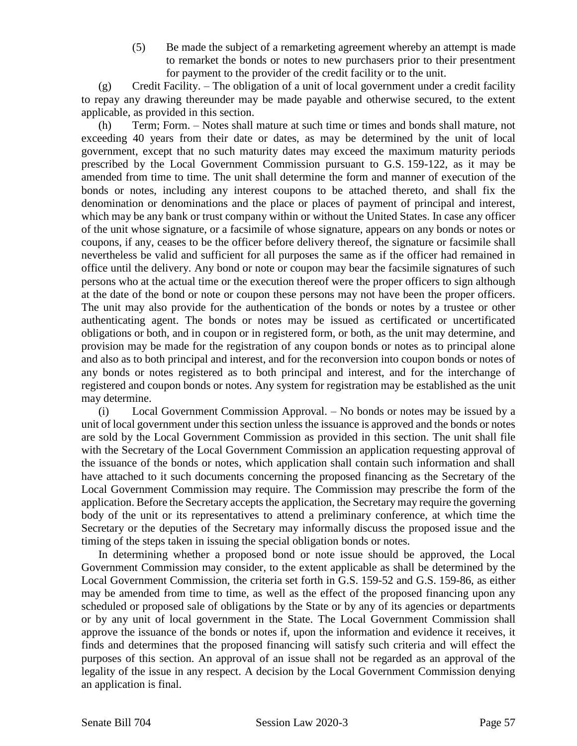(5) Be made the subject of a remarketing agreement whereby an attempt is made to remarket the bonds or notes to new purchasers prior to their presentment for payment to the provider of the credit facility or to the unit.

(g) Credit Facility. – The obligation of a unit of local government under a credit facility to repay any drawing thereunder may be made payable and otherwise secured, to the extent applicable, as provided in this section.

(h) Term; Form. – Notes shall mature at such time or times and bonds shall mature, not exceeding 40 years from their date or dates, as may be determined by the unit of local government, except that no such maturity dates may exceed the maximum maturity periods prescribed by the Local Government Commission pursuant to G.S. 159-122, as it may be amended from time to time. The unit shall determine the form and manner of execution of the bonds or notes, including any interest coupons to be attached thereto, and shall fix the denomination or denominations and the place or places of payment of principal and interest, which may be any bank or trust company within or without the United States. In case any officer of the unit whose signature, or a facsimile of whose signature, appears on any bonds or notes or coupons, if any, ceases to be the officer before delivery thereof, the signature or facsimile shall nevertheless be valid and sufficient for all purposes the same as if the officer had remained in office until the delivery. Any bond or note or coupon may bear the facsimile signatures of such persons who at the actual time or the execution thereof were the proper officers to sign although at the date of the bond or note or coupon these persons may not have been the proper officers. The unit may also provide for the authentication of the bonds or notes by a trustee or other authenticating agent. The bonds or notes may be issued as certificated or uncertificated obligations or both, and in coupon or in registered form, or both, as the unit may determine, and provision may be made for the registration of any coupon bonds or notes as to principal alone and also as to both principal and interest, and for the reconversion into coupon bonds or notes of any bonds or notes registered as to both principal and interest, and for the interchange of registered and coupon bonds or notes. Any system for registration may be established as the unit may determine.

(i) Local Government Commission Approval. – No bonds or notes may be issued by a unit of local government under this section unless the issuance is approved and the bonds or notes are sold by the Local Government Commission as provided in this section. The unit shall file with the Secretary of the Local Government Commission an application requesting approval of the issuance of the bonds or notes, which application shall contain such information and shall have attached to it such documents concerning the proposed financing as the Secretary of the Local Government Commission may require. The Commission may prescribe the form of the application. Before the Secretary accepts the application, the Secretary may require the governing body of the unit or its representatives to attend a preliminary conference, at which time the Secretary or the deputies of the Secretary may informally discuss the proposed issue and the timing of the steps taken in issuing the special obligation bonds or notes.

In determining whether a proposed bond or note issue should be approved, the Local Government Commission may consider, to the extent applicable as shall be determined by the Local Government Commission, the criteria set forth in G.S. 159-52 and G.S. 159-86, as either may be amended from time to time, as well as the effect of the proposed financing upon any scheduled or proposed sale of obligations by the State or by any of its agencies or departments or by any unit of local government in the State. The Local Government Commission shall approve the issuance of the bonds or notes if, upon the information and evidence it receives, it finds and determines that the proposed financing will satisfy such criteria and will effect the purposes of this section. An approval of an issue shall not be regarded as an approval of the legality of the issue in any respect. A decision by the Local Government Commission denying an application is final.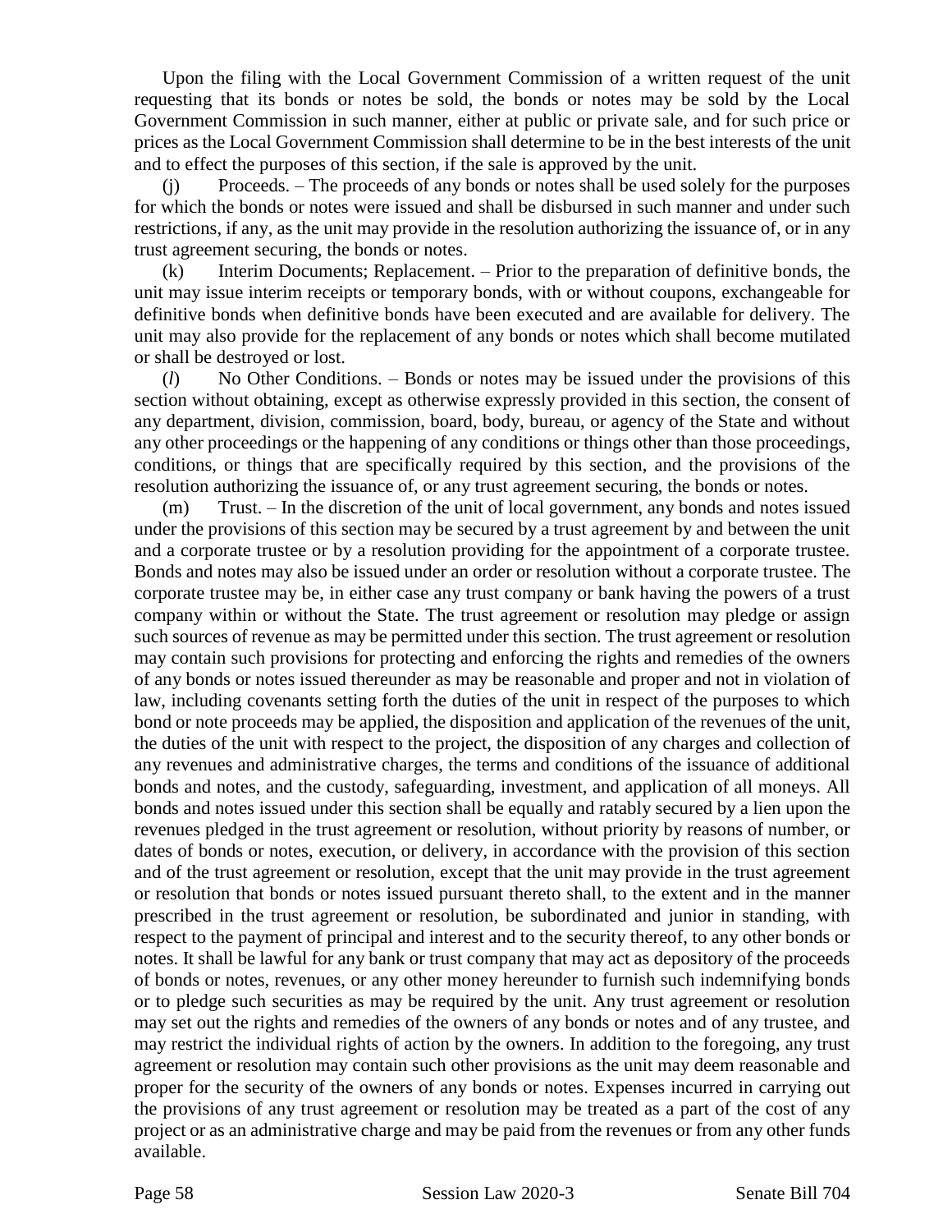Upon the filing with the Local Government Commission of a written request of the unit requesting that its bonds or notes be sold, the bonds or notes may be sold by the Local Government Commission in such manner, either at public or private sale, and for such price or prices as the Local Government Commission shall determine to be in the best interests of the unit and to effect the purposes of this section, if the sale is approved by the unit.

(j) Proceeds. – The proceeds of any bonds or notes shall be used solely for the purposes for which the bonds or notes were issued and shall be disbursed in such manner and under such restrictions, if any, as the unit may provide in the resolution authorizing the issuance of, or in any trust agreement securing, the bonds or notes.

(k) Interim Documents; Replacement. – Prior to the preparation of definitive bonds, the unit may issue interim receipts or temporary bonds, with or without coupons, exchangeable for definitive bonds when definitive bonds have been executed and are available for delivery. The unit may also provide for the replacement of any bonds or notes which shall become mutilated or shall be destroyed or lost.

(*l*) No Other Conditions. – Bonds or notes may be issued under the provisions of this section without obtaining, except as otherwise expressly provided in this section, the consent of any department, division, commission, board, body, bureau, or agency of the State and without any other proceedings or the happening of any conditions or things other than those proceedings, conditions, or things that are specifically required by this section, and the provisions of the resolution authorizing the issuance of, or any trust agreement securing, the bonds or notes.

(m) Trust. – In the discretion of the unit of local government, any bonds and notes issued under the provisions of this section may be secured by a trust agreement by and between the unit and a corporate trustee or by a resolution providing for the appointment of a corporate trustee. Bonds and notes may also be issued under an order or resolution without a corporate trustee. The corporate trustee may be, in either case any trust company or bank having the powers of a trust company within or without the State. The trust agreement or resolution may pledge or assign such sources of revenue as may be permitted under this section. The trust agreement or resolution may contain such provisions for protecting and enforcing the rights and remedies of the owners of any bonds or notes issued thereunder as may be reasonable and proper and not in violation of law, including covenants setting forth the duties of the unit in respect of the purposes to which bond or note proceeds may be applied, the disposition and application of the revenues of the unit, the duties of the unit with respect to the project, the disposition of any charges and collection of any revenues and administrative charges, the terms and conditions of the issuance of additional bonds and notes, and the custody, safeguarding, investment, and application of all moneys. All bonds and notes issued under this section shall be equally and ratably secured by a lien upon the revenues pledged in the trust agreement or resolution, without priority by reasons of number, or dates of bonds or notes, execution, or delivery, in accordance with the provision of this section and of the trust agreement or resolution, except that the unit may provide in the trust agreement or resolution that bonds or notes issued pursuant thereto shall, to the extent and in the manner prescribed in the trust agreement or resolution, be subordinated and junior in standing, with respect to the payment of principal and interest and to the security thereof, to any other bonds or notes. It shall be lawful for any bank or trust company that may act as depository of the proceeds of bonds or notes, revenues, or any other money hereunder to furnish such indemnifying bonds or to pledge such securities as may be required by the unit. Any trust agreement or resolution may set out the rights and remedies of the owners of any bonds or notes and of any trustee, and may restrict the individual rights of action by the owners. In addition to the foregoing, any trust agreement or resolution may contain such other provisions as the unit may deem reasonable and proper for the security of the owners of any bonds or notes. Expenses incurred in carrying out the provisions of any trust agreement or resolution may be treated as a part of the cost of any project or as an administrative charge and may be paid from the revenues or from any other funds available.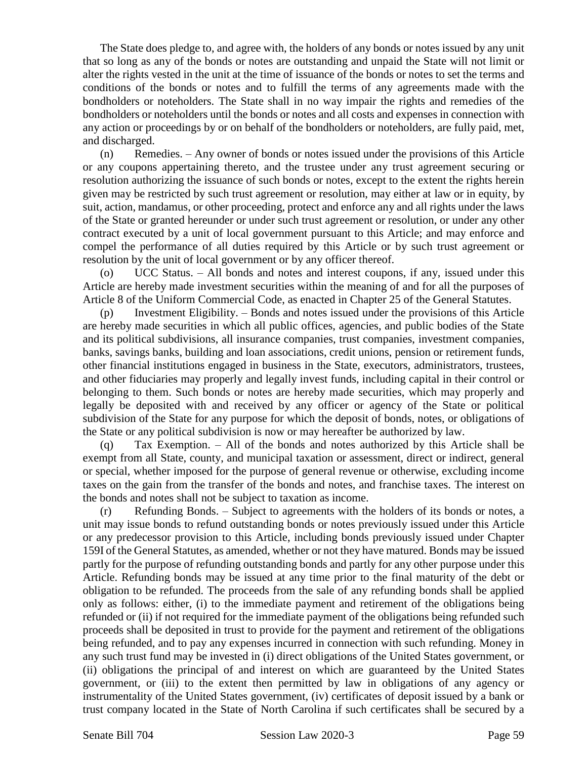The State does pledge to, and agree with, the holders of any bonds or notes issued by any unit that so long as any of the bonds or notes are outstanding and unpaid the State will not limit or alter the rights vested in the unit at the time of issuance of the bonds or notes to set the terms and conditions of the bonds or notes and to fulfill the terms of any agreements made with the bondholders or noteholders. The State shall in no way impair the rights and remedies of the bondholders or noteholders until the bonds or notes and all costs and expenses in connection with any action or proceedings by or on behalf of the bondholders or noteholders, are fully paid, met, and discharged.

(n) Remedies. – Any owner of bonds or notes issued under the provisions of this Article or any coupons appertaining thereto, and the trustee under any trust agreement securing or resolution authorizing the issuance of such bonds or notes, except to the extent the rights herein given may be restricted by such trust agreement or resolution, may either at law or in equity, by suit, action, mandamus, or other proceeding, protect and enforce any and all rights under the laws of the State or granted hereunder or under such trust agreement or resolution, or under any other contract executed by a unit of local government pursuant to this Article; and may enforce and compel the performance of all duties required by this Article or by such trust agreement or resolution by the unit of local government or by any officer thereof.

(o) UCC Status. – All bonds and notes and interest coupons, if any, issued under this Article are hereby made investment securities within the meaning of and for all the purposes of Article 8 of the Uniform Commercial Code, as enacted in Chapter 25 of the General Statutes.

(p) Investment Eligibility. – Bonds and notes issued under the provisions of this Article are hereby made securities in which all public offices, agencies, and public bodies of the State and its political subdivisions, all insurance companies, trust companies, investment companies, banks, savings banks, building and loan associations, credit unions, pension or retirement funds, other financial institutions engaged in business in the State, executors, administrators, trustees, and other fiduciaries may properly and legally invest funds, including capital in their control or belonging to them. Such bonds or notes are hereby made securities, which may properly and legally be deposited with and received by any officer or agency of the State or political subdivision of the State for any purpose for which the deposit of bonds, notes, or obligations of the State or any political subdivision is now or may hereafter be authorized by law.

(q) Tax Exemption. – All of the bonds and notes authorized by this Article shall be exempt from all State, county, and municipal taxation or assessment, direct or indirect, general or special, whether imposed for the purpose of general revenue or otherwise, excluding income taxes on the gain from the transfer of the bonds and notes, and franchise taxes. The interest on the bonds and notes shall not be subject to taxation as income.

(r) Refunding Bonds. – Subject to agreements with the holders of its bonds or notes, a unit may issue bonds to refund outstanding bonds or notes previously issued under this Article or any predecessor provision to this Article, including bonds previously issued under Chapter 159I of the General Statutes, as amended, whether or not they have matured. Bonds may be issued partly for the purpose of refunding outstanding bonds and partly for any other purpose under this Article. Refunding bonds may be issued at any time prior to the final maturity of the debt or obligation to be refunded. The proceeds from the sale of any refunding bonds shall be applied only as follows: either, (i) to the immediate payment and retirement of the obligations being refunded or (ii) if not required for the immediate payment of the obligations being refunded such proceeds shall be deposited in trust to provide for the payment and retirement of the obligations being refunded, and to pay any expenses incurred in connection with such refunding. Money in any such trust fund may be invested in (i) direct obligations of the United States government, or (ii) obligations the principal of and interest on which are guaranteed by the United States government, or (iii) to the extent then permitted by law in obligations of any agency or instrumentality of the United States government, (iv) certificates of deposit issued by a bank or trust company located in the State of North Carolina if such certificates shall be secured by a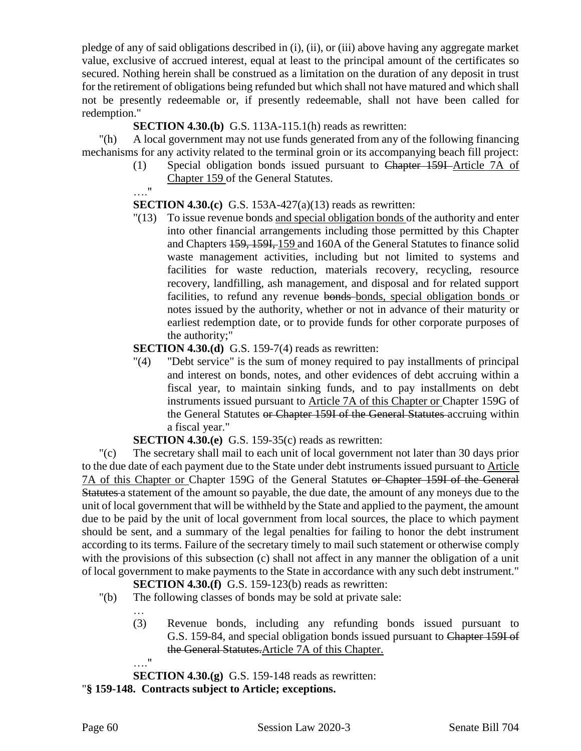pledge of any of said obligations described in (i), (ii), or (iii) above having any aggregate market value, exclusive of accrued interest, equal at least to the principal amount of the certificates so secured. Nothing herein shall be construed as a limitation on the duration of any deposit in trust for the retirement of obligations being refunded but which shall not have matured and which shall not be presently redeemable or, if presently redeemable, shall not have been called for redemption."

**SECTION 4.30.(b)** G.S. 113A-115.1(h) reads as rewritten:

"(h) A local government may not use funds generated from any of the following financing mechanisms for any activity related to the terminal groin or its accompanying beach fill project:

(1) Special obligation bonds issued pursuant to ~~Chapter 159I~~ Article 7A of Chapter 159 of the General Statutes.

…."

**SECTION 4.30.(c)** G.S. 153A-427(a)(13) reads as rewritten:

"(13) To issue revenue bonds and special obligation bonds of the authority and enter into other financial arrangements including those permitted by this Chapter and Chapters ~~159, 159I,~~ 159 and 160A of the General Statutes to finance solid waste management activities, including but not limited to systems and facilities for waste reduction, materials recovery, recycling, resource recovery, landfilling, ash management, and disposal and for related support facilities, to refund any revenue ~~bonds~~ bonds, special obligation bonds or notes issued by the authority, whether or not in advance of their maturity or earliest redemption date, or to provide funds for other corporate purposes of the authority;"

**SECTION 4.30.(d)** G.S. 159-7(4) reads as rewritten:

"(4) "Debt service" is the sum of money required to pay installments of principal and interest on bonds, notes, and other evidences of debt accruing within a fiscal year, to maintain sinking funds, and to pay installments on debt instruments issued pursuant to Article 7A of this Chapter or Chapter 159G of the General Statutes ~~or Chapter 159I of the General Statutes~~ accruing within a fiscal year."

**SECTION 4.30.(e)** G.S. 159-35(c) reads as rewritten:

"(c) The secretary shall mail to each unit of local government not later than 30 days prior to the due date of each payment due to the State under debt instruments issued pursuant to Article 7A of this Chapter or Chapter 159G of the General Statutes ~~or Chapter 159I of the General Statutes~~ a statement of the amount so payable, the due date, the amount of any moneys due to the unit of local government that will be withheld by the State and applied to the payment, the amount due to be paid by the unit of local government from local sources, the place to which payment should be sent, and a summary of the legal penalties for failing to honor the debt instrument according to its terms. Failure of the secretary timely to mail such statement or otherwise comply with the provisions of this subsection (c) shall not affect in any manner the obligation of a unit of local government to make payments to the State in accordance with any such debt instrument."

**SECTION 4.30.(f)** G.S. 159-123(b) reads as rewritten:

"(b) The following classes of bonds may be sold at private sale:

…

(3) Revenue bonds, including any refunding bonds issued pursuant to G.S. 159-84, and special obligation bonds issued pursuant to ~~Chapter 159I of the General Statutes.~~ Article 7A of this Chapter.

…."

**SECTION 4.30.(g)** G.S. 159-148 reads as rewritten:

"**§ 159-148. Contracts subject to Article; exceptions.**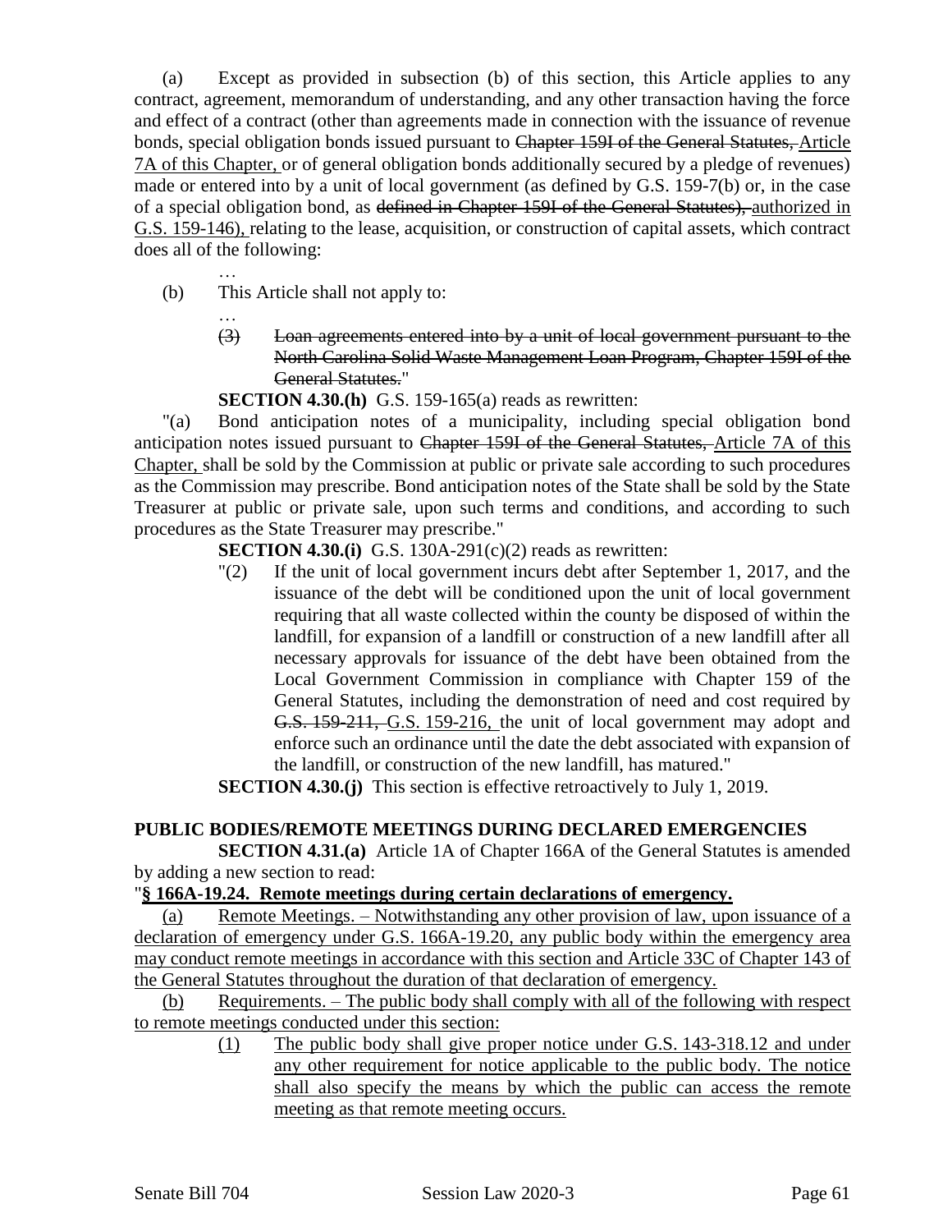(a) Except as provided in subsection (b) of this section, this Article applies to any contract, agreement, memorandum of understanding, and any other transaction having the force and effect of a contract (other than agreements made in connection with the issuance of revenue bonds, special obligation bonds issued pursuant to ~~Chapter 159I of the General Statutes,~~ Article 7A of this Chapter, or of general obligation bonds additionally secured by a pledge of revenues) made or entered into by a unit of local government (as defined by G.S. 159-7(b) or, in the case of a special obligation bond, as ~~defined in Chapter 159I of the General Statutes),~~ authorized in G.S. 159-146), relating to the lease, acquisition, or construction of capital assets, which contract does all of the following:

…

(b) This Article shall not apply to:

…

~~(3) Loan agreements entered into by a unit of local government pursuant to the North Carolina Solid Waste Management Loan Program, Chapter 159I of the General Statutes.~~"

**SECTION 4.30.(h)** G.S. 159-165(a) reads as rewritten:

"(a) Bond anticipation notes of a municipality, including special obligation bond anticipation notes issued pursuant to ~~Chapter 159I of the General Statutes,~~ Article 7A of this Chapter, shall be sold by the Commission at public or private sale according to such procedures as the Commission may prescribe. Bond anticipation notes of the State shall be sold by the State Treasurer at public or private sale, upon such terms and conditions, and according to such procedures as the State Treasurer may prescribe."

**SECTION 4.30.(i)** G.S. 130A-291(c)(2) reads as rewritten:

"(2) If the unit of local government incurs debt after September 1, 2017, and the issuance of the debt will be conditioned upon the unit of local government requiring that all waste collected within the county be disposed of within the landfill, for expansion of a landfill or construction of a new landfill after all necessary approvals for issuance of the debt have been obtained from the Local Government Commission in compliance with Chapter 159 of the General Statutes, including the demonstration of need and cost required by ~~G.S. 159-211,~~ G.S. 159-216, the unit of local government may adopt and enforce such an ordinance until the date the debt associated with expansion of the landfill, or construction of the new landfill, has matured."

**SECTION 4.30.(j)** This section is effective retroactively to July 1, 2019.

**PUBLIC BODIES/REMOTE MEETINGS DURING DECLARED EMERGENCIES**

**SECTION 4.31.(a)** Article 1A of Chapter 166A of the General Statutes is amended by adding a new section to read:

"**§ 166A-19.24. Remote meetings during certain declarations of emergency.**

(a) Remote Meetings. – Notwithstanding any other provision of law, upon issuance of a declaration of emergency under G.S. 166A-19.20, any public body within the emergency area may conduct remote meetings in accordance with this section and Article 33C of Chapter 143 of the General Statutes throughout the duration of that declaration of emergency.

(b) Requirements. – The public body shall comply with all of the following with respect to remote meetings conducted under this section:

(1) The public body shall give proper notice under G.S. 143-318.12 and under any other requirement for notice applicable to the public body. The notice shall also specify the means by which the public can access the remote meeting as that remote meeting occurs.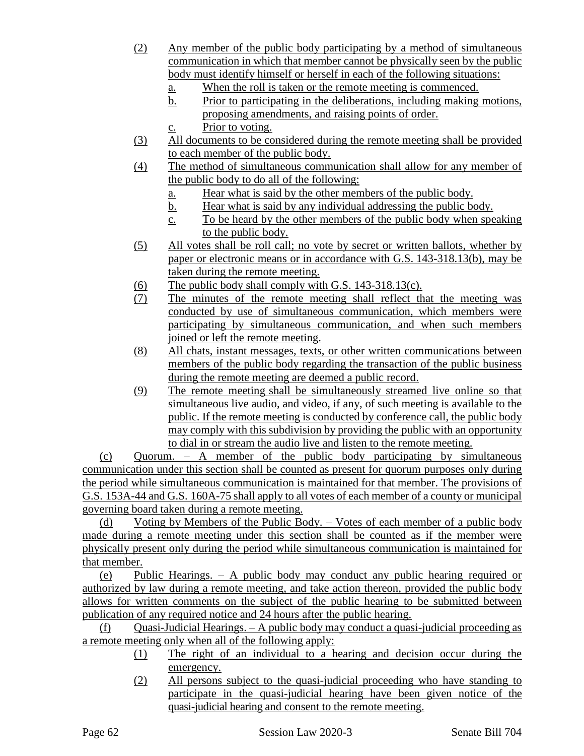(2) Any member of the public body participating by a method of simultaneous communication in which that member cannot be physically seen by the public body must identify himself or herself in each of the following situations:

   a. When the roll is taken or the remote meeting is commenced.

   b. Prior to participating in the deliberations, including making motions, proposing amendments, and raising points of order.

   c. Prior to voting.

(3) All documents to be considered during the remote meeting shall be provided to each member of the public body.

(4) The method of simultaneous communication shall allow for any member of the public body to do all of the following:

   a. Hear what is said by the other members of the public body.

   b. Hear what is said by any individual addressing the public body.

   c. To be heard by the other members of the public body when speaking to the public body.

(5) All votes shall be roll call; no vote by secret or written ballots, whether by paper or electronic means or in accordance with G.S. 143-318.13(b), may be taken during the remote meeting.

(6) The public body shall comply with G.S. 143-318.13(c).

(7) The minutes of the remote meeting shall reflect that the meeting was conducted by use of simultaneous communication, which members were participating by simultaneous communication, and when such members joined or left the remote meeting.

(8) All chats, instant messages, texts, or other written communications between members of the public body regarding the transaction of the public business during the remote meeting are deemed a public record.

(9) The remote meeting shall be simultaneously streamed live online so that simultaneous live audio, and video, if any, of such meeting is available to the public. If the remote meeting is conducted by conference call, the public body may comply with this subdivision by providing the public with an opportunity to dial in or stream the audio live and listen to the remote meeting.

(c) Quorum. – A member of the public body participating by simultaneous communication under this section shall be counted as present for quorum purposes only during the period while simultaneous communication is maintained for that member. The provisions of G.S. 153A-44 and G.S. 160A-75 shall apply to all votes of each member of a county or municipal governing board taken during a remote meeting.

(d) Voting by Members of the Public Body. – Votes of each member of a public body made during a remote meeting under this section shall be counted as if the member were physically present only during the period while simultaneous communication is maintained for that member.

(e) Public Hearings. – A public body may conduct any public hearing required or authorized by law during a remote meeting, and take action thereon, provided the public body allows for written comments on the subject of the public hearing to be submitted between publication of any required notice and 24 hours after the public hearing.

(f) Quasi-Judicial Hearings. – A public body may conduct a quasi-judicial proceeding as a remote meeting only when all of the following apply:

(1) The right of an individual to a hearing and decision occur during the emergency.

(2) All persons subject to the quasi-judicial proceeding who have standing to participate in the quasi-judicial hearing have been given notice of the quasi-judicial hearing and consent to the remote meeting.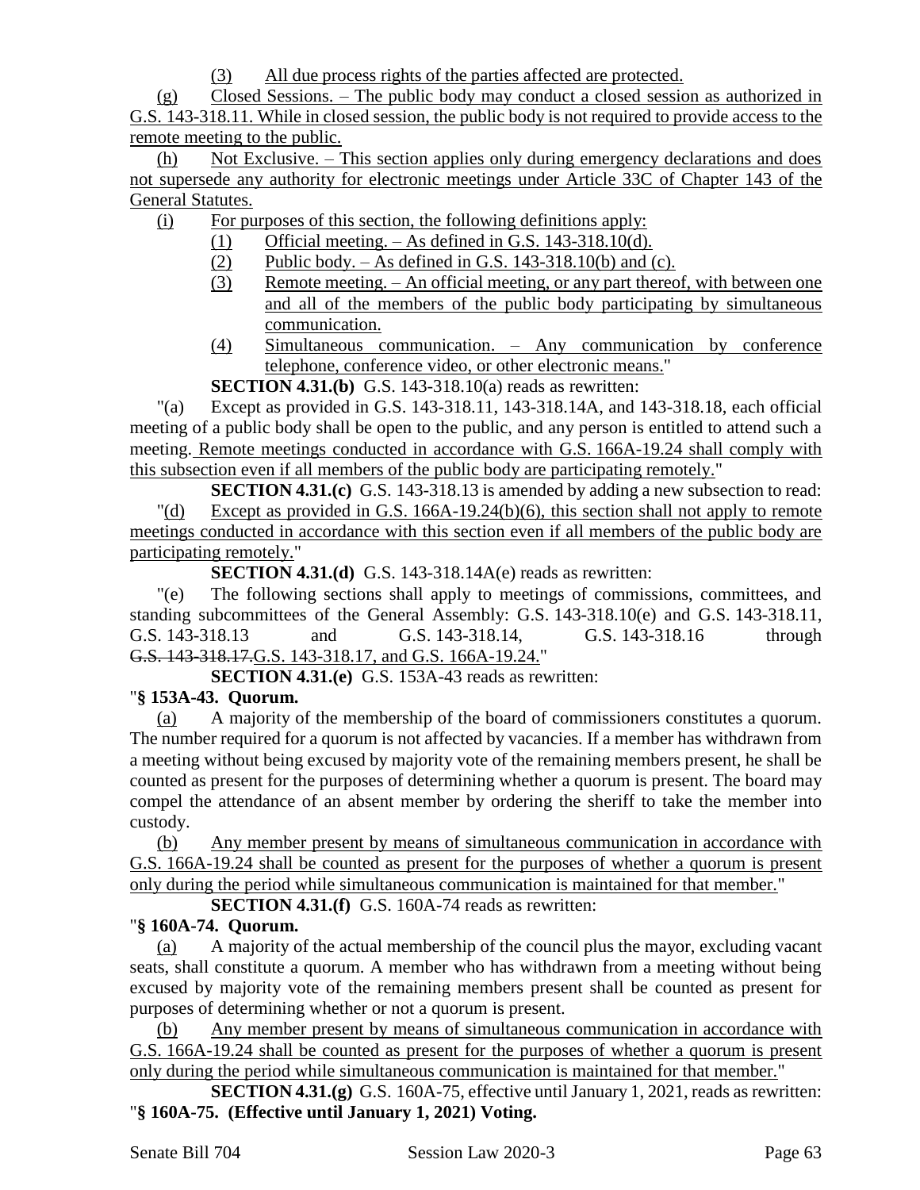(3) All due process rights of the parties affected are protected.

(g) Closed Sessions. – The public body may conduct a closed session as authorized in G.S. 143-318.11. While in closed session, the public body is not required to provide access to the remote meeting to the public.

(h) Not Exclusive. – This section applies only during emergency declarations and does not supersede any authority for electronic meetings under Article 33C of Chapter 143 of the General Statutes.

(i) For purposes of this section, the following definitions apply:

(1) Official meeting. – As defined in G.S. 143-318.10(d).

(2) Public body. – As defined in G.S. 143-318.10(b) and (c).

(3) Remote meeting. – An official meeting, or any part thereof, with between one and all of the members of the public body participating by simultaneous communication.

(4) Simultaneous communication. – Any communication by conference telephone, conference video, or other electronic means."

**SECTION 4.31.(b)** G.S. 143-318.10(a) reads as rewritten:

"(a) Except as provided in G.S. 143-318.11, 143-318.14A, and 143-318.18, each official meeting of a public body shall be open to the public, and any person is entitled to attend such a meeting. Remote meetings conducted in accordance with G.S. 166A-19.24 shall comply with this subsection even if all members of the public body are participating remotely."

**SECTION 4.31.(c)** G.S. 143-318.13 is amended by adding a new subsection to read:

"(d) Except as provided in G.S. 166A-19.24(b)(6), this section shall not apply to remote meetings conducted in accordance with this section even if all members of the public body are participating remotely."

**SECTION 4.31.(d)** G.S. 143-318.14A(e) reads as rewritten:

"(e) The following sections shall apply to meetings of commissions, committees, and standing subcommittees of the General Assembly: G.S. 143-318.10(e) and G.S. 143-318.11, G.S. 143-318.13 and G.S. 143-318.14, G.S. 143-318.16 through ~~G.S. 143-318.17.~~G.S. 143-318.17, and G.S. 166A-19.24."

**SECTION 4.31.(e)** G.S. 153A-43 reads as rewritten:

"**§ 153A-43. Quorum.**

(a) A majority of the membership of the board of commissioners constitutes a quorum. The number required for a quorum is not affected by vacancies. If a member has withdrawn from a meeting without being excused by majority vote of the remaining members present, he shall be counted as present for the purposes of determining whether a quorum is present. The board may compel the attendance of an absent member by ordering the sheriff to take the member into custody.

(b) Any member present by means of simultaneous communication in accordance with G.S. 166A-19.24 shall be counted as present for the purposes of whether a quorum is present only during the period while simultaneous communication is maintained for that member."

**SECTION 4.31.(f)** G.S. 160A-74 reads as rewritten:

"**§ 160A-74. Quorum.**

(a) A majority of the actual membership of the council plus the mayor, excluding vacant seats, shall constitute a quorum. A member who has withdrawn from a meeting without being excused by majority vote of the remaining members present shall be counted as present for purposes of determining whether or not a quorum is present.

(b) Any member present by means of simultaneous communication in accordance with G.S. 166A-19.24 shall be counted as present for the purposes of whether a quorum is present only during the period while simultaneous communication is maintained for that member."

**SECTION 4.31.(g)** G.S. 160A-75, effective until January 1, 2021, reads as rewritten:

"**§ 160A-75. (Effective until January 1, 2021) Voting.**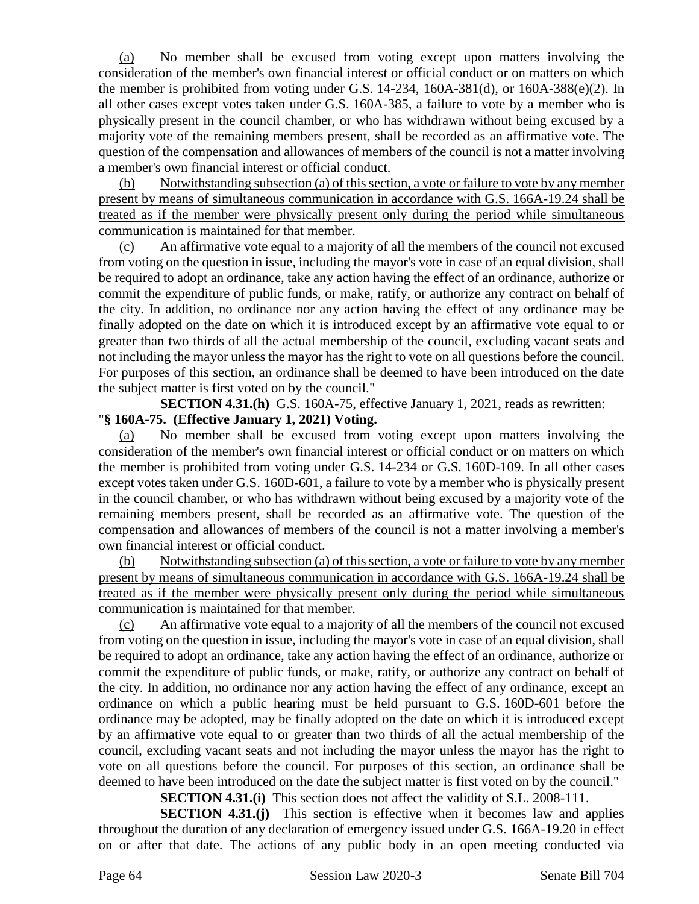(a) No member shall be excused from voting except upon matters involving the consideration of the member's own financial interest or official conduct or on matters on which the member is prohibited from voting under G.S. 14-234, 160A-381(d), or 160A-388(e)(2). In all other cases except votes taken under G.S. 160A-385, a failure to vote by a member who is physically present in the council chamber, or who has withdrawn without being excused by a majority vote of the remaining members present, shall be recorded as an affirmative vote. The question of the compensation and allowances of members of the council is not a matter involving a member's own financial interest or official conduct.

(b) Notwithstanding subsection (a) of this section, a vote or failure to vote by any member present by means of simultaneous communication in accordance with G.S. 166A-19.24 shall be treated as if the member were physically present only during the period while simultaneous communication is maintained for that member.

(c) An affirmative vote equal to a majority of all the members of the council not excused from voting on the question in issue, including the mayor's vote in case of an equal division, shall be required to adopt an ordinance, take any action having the effect of an ordinance, authorize or commit the expenditure of public funds, or make, ratify, or authorize any contract on behalf of the city. In addition, no ordinance nor any action having the effect of any ordinance may be finally adopted on the date on which it is introduced except by an affirmative vote equal to or greater than two thirds of all the actual membership of the council, excluding vacant seats and not including the mayor unless the mayor has the right to vote on all questions before the council. For purposes of this section, an ordinance shall be deemed to have been introduced on the date the subject matter is first voted on by the council."

**SECTION 4.31.(h)** G.S. 160A-75, effective January 1, 2021, reads as rewritten:

"**§ 160A-75. (Effective January 1, 2021) Voting.**

(a) No member shall be excused from voting except upon matters involving the consideration of the member's own financial interest or official conduct or on matters on which the member is prohibited from voting under G.S. 14-234 or G.S. 160D-109. In all other cases except votes taken under G.S. 160D-601, a failure to vote by a member who is physically present in the council chamber, or who has withdrawn without being excused by a majority vote of the remaining members present, shall be recorded as an affirmative vote. The question of the compensation and allowances of members of the council is not a matter involving a member's own financial interest or official conduct.

(b) Notwithstanding subsection (a) of this section, a vote or failure to vote by any member present by means of simultaneous communication in accordance with G.S. 166A-19.24 shall be treated as if the member were physically present only during the period while simultaneous communication is maintained for that member.

(c) An affirmative vote equal to a majority of all the members of the council not excused from voting on the question in issue, including the mayor's vote in case of an equal division, shall be required to adopt an ordinance, take any action having the effect of an ordinance, authorize or commit the expenditure of public funds, or make, ratify, or authorize any contract on behalf of the city. In addition, no ordinance nor any action having the effect of any ordinance, except an ordinance on which a public hearing must be held pursuant to G.S. 160D-601 before the ordinance may be adopted, may be finally adopted on the date on which it is introduced except by an affirmative vote equal to or greater than two thirds of all the actual membership of the council, excluding vacant seats and not including the mayor unless the mayor has the right to vote on all questions before the council. For purposes of this section, an ordinance shall be deemed to have been introduced on the date the subject matter is first voted on by the council."

**SECTION 4.31.(i)** This section does not affect the validity of S.L. 2008-111.

**SECTION 4.31.(j)** This section is effective when it becomes law and applies throughout the duration of any declaration of emergency issued under G.S. 166A-19.20 in effect on or after that date. The actions of any public body in an open meeting conducted via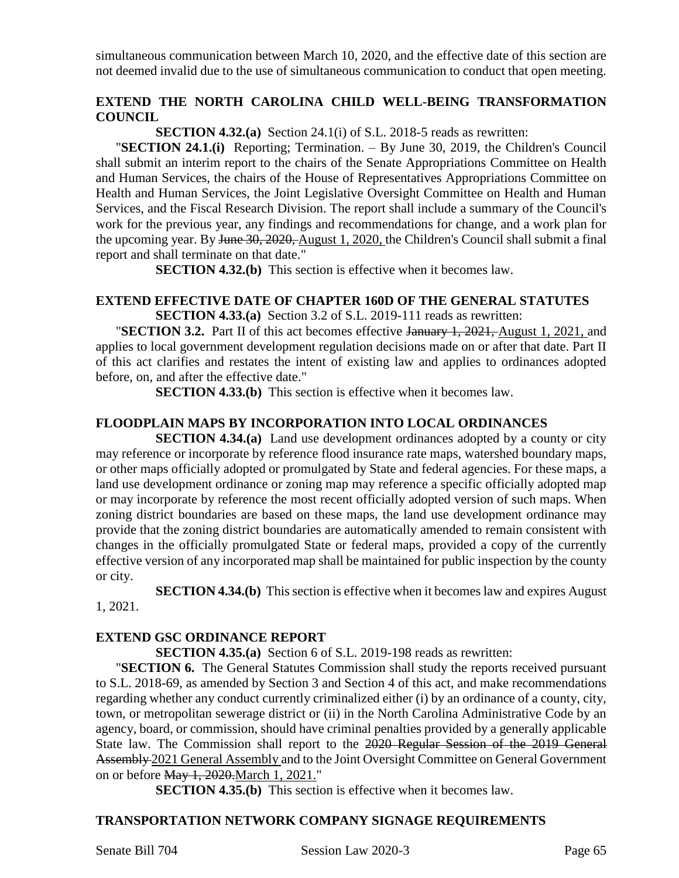simultaneous communication between March 10, 2020, and the effective date of this section are not deemed invalid due to the use of simultaneous communication to conduct that open meeting.

### EXTEND THE NORTH CAROLINA CHILD WELL-BEING TRANSFORMATION COUNCIL

**SECTION 4.32.(a)** Section 24.1(i) of S.L. 2018-5 reads as rewritten:

"**SECTION 24.1.(i)** Reporting; Termination. – By June 30, 2019, the Children's Council shall submit an interim report to the chairs of the Senate Appropriations Committee on Health and Human Services, the chairs of the House of Representatives Appropriations Committee on Health and Human Services, the Joint Legislative Oversight Committee on Health and Human Services, and the Fiscal Research Division. The report shall include a summary of the Council's work for the previous year, any findings and recommendations for change, and a work plan for the upcoming year. By ~~June 30, 2020,~~ <u>August 1, 2020,</u> the Children's Council shall submit a final report and shall terminate on that date."

**SECTION 4.32.(b)** This section is effective when it becomes law.

### EXTEND EFFECTIVE DATE OF CHAPTER 160D OF THE GENERAL STATUTES

**SECTION 4.33.(a)** Section 3.2 of S.L. 2019-111 reads as rewritten:

"**SECTION 3.2.** Part II of this act becomes effective ~~January 1, 2021,~~ <u>August 1, 2021,</u> and applies to local government development regulation decisions made on or after that date. Part II of this act clarifies and restates the intent of existing law and applies to ordinances adopted before, on, and after the effective date."

**SECTION 4.33.(b)** This section is effective when it becomes law.

### FLOODPLAIN MAPS BY INCORPORATION INTO LOCAL ORDINANCES

**SECTION 4.34.(a)** Land use development ordinances adopted by a county or city may reference or incorporate by reference flood insurance rate maps, watershed boundary maps, or other maps officially adopted or promulgated by State and federal agencies. For these maps, a land use development ordinance or zoning map may reference a specific officially adopted map or may incorporate by reference the most recent officially adopted version of such maps. When zoning district boundaries are based on these maps, the land use development ordinance may provide that the zoning district boundaries are automatically amended to remain consistent with changes in the officially promulgated State or federal maps, provided a copy of the currently effective version of any incorporated map shall be maintained for public inspection by the county or city.

**SECTION 4.34.(b)** This section is effective when it becomes law and expires August 1, 2021.

### EXTEND GSC ORDINANCE REPORT

**SECTION 4.35.(a)** Section 6 of S.L. 2019-198 reads as rewritten:

"**SECTION 6.** The General Statutes Commission shall study the reports received pursuant to S.L. 2018-69, as amended by Section 3 and Section 4 of this act, and make recommendations regarding whether any conduct currently criminalized either (i) by an ordinance of a county, city, town, or metropolitan sewerage district or (ii) in the North Carolina Administrative Code by an agency, board, or commission, should have criminal penalties provided by a generally applicable State law. The Commission shall report to the ~~2020 Regular Session of the 2019 General Assembly~~ <u>2021 General Assembly</u> and to the Joint Oversight Committee on General Government on or before ~~May 1, 2020.~~<u>March 1, 2021.</u>"

**SECTION 4.35.(b)** This section is effective when it becomes law.

### TRANSPORTATION NETWORK COMPANY SIGNAGE REQUIREMENTS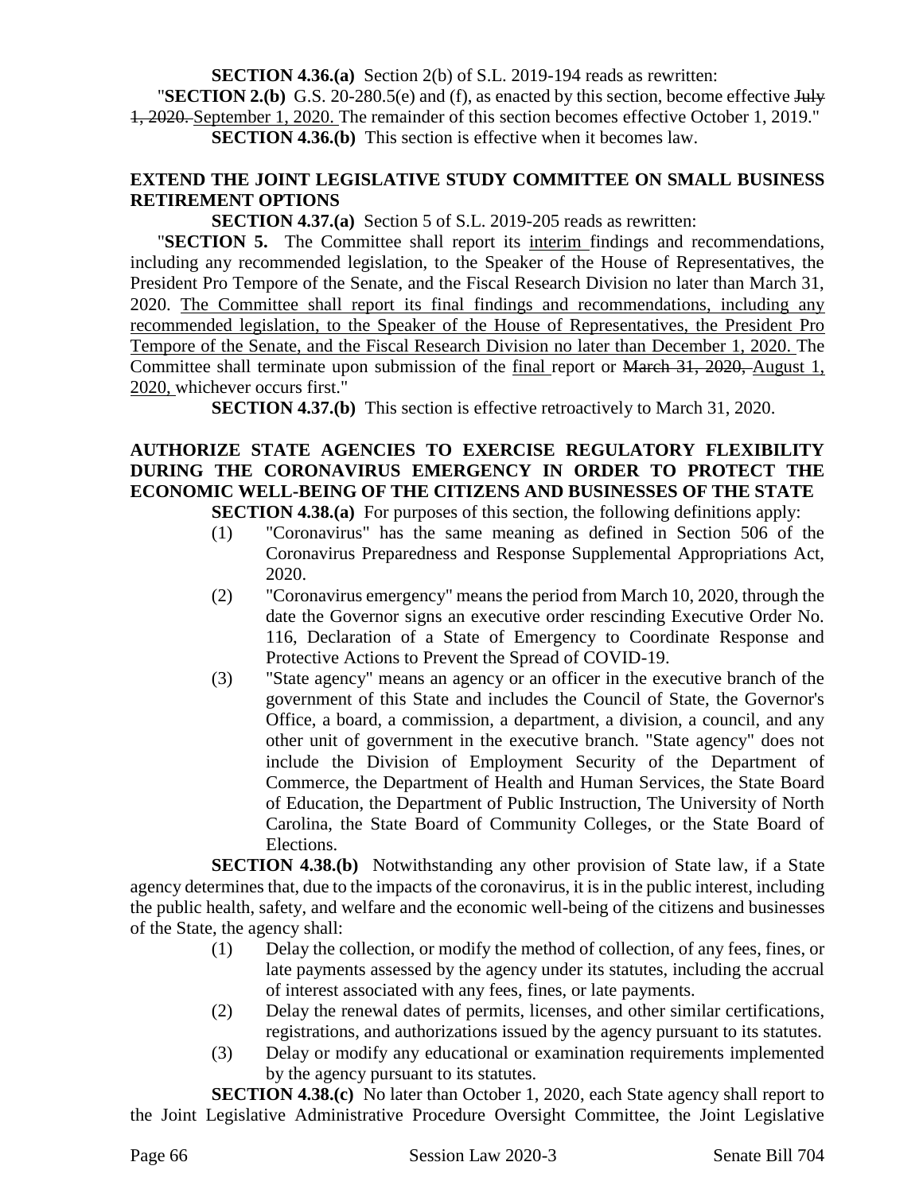**SECTION 4.36.(a)** Section 2(b) of S.L. 2019-194 reads as rewritten:

"**SECTION 2.(b)** G.S. 20-280.5(e) and (f), as enacted by this section, become effective ~~July 1, 2020.~~ September 1, 2020. The remainder of this section becomes effective October 1, 2019."

**SECTION 4.36.(b)** This section is effective when it becomes law.

## EXTEND THE JOINT LEGISLATIVE STUDY COMMITTEE ON SMALL BUSINESS RETIREMENT OPTIONS

**SECTION 4.37.(a)** Section 5 of S.L. 2019-205 reads as rewritten:

"**SECTION 5.** The Committee shall report its interim findings and recommendations, including any recommended legislation, to the Speaker of the House of Representatives, the President Pro Tempore of the Senate, and the Fiscal Research Division no later than March 31, 2020. The Committee shall report its final findings and recommendations, including any recommended legislation, to the Speaker of the House of Representatives, the President Pro Tempore of the Senate, and the Fiscal Research Division no later than December 1, 2020. The Committee shall terminate upon submission of the final report or ~~March 31, 2020,~~ August 1, 2020, whichever occurs first."

**SECTION 4.37.(b)** This section is effective retroactively to March 31, 2020.

## AUTHORIZE STATE AGENCIES TO EXERCISE REGULATORY FLEXIBILITY DURING THE CORONAVIRUS EMERGENCY IN ORDER TO PROTECT THE ECONOMIC WELL-BEING OF THE CITIZENS AND BUSINESSES OF THE STATE

**SECTION 4.38.(a)** For purposes of this section, the following definitions apply:

(1) "Coronavirus" has the same meaning as defined in Section 506 of the Coronavirus Preparedness and Response Supplemental Appropriations Act, 2020.

(2) "Coronavirus emergency" means the period from March 10, 2020, through the date the Governor signs an executive order rescinding Executive Order No. 116, Declaration of a State of Emergency to Coordinate Response and Protective Actions to Prevent the Spread of COVID-19.

(3) "State agency" means an agency or an officer in the executive branch of the government of this State and includes the Council of State, the Governor's Office, a board, a commission, a department, a division, a council, and any other unit of government in the executive branch. "State agency" does not include the Division of Employment Security of the Department of Commerce, the Department of Health and Human Services, the State Board of Education, the Department of Public Instruction, The University of North Carolina, the State Board of Community Colleges, or the State Board of Elections.

**SECTION 4.38.(b)** Notwithstanding any other provision of State law, if a State agency determines that, due to the impacts of the coronavirus, it is in the public interest, including the public health, safety, and welfare and the economic well-being of the citizens and businesses of the State, the agency shall:

(1) Delay the collection, or modify the method of collection, of any fees, fines, or late payments assessed by the agency under its statutes, including the accrual of interest associated with any fees, fines, or late payments.

(2) Delay the renewal dates of permits, licenses, and other similar certifications, registrations, and authorizations issued by the agency pursuant to its statutes.

(3) Delay or modify any educational or examination requirements implemented by the agency pursuant to its statutes.

**SECTION 4.38.(c)** No later than October 1, 2020, each State agency shall report to the Joint Legislative Administrative Procedure Oversight Committee, the Joint Legislative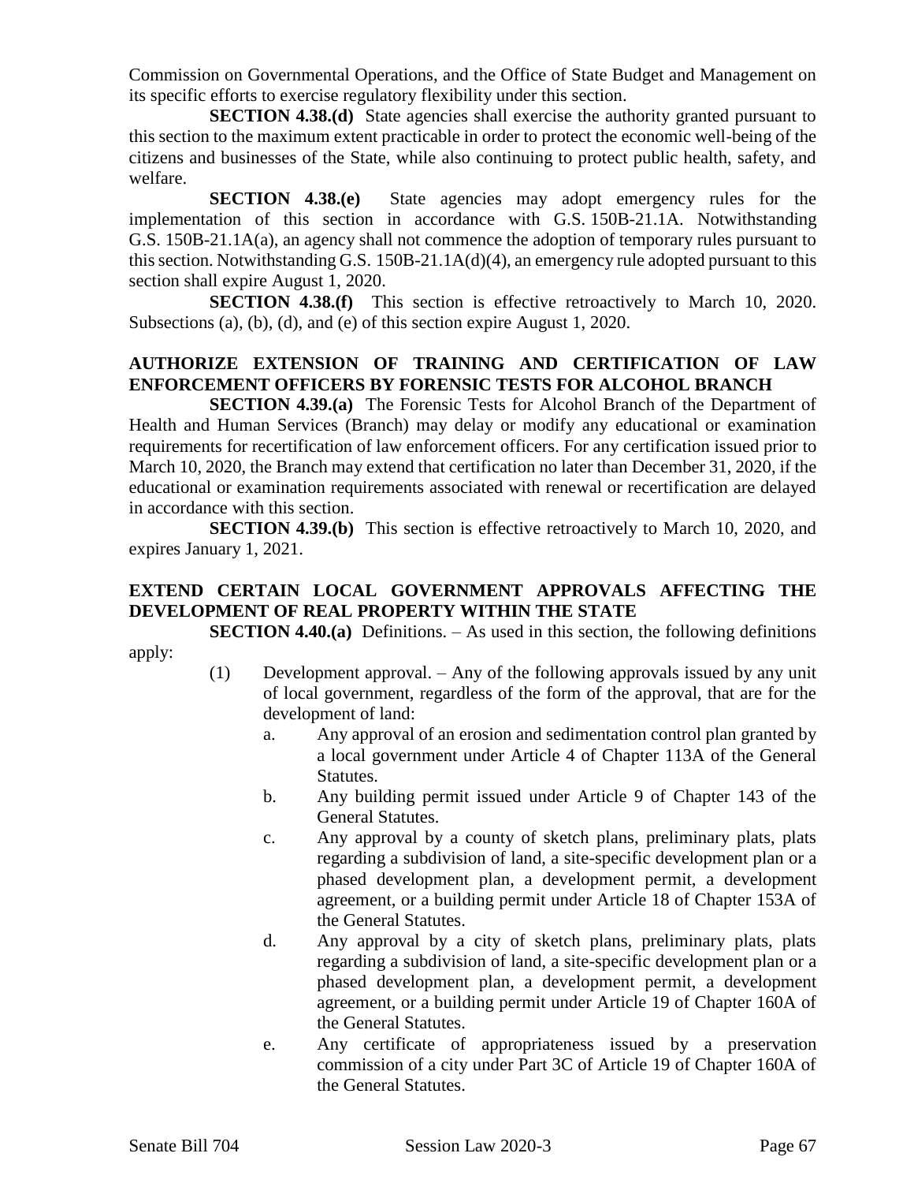Commission on Governmental Operations, and the Office of State Budget and Management on its specific efforts to exercise regulatory flexibility under this section.

**SECTION 4.38.(d)** State agencies shall exercise the authority granted pursuant to this section to the maximum extent practicable in order to protect the economic well-being of the citizens and businesses of the State, while also continuing to protect public health, safety, and welfare.

**SECTION 4.38.(e)** State agencies may adopt emergency rules for the implementation of this section in accordance with G.S. 150B-21.1A. Notwithstanding G.S. 150B-21.1A(a), an agency shall not commence the adoption of temporary rules pursuant to this section. Notwithstanding G.S. 150B-21.1A(d)(4), an emergency rule adopted pursuant to this section shall expire August 1, 2020.

**SECTION 4.38.(f)** This section is effective retroactively to March 10, 2020. Subsections (a), (b), (d), and (e) of this section expire August 1, 2020.

**AUTHORIZE EXTENSION OF TRAINING AND CERTIFICATION OF LAW ENFORCEMENT OFFICERS BY FORENSIC TESTS FOR ALCOHOL BRANCH**

**SECTION 4.39.(a)** The Forensic Tests for Alcohol Branch of the Department of Health and Human Services (Branch) may delay or modify any educational or examination requirements for recertification of law enforcement officers. For any certification issued prior to March 10, 2020, the Branch may extend that certification no later than December 31, 2020, if the educational or examination requirements associated with renewal or recertification are delayed in accordance with this section.

**SECTION 4.39.(b)** This section is effective retroactively to March 10, 2020, and expires January 1, 2021.

**EXTEND CERTAIN LOCAL GOVERNMENT APPROVALS AFFECTING THE DEVELOPMENT OF REAL PROPERTY WITHIN THE STATE**

**SECTION 4.40.(a)** Definitions. – As used in this section, the following definitions apply:

(1) Development approval. – Any of the following approvals issued by any unit of local government, regardless of the form of the approval, that are for the development of land:

a. Any approval of an erosion and sedimentation control plan granted by a local government under Article 4 of Chapter 113A of the General Statutes.

b. Any building permit issued under Article 9 of Chapter 143 of the General Statutes.

c. Any approval by a county of sketch plans, preliminary plats, plats regarding a subdivision of land, a site-specific development plan or a phased development plan, a development permit, a development agreement, or a building permit under Article 18 of Chapter 153A of the General Statutes.

d. Any approval by a city of sketch plans, preliminary plats, plats regarding a subdivision of land, a site-specific development plan or a phased development plan, a development permit, a development agreement, or a building permit under Article 19 of Chapter 160A of the General Statutes.

e. Any certificate of appropriateness issued by a preservation commission of a city under Part 3C of Article 19 of Chapter 160A of the General Statutes.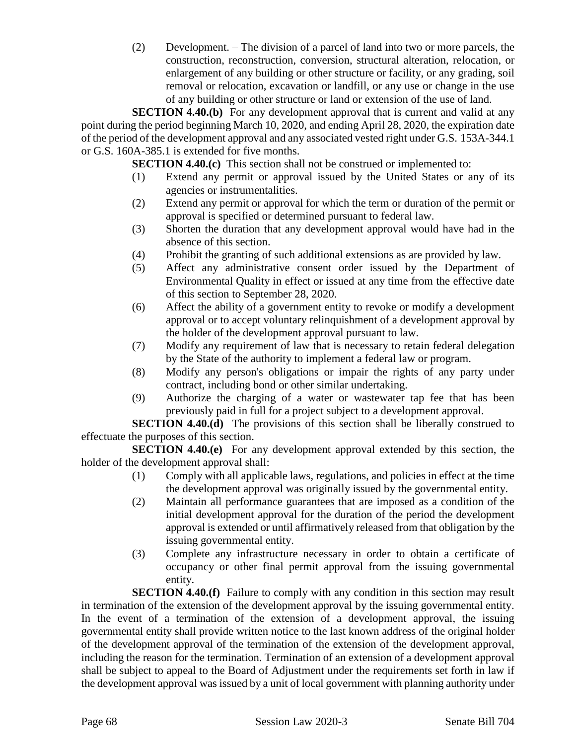(2) Development. – The division of a parcel of land into two or more parcels, the construction, reconstruction, conversion, structural alteration, relocation, or enlargement of any building or other structure or facility, or any grading, soil removal or relocation, excavation or landfill, or any use or change in the use of any building or other structure or land or extension of the use of land.

**SECTION 4.40.(b)** For any development approval that is current and valid at any point during the period beginning March 10, 2020, and ending April 28, 2020, the expiration date of the period of the development approval and any associated vested right under G.S. 153A-344.1 or G.S. 160A-385.1 is extended for five months.

**SECTION 4.40.(c)** This section shall not be construed or implemented to:

(1) Extend any permit or approval issued by the United States or any of its agencies or instrumentalities.

(2) Extend any permit or approval for which the term or duration of the permit or approval is specified or determined pursuant to federal law.

(3) Shorten the duration that any development approval would have had in the absence of this section.

(4) Prohibit the granting of such additional extensions as are provided by law.

(5) Affect any administrative consent order issued by the Department of Environmental Quality in effect or issued at any time from the effective date of this section to September 28, 2020.

(6) Affect the ability of a government entity to revoke or modify a development approval or to accept voluntary relinquishment of a development approval by the holder of the development approval pursuant to law.

(7) Modify any requirement of law that is necessary to retain federal delegation by the State of the authority to implement a federal law or program.

(8) Modify any person's obligations or impair the rights of any party under contract, including bond or other similar undertaking.

(9) Authorize the charging of a water or wastewater tap fee that has been previously paid in full for a project subject to a development approval.

**SECTION 4.40.(d)** The provisions of this section shall be liberally construed to effectuate the purposes of this section.

**SECTION 4.40.(e)** For any development approval extended by this section, the holder of the development approval shall:

(1) Comply with all applicable laws, regulations, and policies in effect at the time the development approval was originally issued by the governmental entity.

(2) Maintain all performance guarantees that are imposed as a condition of the initial development approval for the duration of the period the development approval is extended or until affirmatively released from that obligation by the issuing governmental entity.

(3) Complete any infrastructure necessary in order to obtain a certificate of occupancy or other final permit approval from the issuing governmental entity.

**SECTION 4.40.(f)** Failure to comply with any condition in this section may result in termination of the extension of the development approval by the issuing governmental entity. In the event of a termination of the extension of a development approval, the issuing governmental entity shall provide written notice to the last known address of the original holder of the development approval of the termination of the extension of the development approval, including the reason for the termination. Termination of an extension of a development approval shall be subject to appeal to the Board of Adjustment under the requirements set forth in law if the development approval was issued by a unit of local government with planning authority under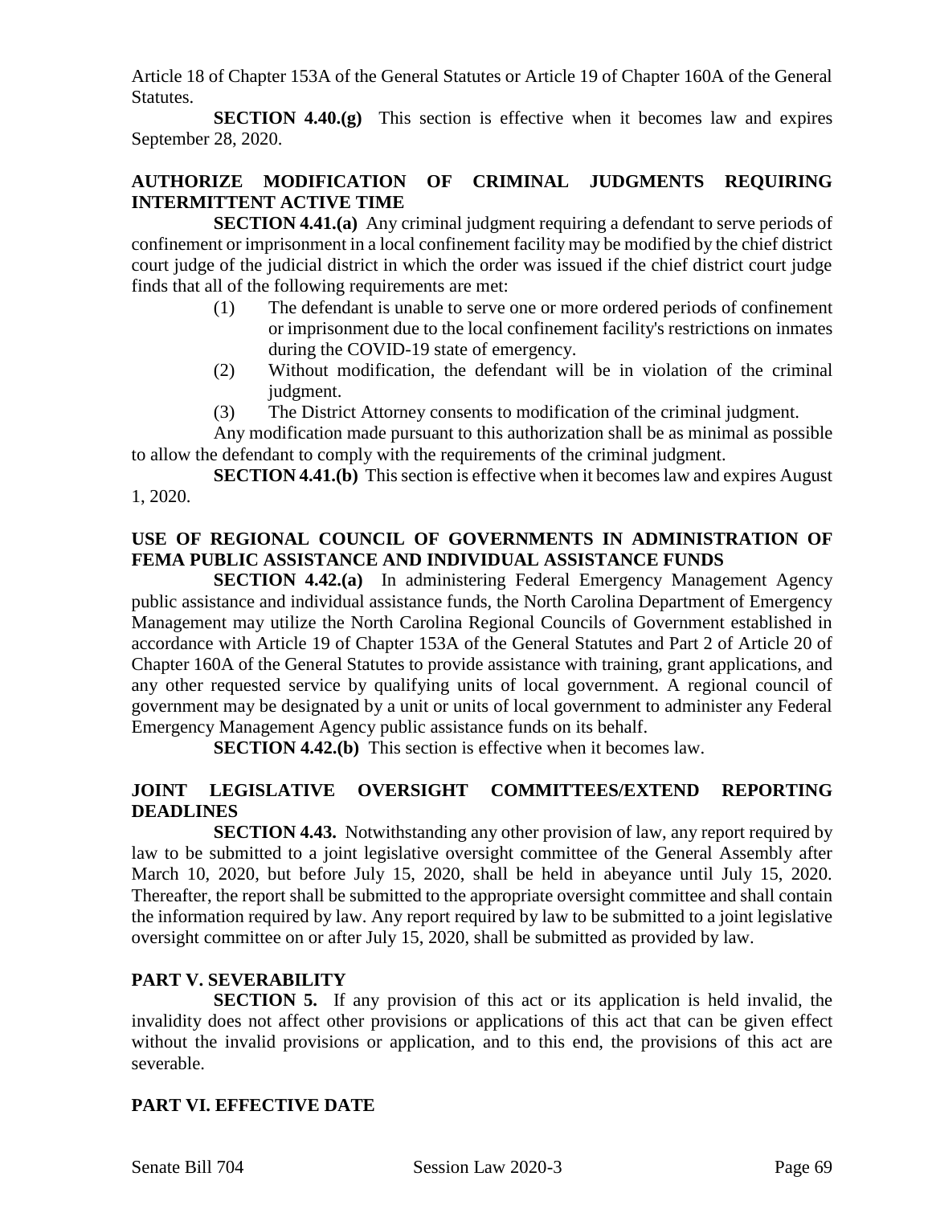Article 18 of Chapter 153A of the General Statutes or Article 19 of Chapter 160A of the General Statutes.

**SECTION 4.40.(g)** This section is effective when it becomes law and expires September 28, 2020.

**AUTHORIZE MODIFICATION OF CRIMINAL JUDGMENTS REQUIRING INTERMITTENT ACTIVE TIME**

**SECTION 4.41.(a)** Any criminal judgment requiring a defendant to serve periods of confinement or imprisonment in a local confinement facility may be modified by the chief district court judge of the judicial district in which the order was issued if the chief district court judge finds that all of the following requirements are met:

- (1) The defendant is unable to serve one or more ordered periods of confinement or imprisonment due to the local confinement facility's restrictions on inmates during the COVID-19 state of emergency.
- (2) Without modification, the defendant will be in violation of the criminal judgment.
- (3) The District Attorney consents to modification of the criminal judgment.

Any modification made pursuant to this authorization shall be as minimal as possible to allow the defendant to comply with the requirements of the criminal judgment.

**SECTION 4.41.(b)** This section is effective when it becomes law and expires August 1, 2020.

**USE OF REGIONAL COUNCIL OF GOVERNMENTS IN ADMINISTRATION OF FEMA PUBLIC ASSISTANCE AND INDIVIDUAL ASSISTANCE FUNDS**

**SECTION 4.42.(a)** In administering Federal Emergency Management Agency public assistance and individual assistance funds, the North Carolina Department of Emergency Management may utilize the North Carolina Regional Councils of Government established in accordance with Article 19 of Chapter 153A of the General Statutes and Part 2 of Article 20 of Chapter 160A of the General Statutes to provide assistance with training, grant applications, and any other requested service by qualifying units of local government. A regional council of government may be designated by a unit or units of local government to administer any Federal Emergency Management Agency public assistance funds on its behalf.

**SECTION 4.42.(b)** This section is effective when it becomes law.

**JOINT LEGISLATIVE OVERSIGHT COMMITTEES/EXTEND REPORTING DEADLINES**

**SECTION 4.43.** Notwithstanding any other provision of law, any report required by law to be submitted to a joint legislative oversight committee of the General Assembly after March 10, 2020, but before July 15, 2020, shall be held in abeyance until July 15, 2020. Thereafter, the report shall be submitted to the appropriate oversight committee and shall contain the information required by law. Any report required by law to be submitted to a joint legislative oversight committee on or after July 15, 2020, shall be submitted as provided by law.

**PART V. SEVERABILITY**

**SECTION 5.** If any provision of this act or its application is held invalid, the invalidity does not affect other provisions or applications of this act that can be given effect without the invalid provisions or application, and to this end, the provisions of this act are severable.

**PART VI. EFFECTIVE DATE**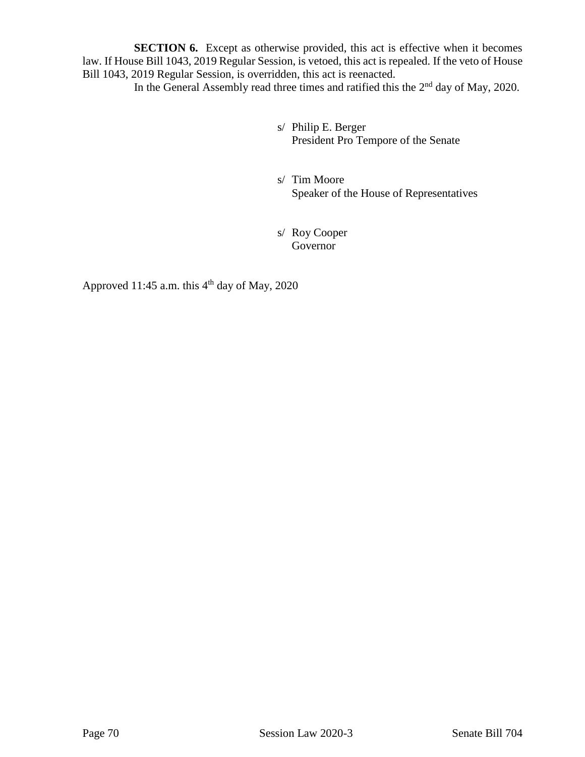**SECTION 6.** Except as otherwise provided, this act is effective when it becomes law. If House Bill 1043, 2019 Regular Session, is vetoed, this act is repealed. If the veto of House Bill 1043, 2019 Regular Session, is overridden, this act is reenacted.

In the General Assembly read three times and ratified this the 2nd day of May, 2020.

s/ Philip E. Berger
President Pro Tempore of the Senate

s/ Tim Moore
Speaker of the House of Representatives

s/ Roy Cooper
Governor

Approved 11:45 a.m. this 4th day of May, 2020